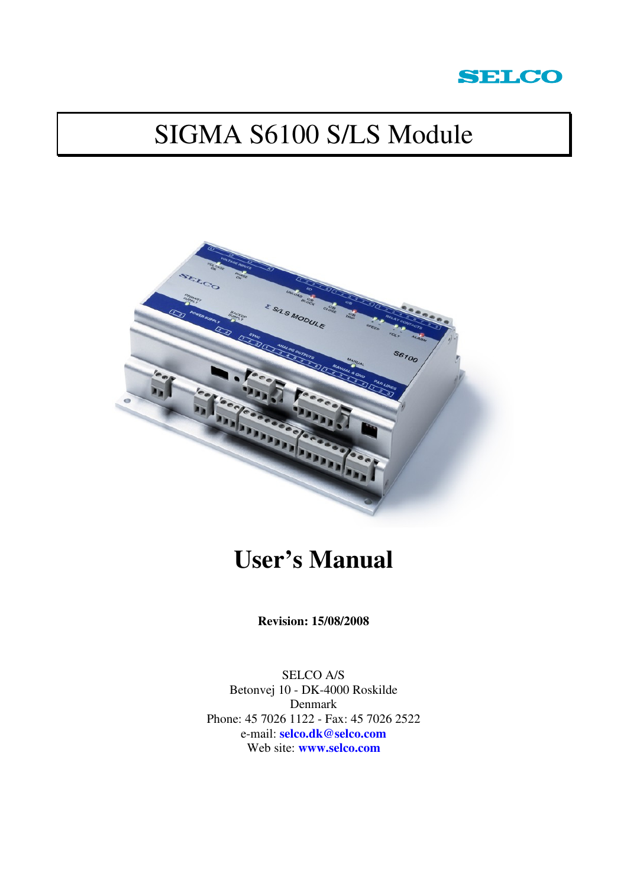SELCO

# SIGMA S6100 S/LS Module

# User's Manual

**Revision: 15/08/2008**

SELCO A/S
Betonvej 10 - DK-4000 Roskilde
Denmark
Phone: 45 7026 1122 - Fax: 45 7026 2522
e-mail: **selco.dk@selco.com**
Web site: **www.selco.com**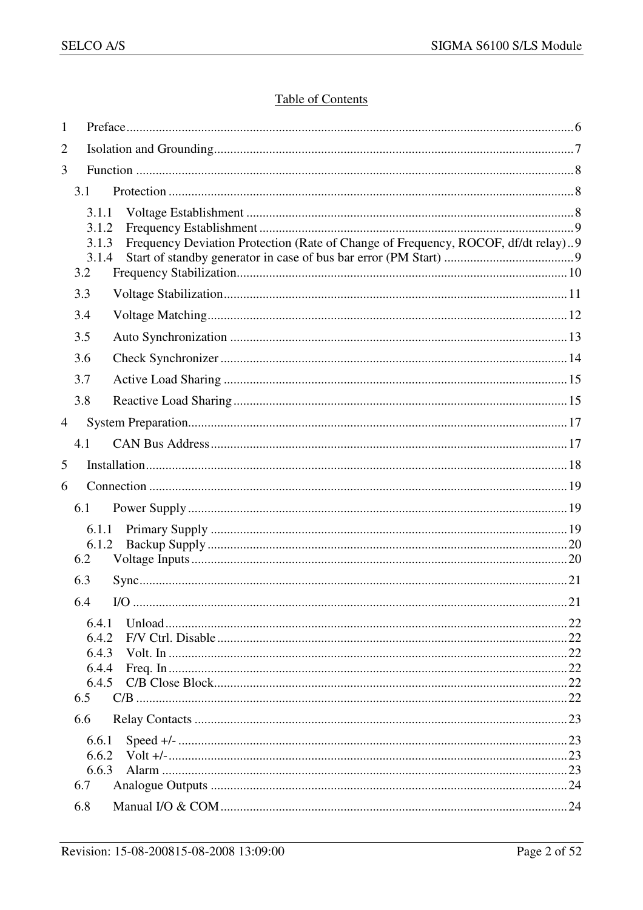# Table of Contents

1 Preface ... 6

2 Isolation and Grounding ... 7

3 Function ... 8

- 3.1 Protection ... 8
  - 3.1.1 Voltage Establishment ... 8
  - 3.1.2 Frequency Establishment ... 9
  - 3.1.3 Frequency Deviation Protection (Rate of Change of Frequency, ROCOF, df/dt relay) .. 9
  - 3.1.4 Start of standby generator in case of bus bar error (PM Start) ... 9
- 3.2 Frequency Stabilization ... 10
- 3.3 Voltage Stabilization ... 11
- 3.4 Voltage Matching ... 12
- 3.5 Auto Synchronization ... 13
- 3.6 Check Synchronizer ... 14
- 3.7 Active Load Sharing ... 15
- 3.8 Reactive Load Sharing ... 15

4 System Preparation ... 17

- 4.1 CAN Bus Address ... 17

5 Installation ... 18

6 Connection ... 19

- 6.1 Power Supply ... 19
  - 6.1.1 Primary Supply ... 19
  - 6.1.2 Backup Supply ... 20
- 6.2 Voltage Inputs ... 20
- 6.3 Sync ... 21
- 6.4 I/O ... 21
  - 6.4.1 Unload ... 22
  - 6.4.2 F/V Ctrl. Disable ... 22
  - 6.4.3 Volt. In ... 22
  - 6.4.4 Freq. In ... 22
  - 6.4.5 C/B Close Block ... 22
- 6.5 C/B ... 22
- 6.6 Relay Contacts ... 23
  - 6.6.1 Speed +/- ... 23
  - 6.6.2 Volt +/- ... 23
  - 6.6.3 Alarm ... 23
- 6.7 Analogue Outputs ... 24
- 6.8 Manual I/O & COM ... 24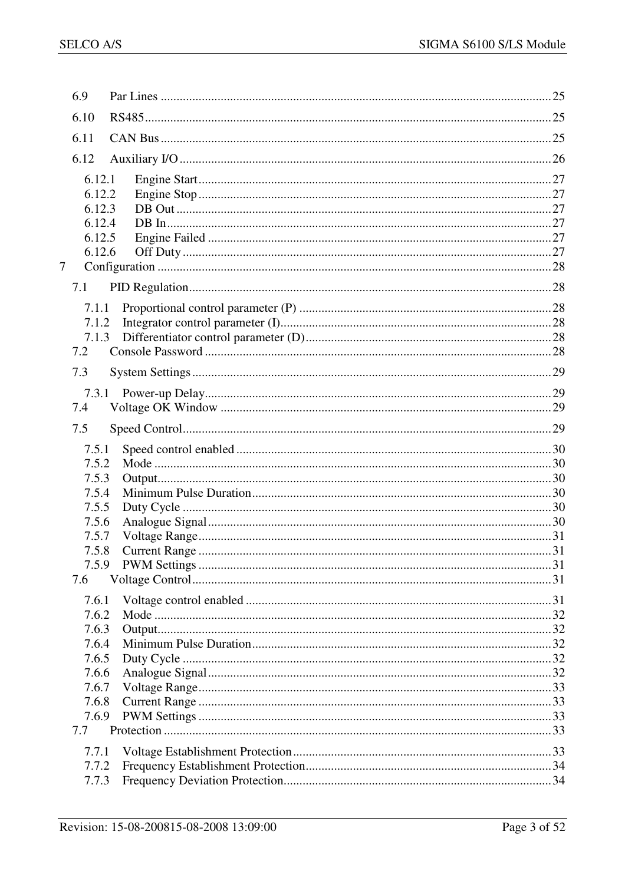6.9 Par Lines .......... 25

6.10 RS485 .......... 25

6.11 CAN Bus .......... 25

6.12 Auxiliary I/O .......... 26

6.12.1 Engine Start .......... 27
6.12.2 Engine Stop .......... 27
6.12.3 DB Out .......... 27
6.12.4 DB In .......... 27
6.12.5 Engine Failed .......... 27
6.12.6 Off Duty .......... 27

7 Configuration .......... 28

7.1 PID Regulation .......... 28

7.1.1 Proportional control parameter (P) .......... 28
7.1.2 Integrator control parameter (I) .......... 28
7.1.3 Differentiator control parameter (D) .......... 28

7.2 Console Password .......... 28

7.3 System Settings .......... 29

7.3.1 Power-up Delay .......... 29

7.4 Voltage OK Window .......... 29

7.5 Speed Control .......... 29

7.5.1 Speed control enabled .......... 30
7.5.2 Mode .......... 30
7.5.3 Output .......... 30
7.5.4 Minimum Pulse Duration .......... 30
7.5.5 Duty Cycle .......... 30
7.5.6 Analogue Signal .......... 30
7.5.7 Voltage Range .......... 31
7.5.8 Current Range .......... 31
7.5.9 PWM Settings .......... 31

7.6 Voltage Control .......... 31

7.6.1 Voltage control enabled .......... 31
7.6.2 Mode .......... 32
7.6.3 Output .......... 32
7.6.4 Minimum Pulse Duration .......... 32
7.6.5 Duty Cycle .......... 32
7.6.6 Analogue Signal .......... 32
7.6.7 Voltage Range .......... 33
7.6.8 Current Range .......... 33
7.6.9 PWM Settings .......... 33

7.7 Protection .......... 33

7.7.1 Voltage Establishment Protection .......... 33
7.7.2 Frequency Establishment Protection .......... 34
7.7.3 Frequency Deviation Protection .......... 34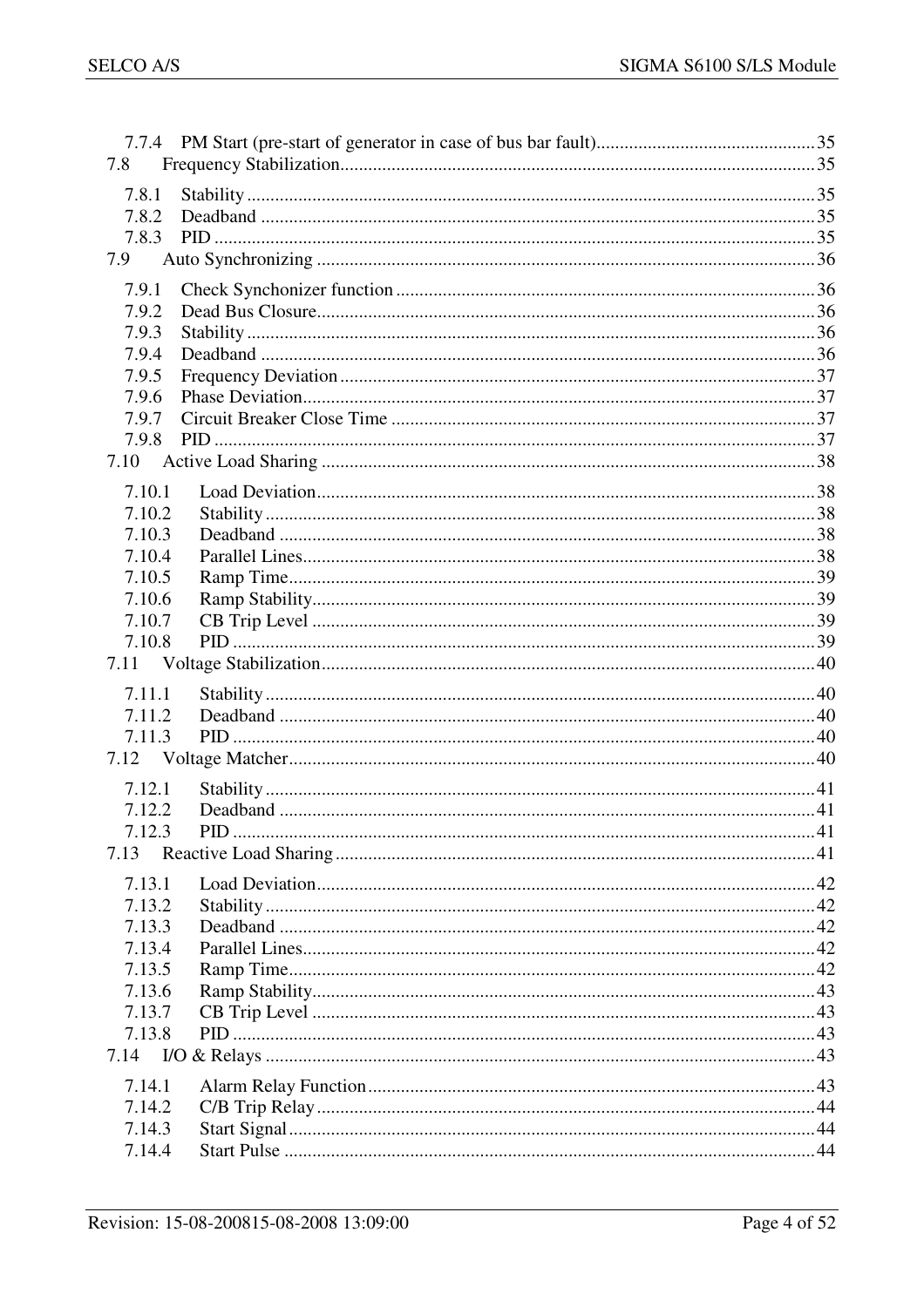7.7.4 PM Start (pre-start of generator in case of bus bar fault)...............................................35
7.8 Frequency Stabilization......................................................................................................35
7.8.1 Stability.........................................................................................................................35
7.8.2 Deadband ......................................................................................................................35
7.8.3 PID ................................................................................................................................35
7.9 Auto Synchronizing ...........................................................................................................36
7.9.1 Check Synchonizer function .........................................................................................36
7.9.2 Dead Bus Closure..........................................................................................................36
7.9.3 Stability.........................................................................................................................36
7.9.4 Deadband ......................................................................................................................36
7.9.5 Frequency Deviation .....................................................................................................37
7.9.6 Phase Deviation.............................................................................................................37
7.9.7 Circuit Breaker Close Time ...........................................................................................37
7.9.8 PID ................................................................................................................................37
7.10 Active Load Sharing .........................................................................................................38
7.10.1 Load Deviation..........................................................................................................38
7.10.2 Stability.....................................................................................................................38
7.10.3 Deadband ..................................................................................................................38
7.10.4 Parallel Lines.............................................................................................................38
7.10.5 Ramp Time................................................................................................................39
7.10.6 Ramp Stability...........................................................................................................39
7.10.7 CB Trip Level ...........................................................................................................39
7.10.8 PID ............................................................................................................................39
7.11 Voltage Stabilization.........................................................................................................40
7.11.1 Stability.....................................................................................................................40
7.11.2 Deadband ..................................................................................................................40
7.11.3 PID ............................................................................................................................40
7.12 Voltage Matcher................................................................................................................40
7.12.1 Stability.....................................................................................................................41
7.12.2 Deadband ..................................................................................................................41
7.12.3 PID ............................................................................................................................41
7.13 Reactive Load Sharing......................................................................................................41
7.13.1 Load Deviation..........................................................................................................42
7.13.2 Stability.....................................................................................................................42
7.13.3 Deadband ..................................................................................................................42
7.13.4 Parallel Lines.............................................................................................................42
7.13.5 Ramp Time................................................................................................................42
7.13.6 Ramp Stability...........................................................................................................43
7.13.7 CB Trip Level ...........................................................................................................43
7.13.8 PID ............................................................................................................................43
7.14 I/O & Relays .....................................................................................................................43
7.14.1 Alarm Relay Function...............................................................................................43
7.14.2 C/B Trip Relay..........................................................................................................44
7.14.3 Start Signal................................................................................................................44
7.14.4 Start Pulse .................................................................................................................44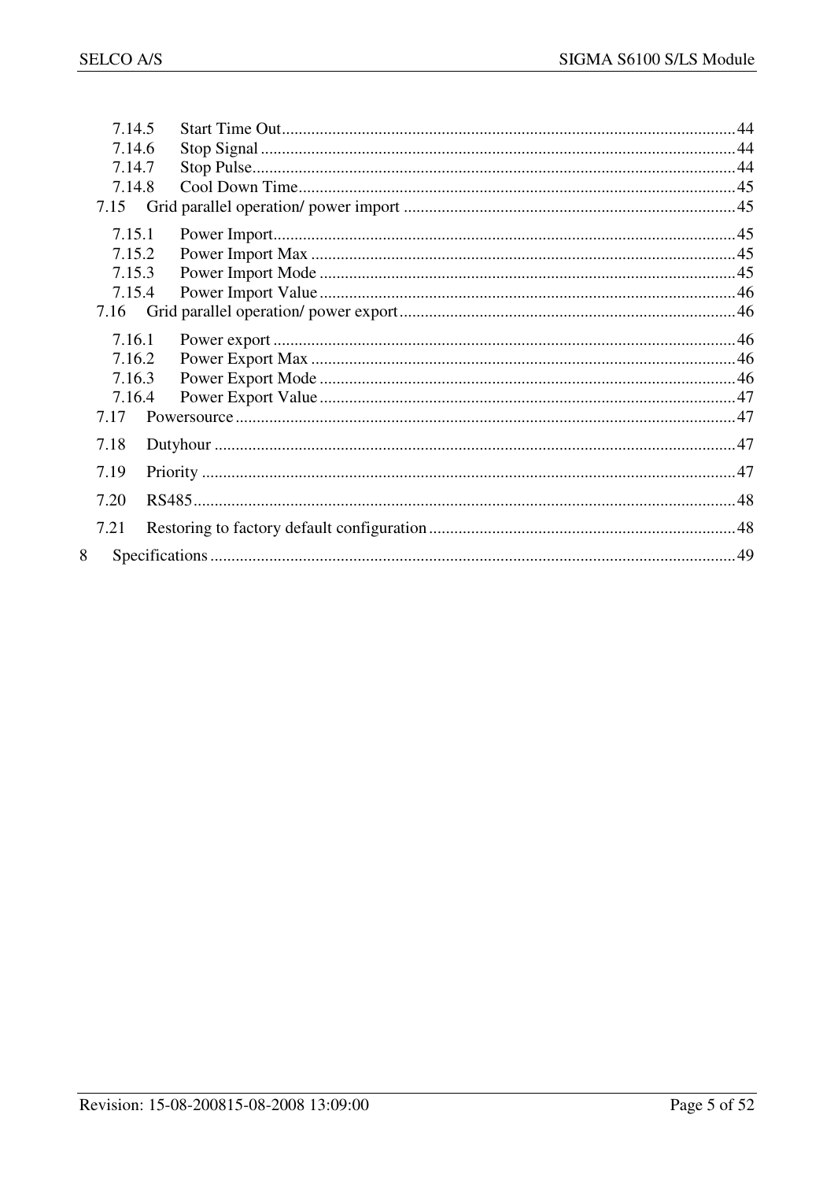7.14.5 Start Time Out ........................................................................................................ 44
7.14.6 Stop Signal ............................................................................................................ 44
7.14.7 Stop Pulse .............................................................................................................. 44
7.14.8 Cool Down Time ................................................................................................... 45
7.15 Grid parallel operation/ power import ........................................................................... 45
7.15.1 Power Import ......................................................................................................... 45
7.15.2 Power Import Max ................................................................................................. 45
7.15.3 Power Import Mode ............................................................................................... 45
7.15.4 Power Import Value ............................................................................................... 46
7.16 Grid parallel operation/ power export ............................................................................ 46
7.16.1 Power export .......................................................................................................... 46
7.16.2 Power Export Max ................................................................................................. 46
7.16.3 Power Export Mode ............................................................................................... 46
7.16.4 Power Export Value ............................................................................................... 47
7.17 Powersource .................................................................................................................. 47
7.18 Dutyhour ....................................................................................................................... 47
7.19 Priority .......................................................................................................................... 47
7.20 RS485 ............................................................................................................................ 48
7.21 Restoring to factory default configuration .................................................................... 48
8 Specifications ......................................................................................................................... 49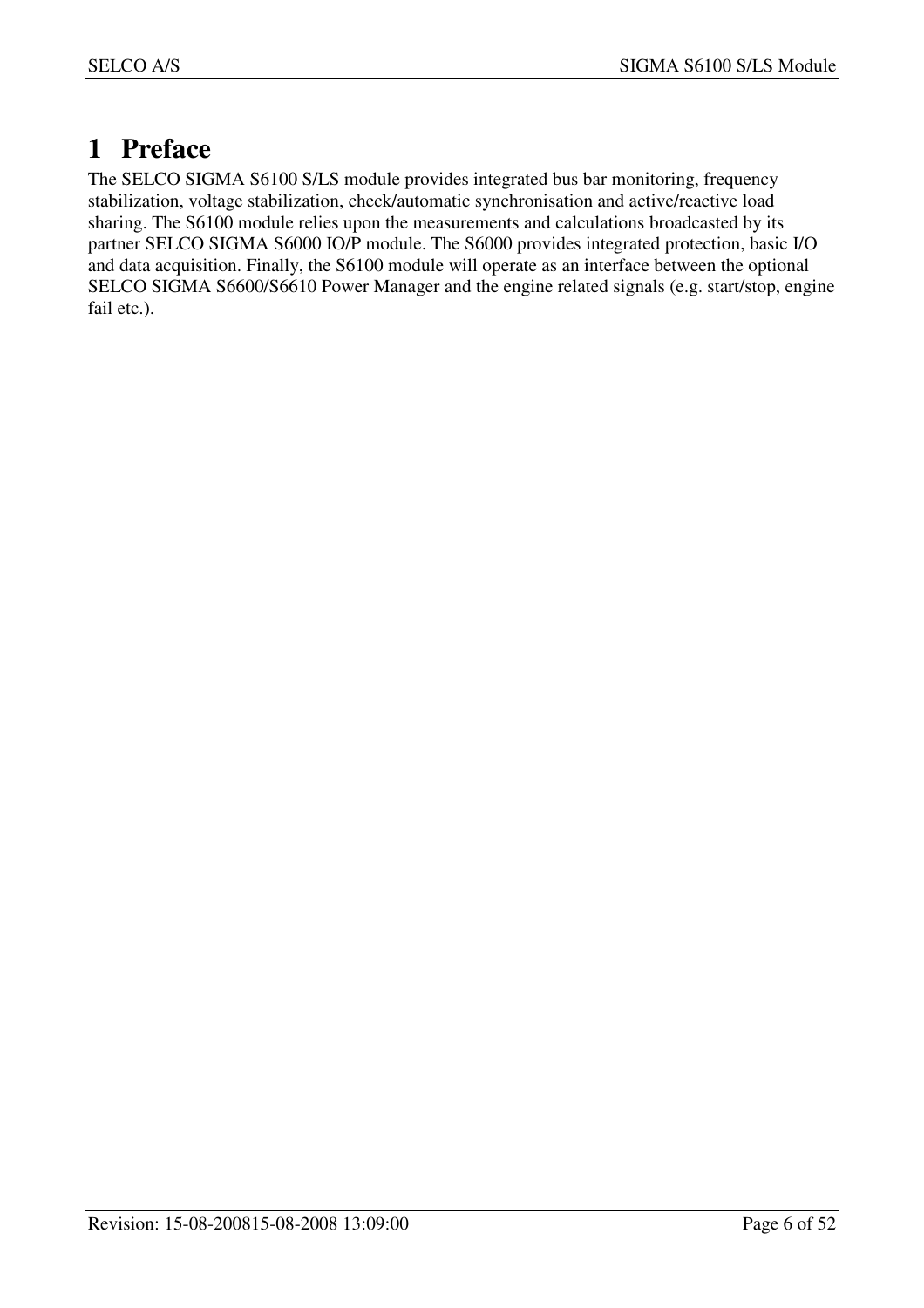# 1 Preface

The SELCO SIGMA S6100 S/LS module provides integrated bus bar monitoring, frequency stabilization, voltage stabilization, check/automatic synchronisation and active/reactive load sharing. The S6100 module relies upon the measurements and calculations broadcasted by its partner SELCO SIGMA S6000 IO/P module. The S6000 provides integrated protection, basic I/O and data acquisition. Finally, the S6100 module will operate as an interface between the optional SELCO SIGMA S6600/S6610 Power Manager and the engine related signals (e.g. start/stop, engine fail etc.).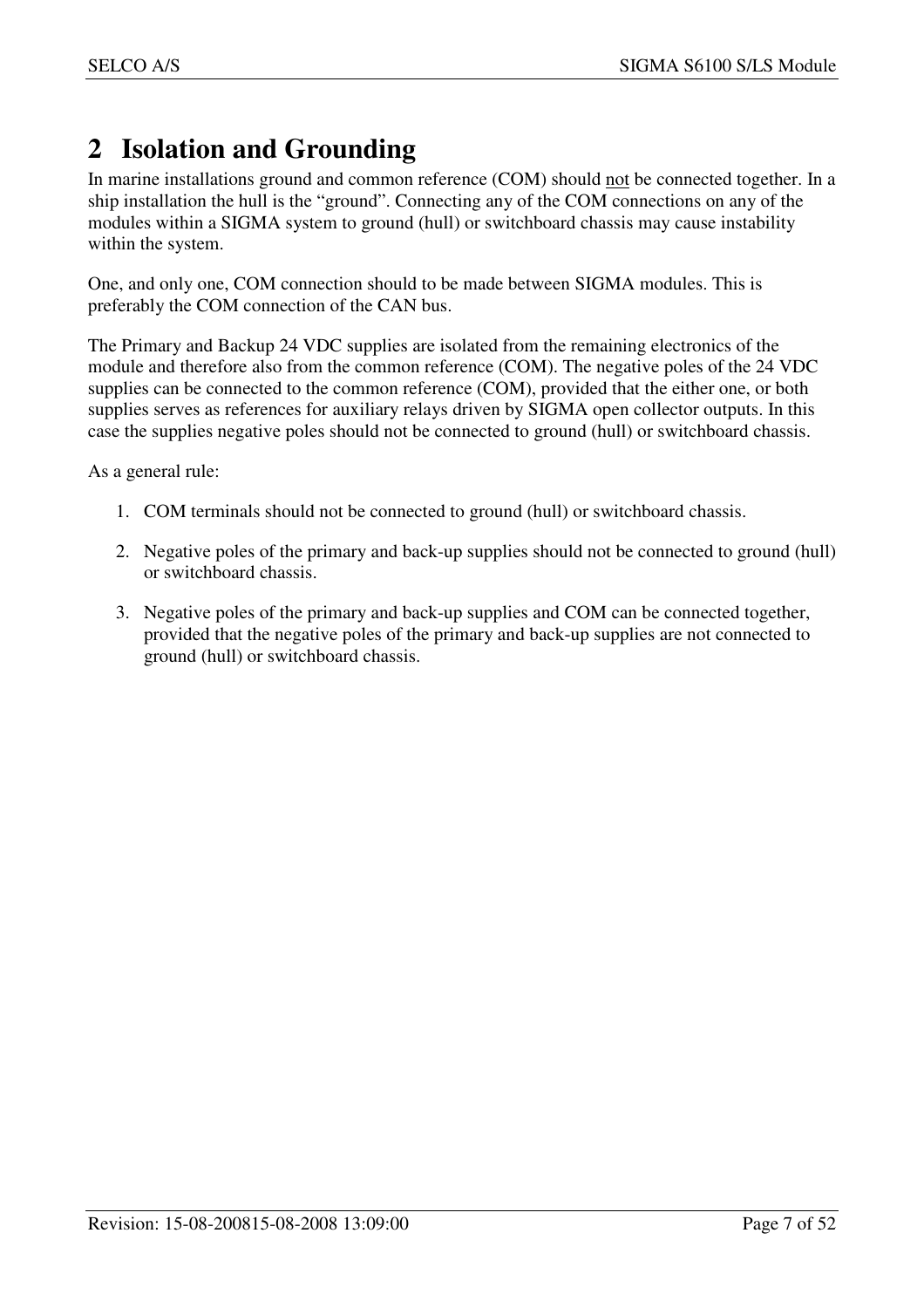# 2 Isolation and Grounding

In marine installations ground and common reference (COM) should <u>not</u> be connected together. In a ship installation the hull is the "ground". Connecting any of the COM connections on any of the modules within a SIGMA system to ground (hull) or switchboard chassis may cause instability within the system.

One, and only one, COM connection should to be made between SIGMA modules. This is preferably the COM connection of the CAN bus.

The Primary and Backup 24 VDC supplies are isolated from the remaining electronics of the module and therefore also from the common reference (COM). The negative poles of the 24 VDC supplies can be connected to the common reference (COM), provided that the either one, or both supplies serves as references for auxiliary relays driven by SIGMA open collector outputs. In this case the supplies negative poles should not be connected to ground (hull) or switchboard chassis.

As a general rule:

1. COM terminals should not be connected to ground (hull) or switchboard chassis.
2. Negative poles of the primary and back-up supplies should not be connected to ground (hull) or switchboard chassis.
3. Negative poles of the primary and back-up supplies and COM can be connected together, provided that the negative poles of the primary and back-up supplies are not connected to ground (hull) or switchboard chassis.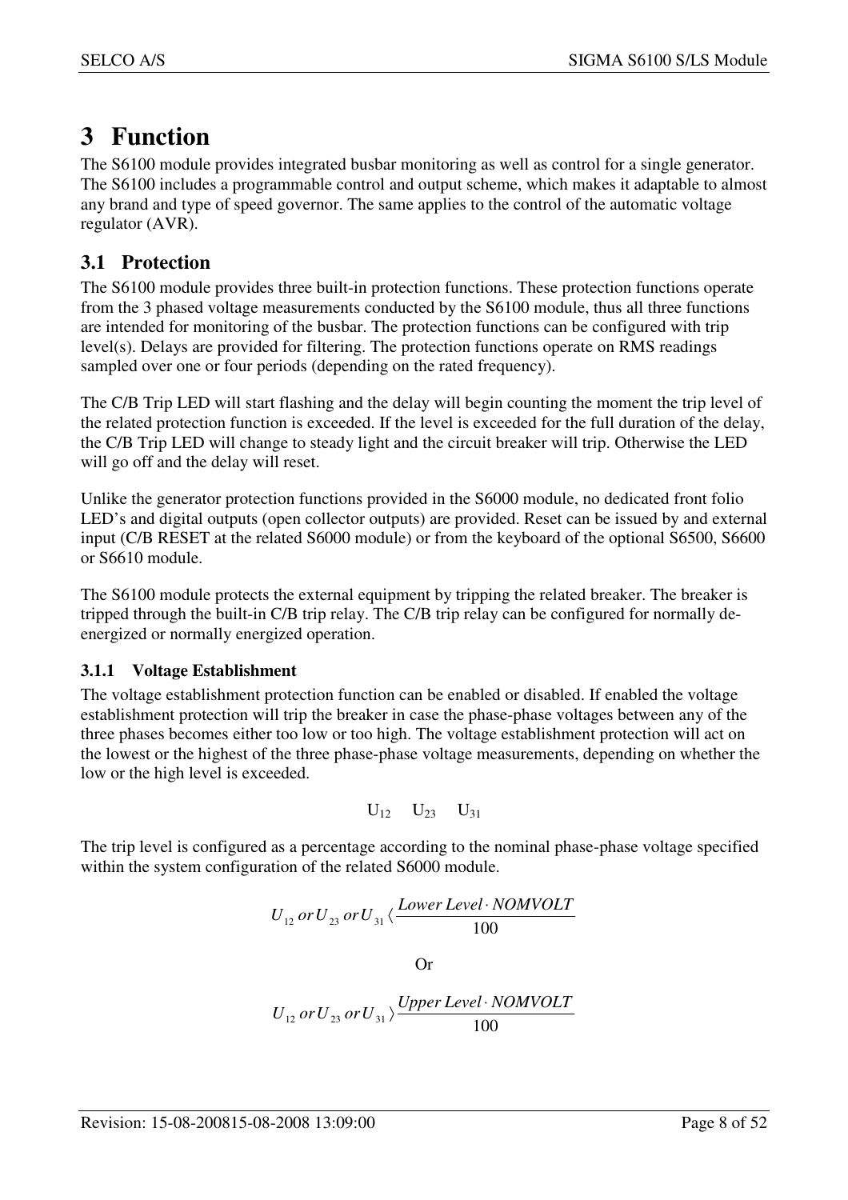# 3 Function

The S6100 module provides integrated busbar monitoring as well as control for a single generator. The S6100 includes a programmable control and output scheme, which makes it adaptable to almost any brand and type of speed governor. The same applies to the control of the automatic voltage regulator (AVR).

## 3.1 Protection

The S6100 module provides three built-in protection functions. These protection functions operate from the 3 phased voltage measurements conducted by the S6100 module, thus all three functions are intended for monitoring of the busbar. The protection functions can be configured with trip level(s). Delays are provided for filtering. The protection functions operate on RMS readings sampled over one or four periods (depending on the rated frequency).

The C/B Trip LED will start flashing and the delay will begin counting the moment the trip level of the related protection function is exceeded. If the level is exceeded for the full duration of the delay, the C/B Trip LED will change to steady light and the circuit breaker will trip. Otherwise the LED will go off and the delay will reset.

Unlike the generator protection functions provided in the S6000 module, no dedicated front folio LED's and digital outputs (open collector outputs) are provided. Reset can be issued by and external input (C/B RESET at the related S6000 module) or from the keyboard of the optional S6500, S6600 or S6610 module.

The S6100 module protects the external equipment by tripping the related breaker. The breaker is tripped through the built-in C/B trip relay. The C/B trip relay can be configured for normally de-energized or normally energized operation.

### 3.1.1 Voltage Establishment

The voltage establishment protection function can be enabled or disabled. If enabled the voltage establishment protection will trip the breaker in case the phase-phase voltages between any of the three phases becomes either too low or too high. The voltage establishment protection will act on the lowest or the highest of the three phase-phase voltage measurements, depending on whether the low or the high level is exceeded.

$$U_{12} \quad U_{23} \quad U_{31}$$

The trip level is configured as a percentage according to the nominal phase-phase voltage specified within the system configuration of the related S6000 module.

$$U_{12}\ or\ U_{23}\ or\ U_{31} < \frac{Lower\ Level \cdot NOMVOLT}{100}$$

Or

$$U_{12}\ or\ U_{23}\ or\ U_{31} > \frac{Upper\ Level \cdot NOMVOLT}{100}$$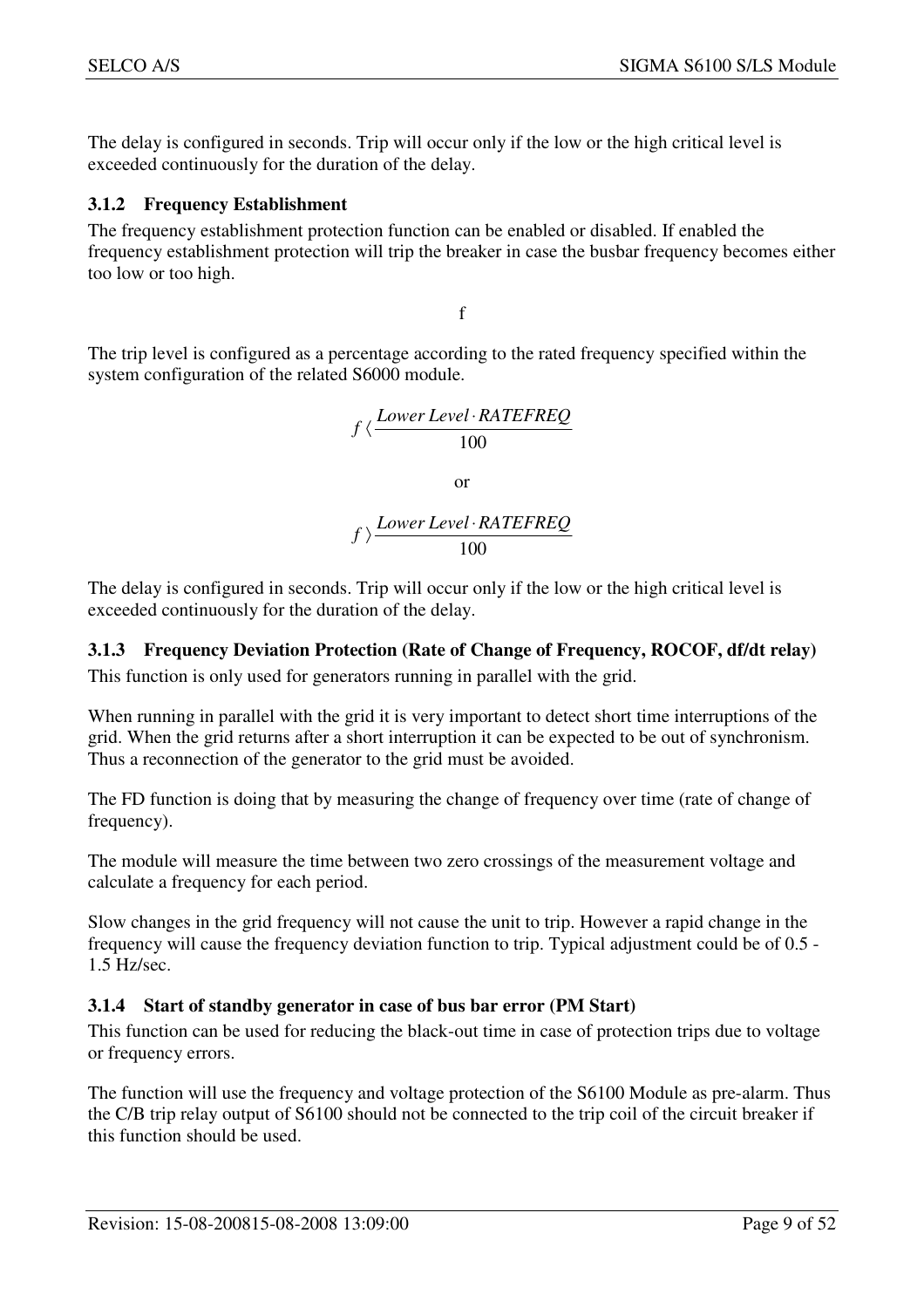The delay is configured in seconds. Trip will occur only if the low or the high critical level is exceeded continuously for the duration of the delay.

### 3.1.2 Frequency Establishment

The frequency establishment protection function can be enabled or disabled. If enabled the frequency establishment protection will trip the breaker in case the busbar frequency becomes either too low or too high.

f

The trip level is configured as a percentage according to the rated frequency specified within the system configuration of the related S6000 module.

$$f \langle \frac{Lower\ Level \cdot RATEFREQ}{100}$$

or

$$f \rangle \frac{Lower\ Level \cdot RATEFREQ}{100}$$

The delay is configured in seconds. Trip will occur only if the low or the high critical level is exceeded continuously for the duration of the delay.

### 3.1.3 Frequency Deviation Protection (Rate of Change of Frequency, ROCOF, df/dt relay)

This function is only used for generators running in parallel with the grid.

When running in parallel with the grid it is very important to detect short time interruptions of the grid. When the grid returns after a short interruption it can be expected to be out of synchronism. Thus a reconnection of the generator to the grid must be avoided.

The FD function is doing that by measuring the change of frequency over time (rate of change of frequency).

The module will measure the time between two zero crossings of the measurement voltage and calculate a frequency for each period.

Slow changes in the grid frequency will not cause the unit to trip. However a rapid change in the frequency will cause the frequency deviation function to trip. Typical adjustment could be of 0.5 - 1.5 Hz/sec.

### 3.1.4 Start of standby generator in case of bus bar error (PM Start)

This function can be used for reducing the black-out time in case of protection trips due to voltage or frequency errors.

The function will use the frequency and voltage protection of the S6100 Module as pre-alarm. Thus the C/B trip relay output of S6100 should not be connected to the trip coil of the circuit breaker if this function should be used.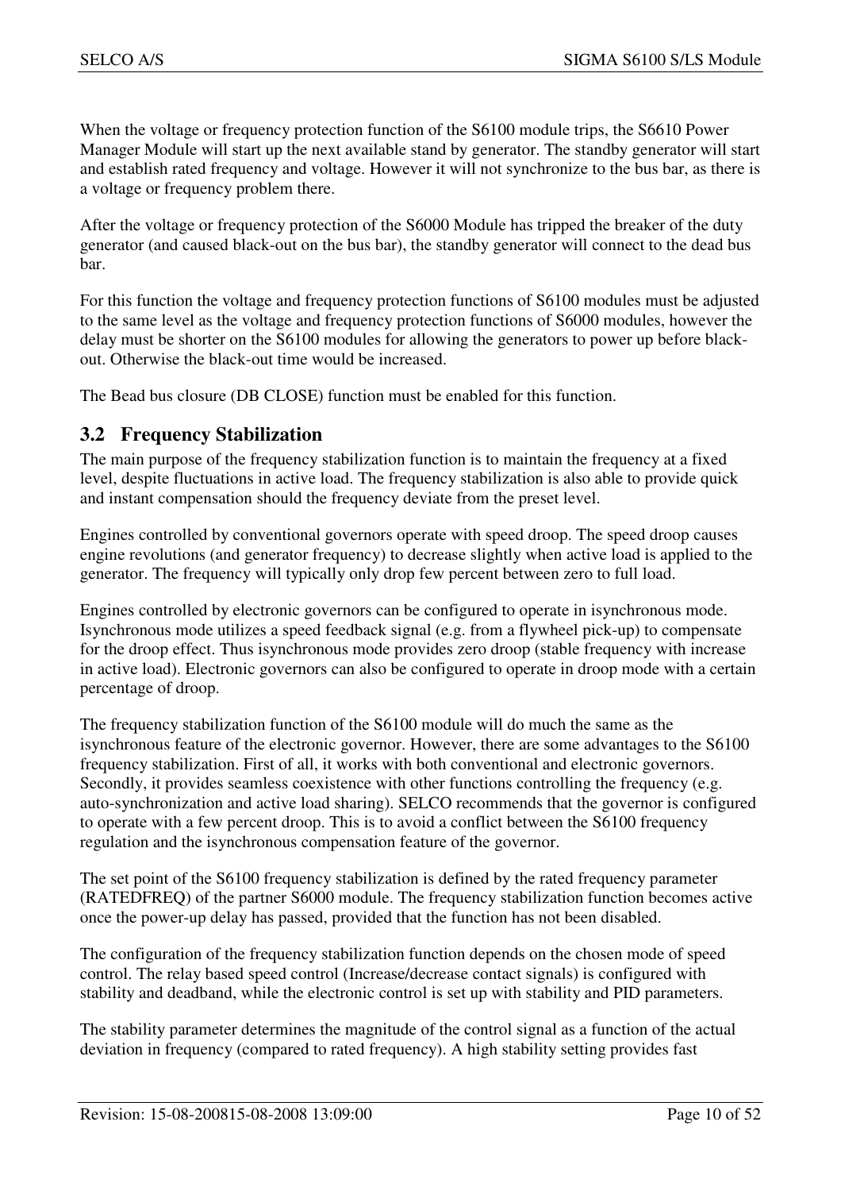When the voltage or frequency protection function of the S6100 module trips, the S6610 Power Manager Module will start up the next available stand by generator. The standby generator will start and establish rated frequency and voltage. However it will not synchronize to the bus bar, as there is a voltage or frequency problem there.

After the voltage or frequency protection of the S6000 Module has tripped the breaker of the duty generator (and caused black-out on the bus bar), the standby generator will connect to the dead bus bar.

For this function the voltage and frequency protection functions of S6100 modules must be adjusted to the same level as the voltage and frequency protection functions of S6000 modules, however the delay must be shorter on the S6100 modules for allowing the generators to power up before black-out. Otherwise the black-out time would be increased.

The Bead bus closure (DB CLOSE) function must be enabled for this function.

## 3.2 Frequency Stabilization

The main purpose of the frequency stabilization function is to maintain the frequency at a fixed level, despite fluctuations in active load. The frequency stabilization is also able to provide quick and instant compensation should the frequency deviate from the preset level.

Engines controlled by conventional governors operate with speed droop. The speed droop causes engine revolutions (and generator frequency) to decrease slightly when active load is applied to the generator. The frequency will typically only drop few percent between zero to full load.

Engines controlled by electronic governors can be configured to operate in isynchronous mode. Isynchronous mode utilizes a speed feedback signal (e.g. from a flywheel pick-up) to compensate for the droop effect. Thus isynchronous mode provides zero droop (stable frequency with increase in active load). Electronic governors can also be configured to operate in droop mode with a certain percentage of droop.

The frequency stabilization function of the S6100 module will do much the same as the isynchronous feature of the electronic governor. However, there are some advantages to the S6100 frequency stabilization. First of all, it works with both conventional and electronic governors. Secondly, it provides seamless coexistence with other functions controlling the frequency (e.g. auto-synchronization and active load sharing). SELCO recommends that the governor is configured to operate with a few percent droop. This is to avoid a conflict between the S6100 frequency regulation and the isynchronous compensation feature of the governor.

The set point of the S6100 frequency stabilization is defined by the rated frequency parameter (RATEDFREQ) of the partner S6000 module. The frequency stabilization function becomes active once the power-up delay has passed, provided that the function has not been disabled.

The configuration of the frequency stabilization function depends on the chosen mode of speed control. The relay based speed control (Increase/decrease contact signals) is configured with stability and deadband, while the electronic control is set up with stability and PID parameters.

The stability parameter determines the magnitude of the control signal as a function of the actual deviation in frequency (compared to rated frequency). A high stability setting provides fast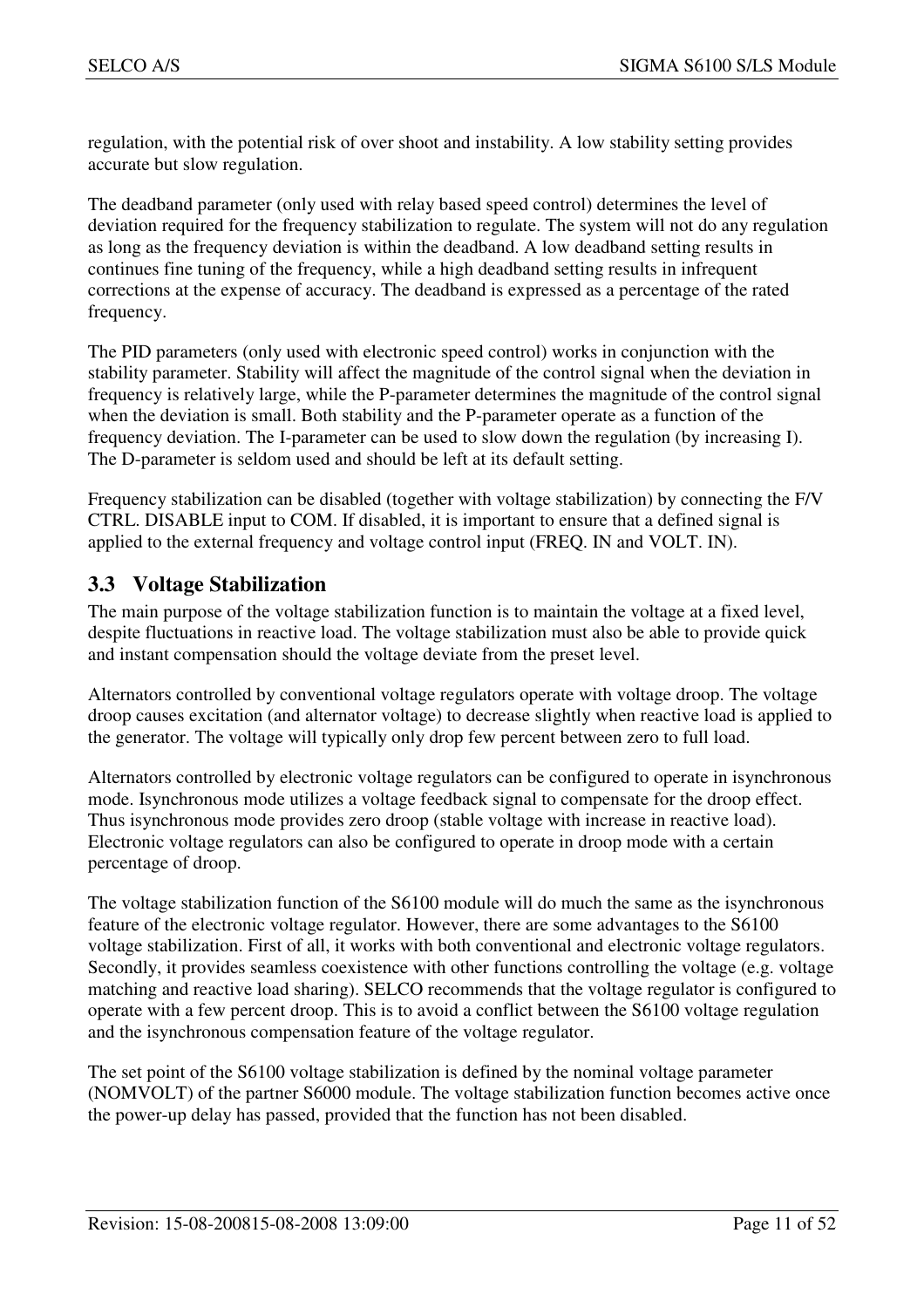regulation, with the potential risk of over shoot and instability. A low stability setting provides accurate but slow regulation.

The deadband parameter (only used with relay based speed control) determines the level of deviation required for the frequency stabilization to regulate. The system will not do any regulation as long as the frequency deviation is within the deadband. A low deadband setting results in continues fine tuning of the frequency, while a high deadband setting results in infrequent corrections at the expense of accuracy. The deadband is expressed as a percentage of the rated frequency.

The PID parameters (only used with electronic speed control) works in conjunction with the stability parameter. Stability will affect the magnitude of the control signal when the deviation in frequency is relatively large, while the P-parameter determines the magnitude of the control signal when the deviation is small. Both stability and the P-parameter operate as a function of the frequency deviation. The I-parameter can be used to slow down the regulation (by increasing I). The D-parameter is seldom used and should be left at its default setting.

Frequency stabilization can be disabled (together with voltage stabilization) by connecting the F/V CTRL. DISABLE input to COM. If disabled, it is important to ensure that a defined signal is applied to the external frequency and voltage control input (FREQ. IN and VOLT. IN).

## 3.3 Voltage Stabilization

The main purpose of the voltage stabilization function is to maintain the voltage at a fixed level, despite fluctuations in reactive load. The voltage stabilization must also be able to provide quick and instant compensation should the voltage deviate from the preset level.

Alternators controlled by conventional voltage regulators operate with voltage droop. The voltage droop causes excitation (and alternator voltage) to decrease slightly when reactive load is applied to the generator. The voltage will typically only drop few percent between zero to full load.

Alternators controlled by electronic voltage regulators can be configured to operate in isynchronous mode. Isynchronous mode utilizes a voltage feedback signal to compensate for the droop effect. Thus isynchronous mode provides zero droop (stable voltage with increase in reactive load). Electronic voltage regulators can also be configured to operate in droop mode with a certain percentage of droop.

The voltage stabilization function of the S6100 module will do much the same as the isynchronous feature of the electronic voltage regulator. However, there are some advantages to the S6100 voltage stabilization. First of all, it works with both conventional and electronic voltage regulators. Secondly, it provides seamless coexistence with other functions controlling the voltage (e.g. voltage matching and reactive load sharing). SELCO recommends that the voltage regulator is configured to operate with a few percent droop. This is to avoid a conflict between the S6100 voltage regulation and the isynchronous compensation feature of the voltage regulator.

The set point of the S6100 voltage stabilization is defined by the nominal voltage parameter (NOMVOLT) of the partner S6000 module. The voltage stabilization function becomes active once the power-up delay has passed, provided that the function has not been disabled.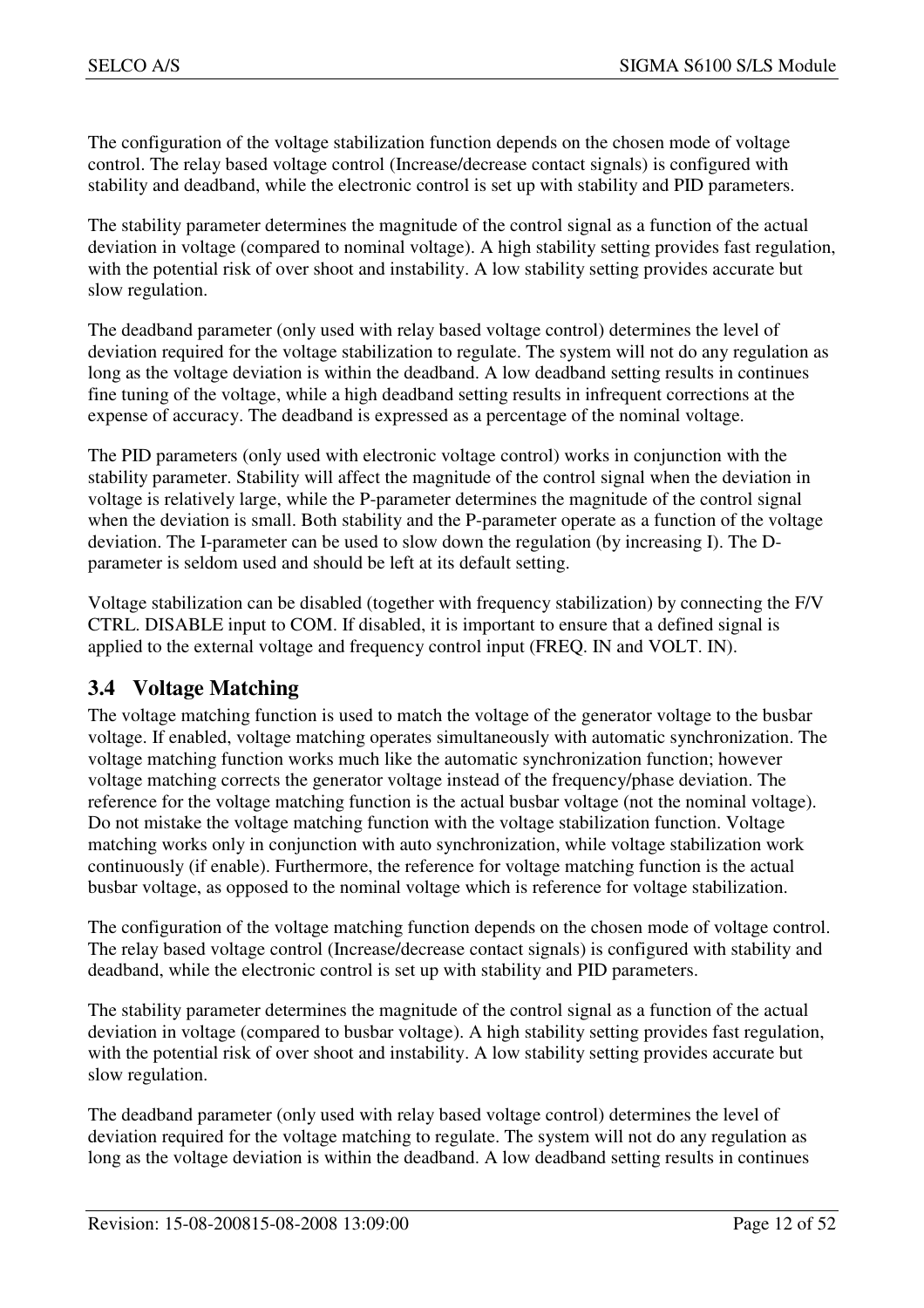The configuration of the voltage stabilization function depends on the chosen mode of voltage control. The relay based voltage control (Increase/decrease contact signals) is configured with stability and deadband, while the electronic control is set up with stability and PID parameters.

The stability parameter determines the magnitude of the control signal as a function of the actual deviation in voltage (compared to nominal voltage). A high stability setting provides fast regulation, with the potential risk of over shoot and instability. A low stability setting provides accurate but slow regulation.

The deadband parameter (only used with relay based voltage control) determines the level of deviation required for the voltage stabilization to regulate. The system will not do any regulation as long as the voltage deviation is within the deadband. A low deadband setting results in continues fine tuning of the voltage, while a high deadband setting results in infrequent corrections at the expense of accuracy. The deadband is expressed as a percentage of the nominal voltage.

The PID parameters (only used with electronic voltage control) works in conjunction with the stability parameter. Stability will affect the magnitude of the control signal when the deviation in voltage is relatively large, while the P-parameter determines the magnitude of the control signal when the deviation is small. Both stability and the P-parameter operate as a function of the voltage deviation. The I-parameter can be used to slow down the regulation (by increasing I). The D-parameter is seldom used and should be left at its default setting.

Voltage stabilization can be disabled (together with frequency stabilization) by connecting the F/V CTRL. DISABLE input to COM. If disabled, it is important to ensure that a defined signal is applied to the external voltage and frequency control input (FREQ. IN and VOLT. IN).

## 3.4 Voltage Matching

The voltage matching function is used to match the voltage of the generator voltage to the busbar voltage. If enabled, voltage matching operates simultaneously with automatic synchronization. The voltage matching function works much like the automatic synchronization function; however voltage matching corrects the generator voltage instead of the frequency/phase deviation. The reference for the voltage matching function is the actual busbar voltage (not the nominal voltage). Do not mistake the voltage matching function with the voltage stabilization function. Voltage matching works only in conjunction with auto synchronization, while voltage stabilization work continuously (if enable). Furthermore, the reference for voltage matching function is the actual busbar voltage, as opposed to the nominal voltage which is reference for voltage stabilization.

The configuration of the voltage matching function depends on the chosen mode of voltage control. The relay based voltage control (Increase/decrease contact signals) is configured with stability and deadband, while the electronic control is set up with stability and PID parameters.

The stability parameter determines the magnitude of the control signal as a function of the actual deviation in voltage (compared to busbar voltage). A high stability setting provides fast regulation, with the potential risk of over shoot and instability. A low stability setting provides accurate but slow regulation.

The deadband parameter (only used with relay based voltage control) determines the level of deviation required for the voltage matching to regulate. The system will not do any regulation as long as the voltage deviation is within the deadband. A low deadband setting results in continues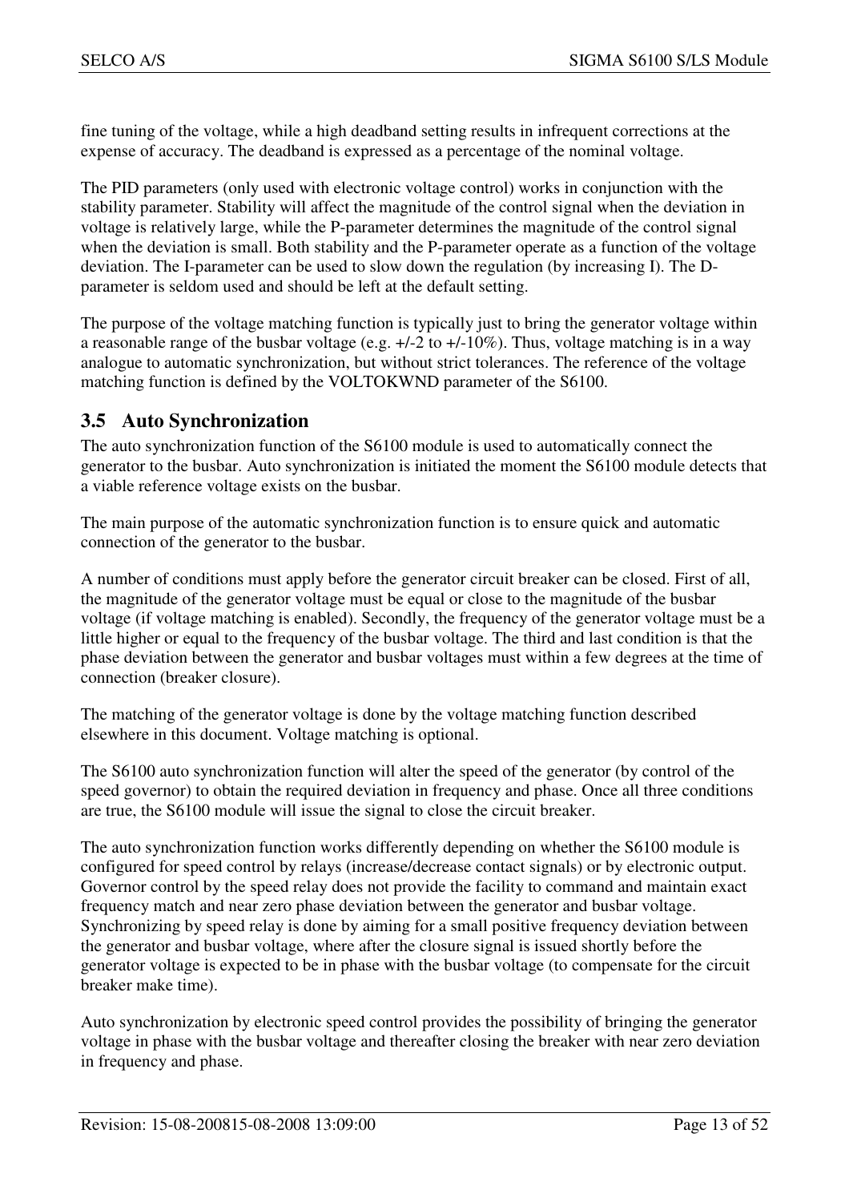fine tuning of the voltage, while a high deadband setting results in infrequent corrections at the expense of accuracy. The deadband is expressed as a percentage of the nominal voltage.

The PID parameters (only used with electronic voltage control) works in conjunction with the stability parameter. Stability will affect the magnitude of the control signal when the deviation in voltage is relatively large, while the P-parameter determines the magnitude of the control signal when the deviation is small. Both stability and the P-parameter operate as a function of the voltage deviation. The I-parameter can be used to slow down the regulation (by increasing I). The D-parameter is seldom used and should be left at the default setting.

The purpose of the voltage matching function is typically just to bring the generator voltage within a reasonable range of the busbar voltage (e.g. +/-2 to +/-10%). Thus, voltage matching is in a way analogue to automatic synchronization, but without strict tolerances. The reference of the voltage matching function is defined by the VOLTOKWND parameter of the S6100.

## 3.5 Auto Synchronization

The auto synchronization function of the S6100 module is used to automatically connect the generator to the busbar. Auto synchronization is initiated the moment the S6100 module detects that a viable reference voltage exists on the busbar.

The main purpose of the automatic synchronization function is to ensure quick and automatic connection of the generator to the busbar.

A number of conditions must apply before the generator circuit breaker can be closed. First of all, the magnitude of the generator voltage must be equal or close to the magnitude of the busbar voltage (if voltage matching is enabled). Secondly, the frequency of the generator voltage must be a little higher or equal to the frequency of the busbar voltage. The third and last condition is that the phase deviation between the generator and busbar voltages must within a few degrees at the time of connection (breaker closure).

The matching of the generator voltage is done by the voltage matching function described elsewhere in this document. Voltage matching is optional.

The S6100 auto synchronization function will alter the speed of the generator (by control of the speed governor) to obtain the required deviation in frequency and phase. Once all three conditions are true, the S6100 module will issue the signal to close the circuit breaker.

The auto synchronization function works differently depending on whether the S6100 module is configured for speed control by relays (increase/decrease contact signals) or by electronic output. Governor control by the speed relay does not provide the facility to command and maintain exact frequency match and near zero phase deviation between the generator and busbar voltage. Synchronizing by speed relay is done by aiming for a small positive frequency deviation between the generator and busbar voltage, where after the closure signal is issued shortly before the generator voltage is expected to be in phase with the busbar voltage (to compensate for the circuit breaker make time).

Auto synchronization by electronic speed control provides the possibility of bringing the generator voltage in phase with the busbar voltage and thereafter closing the breaker with near zero deviation in frequency and phase.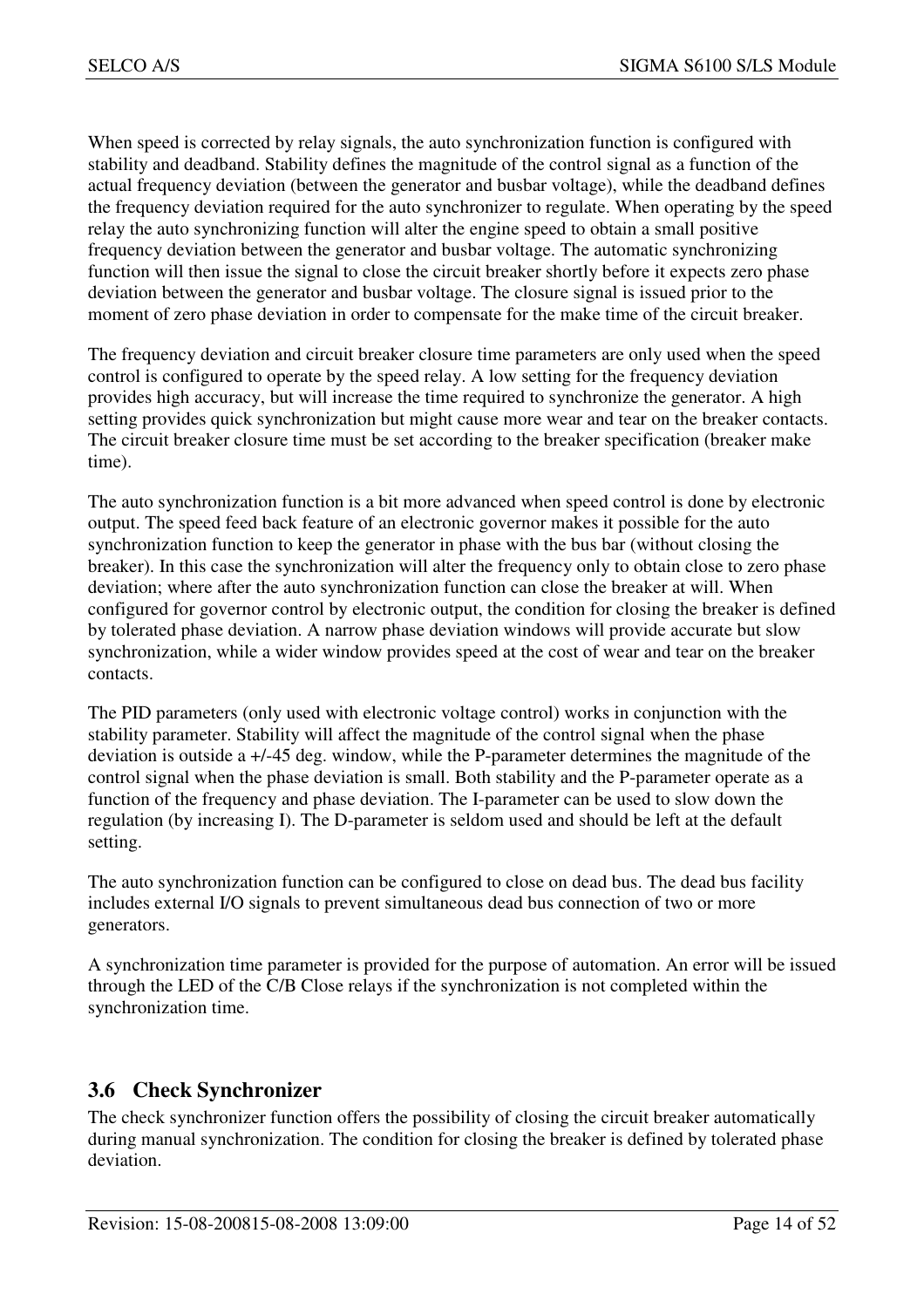When speed is corrected by relay signals, the auto synchronization function is configured with stability and deadband. Stability defines the magnitude of the control signal as a function of the actual frequency deviation (between the generator and busbar voltage), while the deadband defines the frequency deviation required for the auto synchronizer to regulate. When operating by the speed relay the auto synchronizing function will alter the engine speed to obtain a small positive frequency deviation between the generator and busbar voltage. The automatic synchronizing function will then issue the signal to close the circuit breaker shortly before it expects zero phase deviation between the generator and busbar voltage. The closure signal is issued prior to the moment of zero phase deviation in order to compensate for the make time of the circuit breaker.

The frequency deviation and circuit breaker closure time parameters are only used when the speed control is configured to operate by the speed relay. A low setting for the frequency deviation provides high accuracy, but will increase the time required to synchronize the generator. A high setting provides quick synchronization but might cause more wear and tear on the breaker contacts. The circuit breaker closure time must be set according to the breaker specification (breaker make time).

The auto synchronization function is a bit more advanced when speed control is done by electronic output. The speed feed back feature of an electronic governor makes it possible for the auto synchronization function to keep the generator in phase with the bus bar (without closing the breaker). In this case the synchronization will alter the frequency only to obtain close to zero phase deviation; where after the auto synchronization function can close the breaker at will. When configured for governor control by electronic output, the condition for closing the breaker is defined by tolerated phase deviation. A narrow phase deviation windows will provide accurate but slow synchronization, while a wider window provides speed at the cost of wear and tear on the breaker contacts.

The PID parameters (only used with electronic voltage control) works in conjunction with the stability parameter. Stability will affect the magnitude of the control signal when the phase deviation is outside a +/-45 deg. window, while the P-parameter determines the magnitude of the control signal when the phase deviation is small. Both stability and the P-parameter operate as a function of the frequency and phase deviation. The I-parameter can be used to slow down the regulation (by increasing I). The D-parameter is seldom used and should be left at the default setting.

The auto synchronization function can be configured to close on dead bus. The dead bus facility includes external I/O signals to prevent simultaneous dead bus connection of two or more generators.

A synchronization time parameter is provided for the purpose of automation. An error will be issued through the LED of the C/B Close relays if the synchronization is not completed within the synchronization time.

## 3.6 Check Synchronizer

The check synchronizer function offers the possibility of closing the circuit breaker automatically during manual synchronization. The condition for closing the breaker is defined by tolerated phase deviation.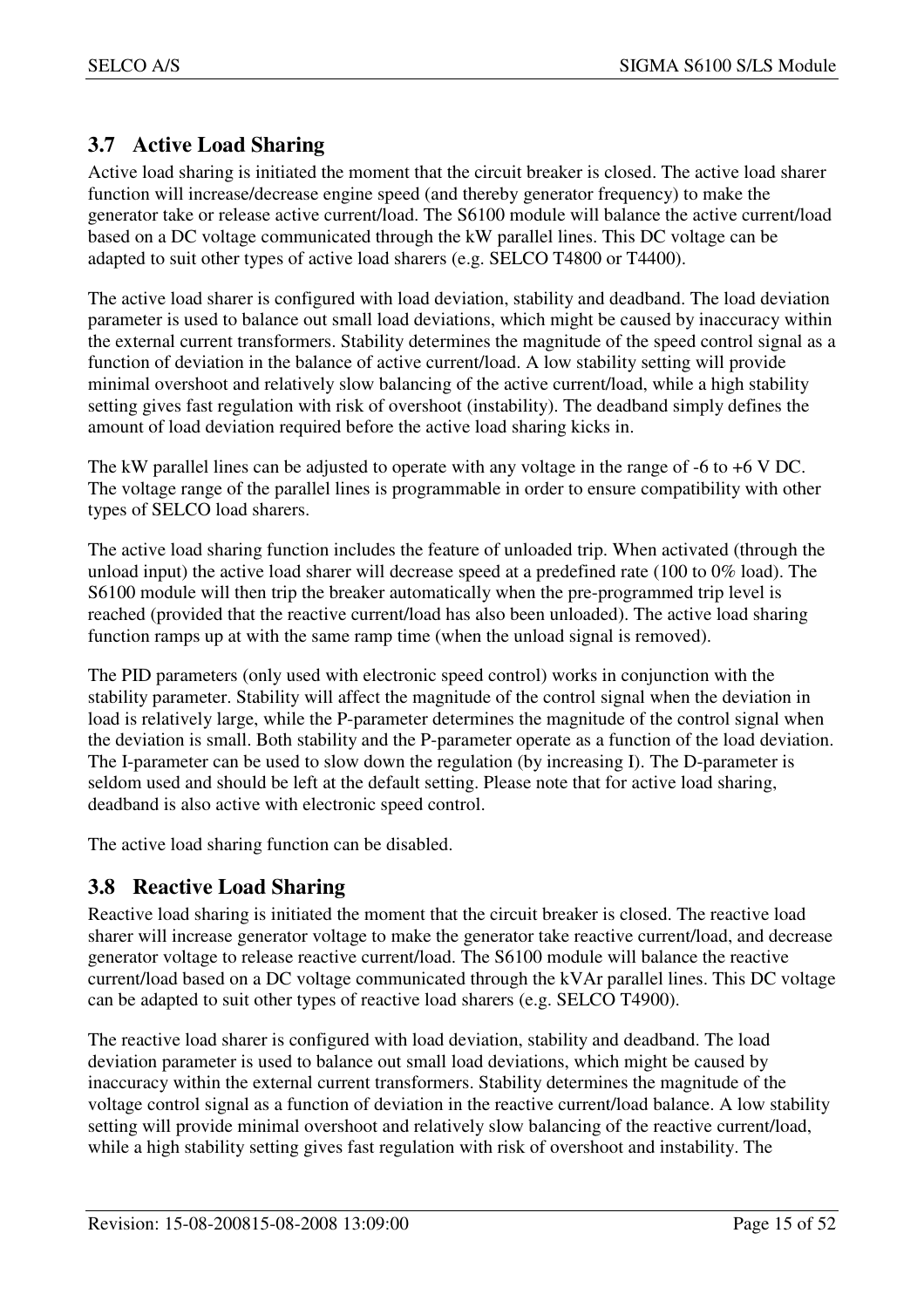## 3.7 Active Load Sharing

Active load sharing is initiated the moment that the circuit breaker is closed. The active load sharer function will increase/decrease engine speed (and thereby generator frequency) to make the generator take or release active current/load. The S6100 module will balance the active current/load based on a DC voltage communicated through the kW parallel lines. This DC voltage can be adapted to suit other types of active load sharers (e.g. SELCO T4800 or T4400).

The active load sharer is configured with load deviation, stability and deadband. The load deviation parameter is used to balance out small load deviations, which might be caused by inaccuracy within the external current transformers. Stability determines the magnitude of the speed control signal as a function of deviation in the balance of active current/load. A low stability setting will provide minimal overshoot and relatively slow balancing of the active current/load, while a high stability setting gives fast regulation with risk of overshoot (instability). The deadband simply defines the amount of load deviation required before the active load sharing kicks in.

The kW parallel lines can be adjusted to operate with any voltage in the range of -6 to +6 V DC. The voltage range of the parallel lines is programmable in order to ensure compatibility with other types of SELCO load sharers.

The active load sharing function includes the feature of unloaded trip. When activated (through the unload input) the active load sharer will decrease speed at a predefined rate (100 to 0% load). The S6100 module will then trip the breaker automatically when the pre-programmed trip level is reached (provided that the reactive current/load has also been unloaded). The active load sharing function ramps up at with the same ramp time (when the unload signal is removed).

The PID parameters (only used with electronic speed control) works in conjunction with the stability parameter. Stability will affect the magnitude of the control signal when the deviation in load is relatively large, while the P-parameter determines the magnitude of the control signal when the deviation is small. Both stability and the P-parameter operate as a function of the load deviation. The I-parameter can be used to slow down the regulation (by increasing I). The D-parameter is seldom used and should be left at the default setting. Please note that for active load sharing, deadband is also active with electronic speed control.

The active load sharing function can be disabled.

## 3.8 Reactive Load Sharing

Reactive load sharing is initiated the moment that the circuit breaker is closed. The reactive load sharer will increase generator voltage to make the generator take reactive current/load, and decrease generator voltage to release reactive current/load. The S6100 module will balance the reactive current/load based on a DC voltage communicated through the kVAr parallel lines. This DC voltage can be adapted to suit other types of reactive load sharers (e.g. SELCO T4900).

The reactive load sharer is configured with load deviation, stability and deadband. The load deviation parameter is used to balance out small load deviations, which might be caused by inaccuracy within the external current transformers. Stability determines the magnitude of the voltage control signal as a function of deviation in the reactive current/load balance. A low stability setting will provide minimal overshoot and relatively slow balancing of the reactive current/load, while a high stability setting gives fast regulation with risk of overshoot and instability. The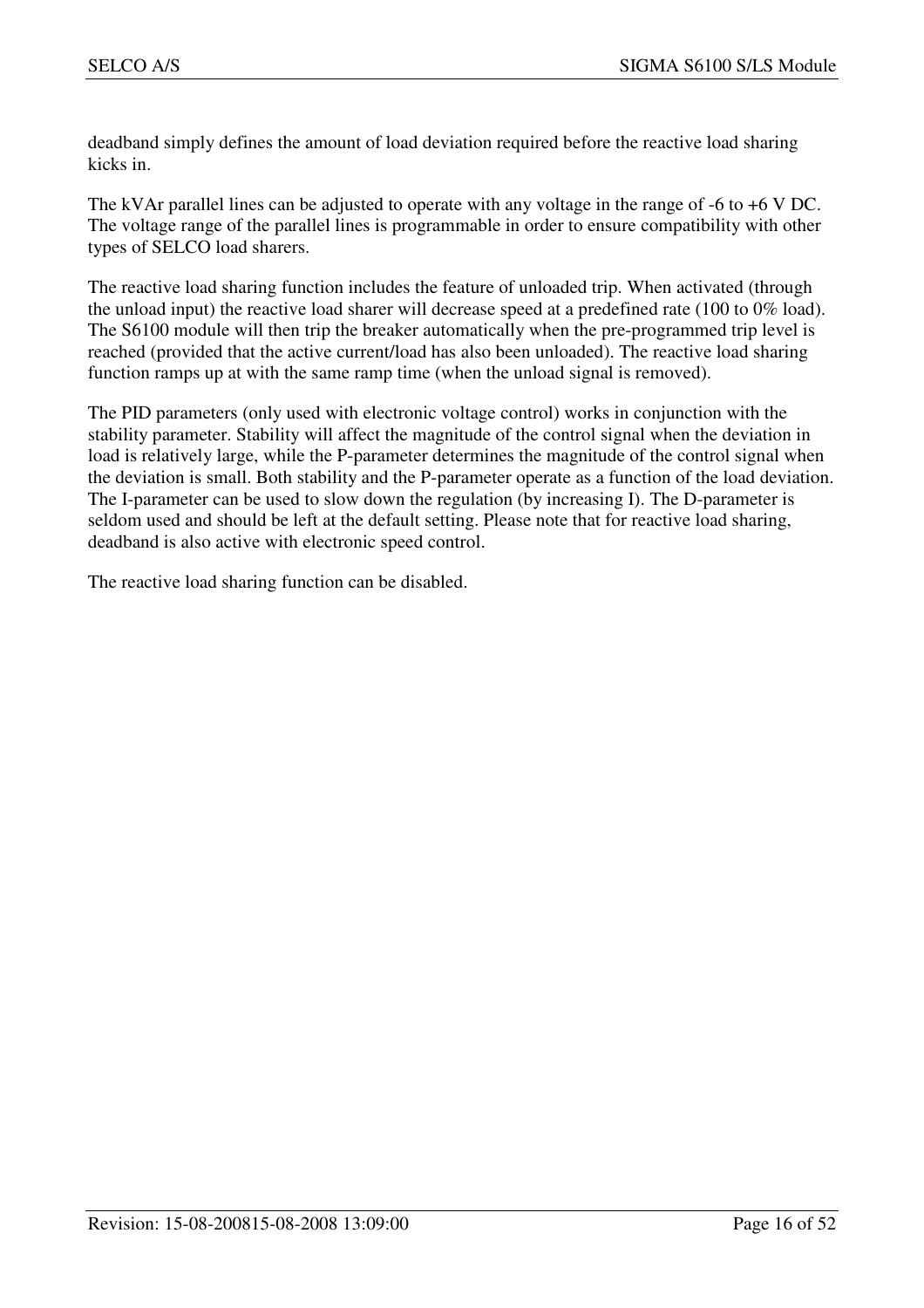deadband simply defines the amount of load deviation required before the reactive load sharing kicks in.

The kVAr parallel lines can be adjusted to operate with any voltage in the range of -6 to +6 V DC. The voltage range of the parallel lines is programmable in order to ensure compatibility with other types of SELCO load sharers.

The reactive load sharing function includes the feature of unloaded trip. When activated (through the unload input) the reactive load sharer will decrease speed at a predefined rate (100 to 0% load). The S6100 module will then trip the breaker automatically when the pre-programmed trip level is reached (provided that the active current/load has also been unloaded). The reactive load sharing function ramps up at with the same ramp time (when the unload signal is removed).

The PID parameters (only used with electronic voltage control) works in conjunction with the stability parameter. Stability will affect the magnitude of the control signal when the deviation in load is relatively large, while the P-parameter determines the magnitude of the control signal when the deviation is small. Both stability and the P-parameter operate as a function of the load deviation. The I-parameter can be used to slow down the regulation (by increasing I). The D-parameter is seldom used and should be left at the default setting. Please note that for reactive load sharing, deadband is also active with electronic speed control.

The reactive load sharing function can be disabled.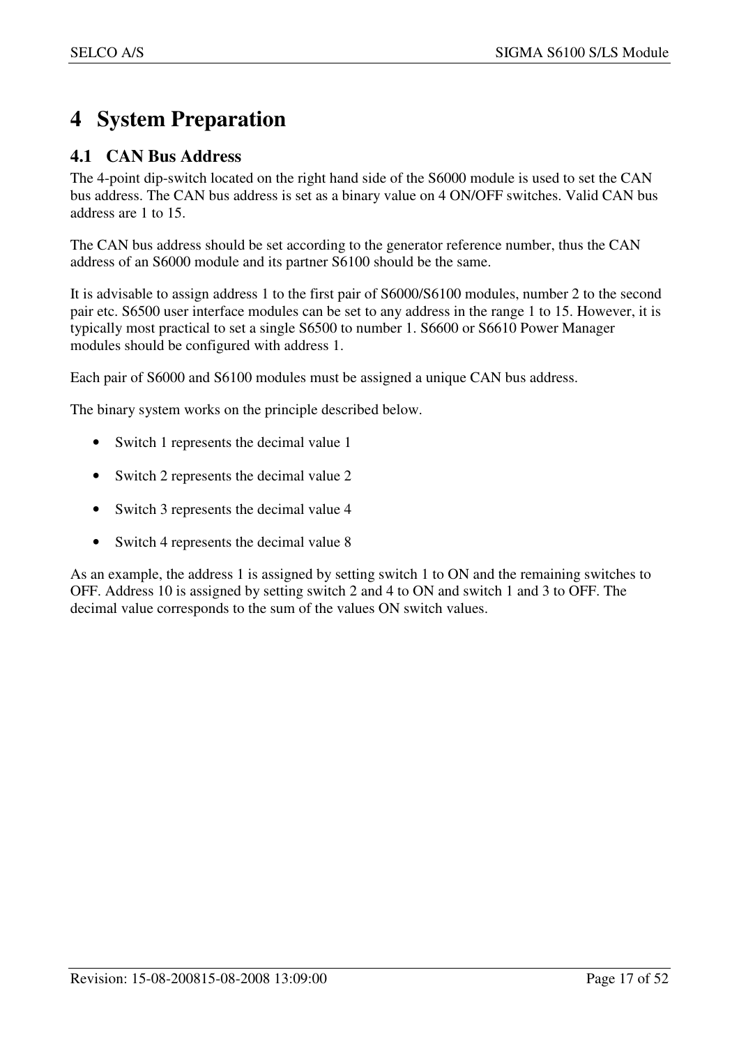# 4 System Preparation

## 4.1 CAN Bus Address

The 4-point dip-switch located on the right hand side of the S6000 module is used to set the CAN bus address. The CAN bus address is set as a binary value on 4 ON/OFF switches. Valid CAN bus address are 1 to 15.

The CAN bus address should be set according to the generator reference number, thus the CAN address of an S6000 module and its partner S6100 should be the same.

It is advisable to assign address 1 to the first pair of S6000/S6100 modules, number 2 to the second pair etc. S6500 user interface modules can be set to any address in the range 1 to 15. However, it is typically most practical to set a single S6500 to number 1. S6600 or S6610 Power Manager modules should be configured with address 1.

Each pair of S6000 and S6100 modules must be assigned a unique CAN bus address.

The binary system works on the principle described below.

- Switch 1 represents the decimal value 1
- Switch 2 represents the decimal value 2
- Switch 3 represents the decimal value 4
- Switch 4 represents the decimal value 8

As an example, the address 1 is assigned by setting switch 1 to ON and the remaining switches to OFF. Address 10 is assigned by setting switch 2 and 4 to ON and switch 1 and 3 to OFF. The decimal value corresponds to the sum of the values ON switch values.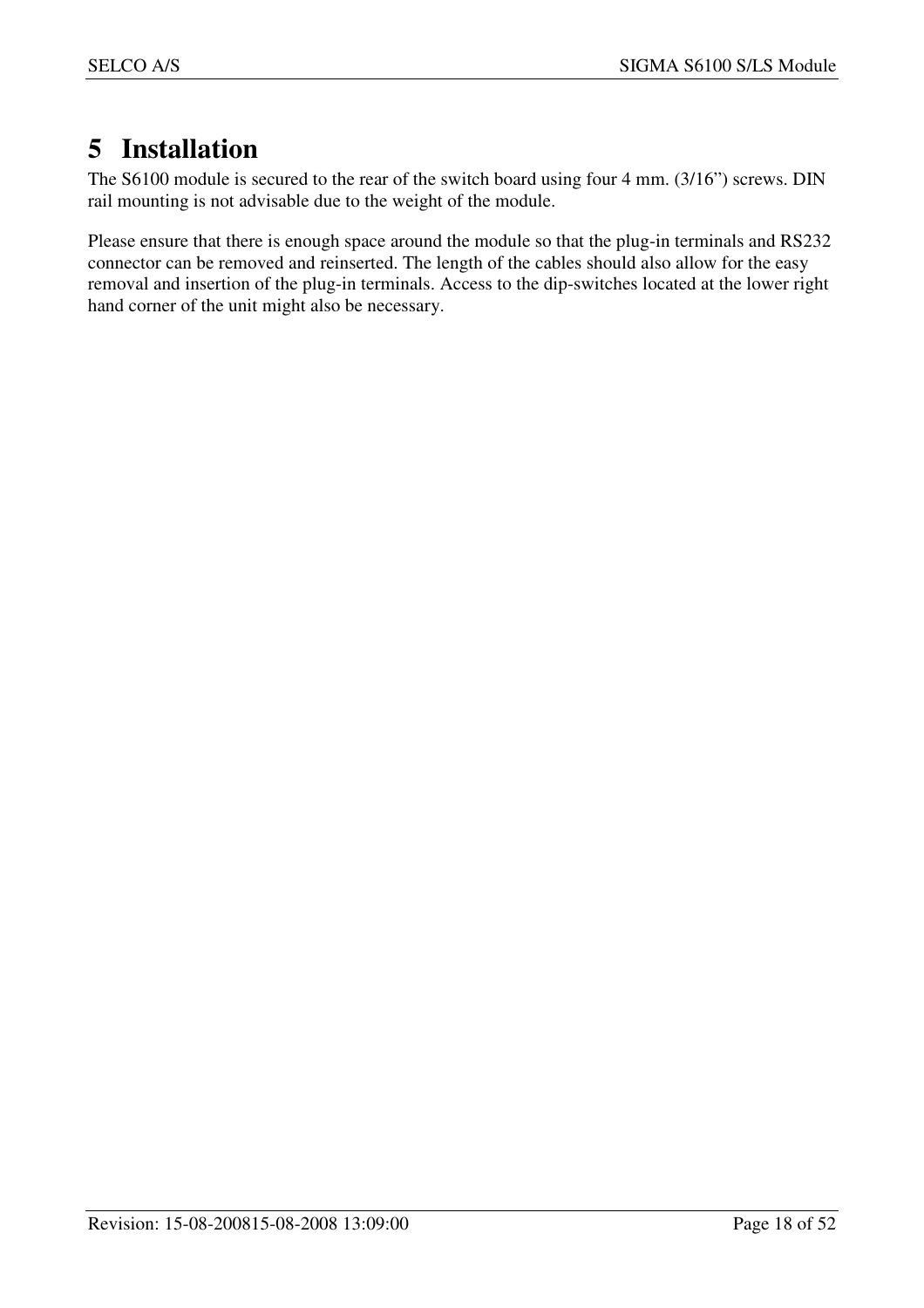# 5 Installation

The S6100 module is secured to the rear of the switch board using four 4 mm. (3/16") screws. DIN rail mounting is not advisable due to the weight of the module.

Please ensure that there is enough space around the module so that the plug-in terminals and RS232 connector can be removed and reinserted. The length of the cables should also allow for the easy removal and insertion of the plug-in terminals. Access to the dip-switches located at the lower right hand corner of the unit might also be necessary.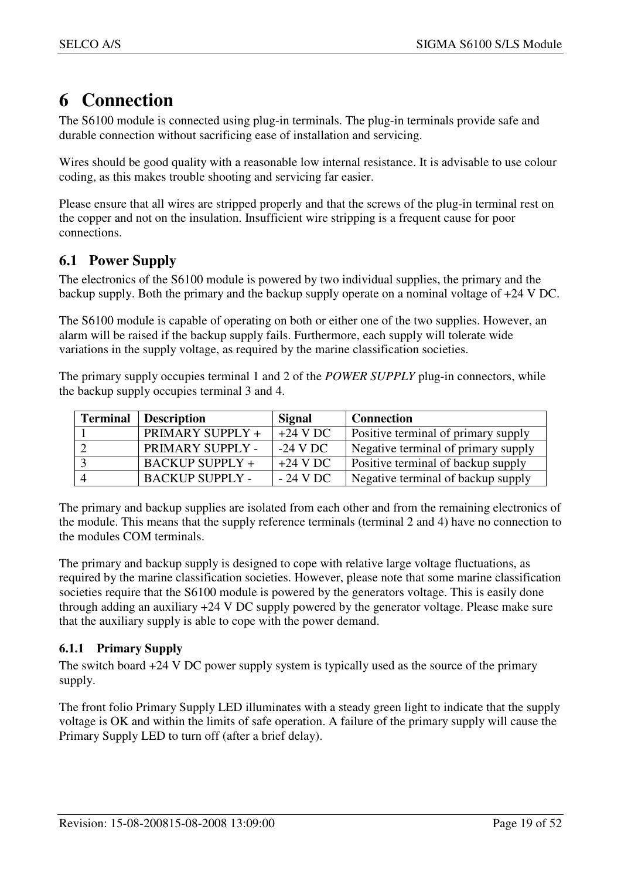# 6 Connection

The S6100 module is connected using plug-in terminals. The plug-in terminals provide safe and durable connection without sacrificing ease of installation and servicing.

Wires should be good quality with a reasonable low internal resistance. It is advisable to use colour coding, as this makes trouble shooting and servicing far easier.

Please ensure that all wires are stripped properly and that the screws of the plug-in terminal rest on the copper and not on the insulation. Insufficient wire stripping is a frequent cause for poor connections.

## 6.1 Power Supply

The electronics of the S6100 module is powered by two individual supplies, the primary and the backup supply. Both the primary and the backup supply operate on a nominal voltage of +24 V DC.

The S6100 module is capable of operating on both or either one of the two supplies. However, an alarm will be raised if the backup supply fails. Furthermore, each supply will tolerate wide variations in the supply voltage, as required by the marine classification societies.

The primary supply occupies terminal 1 and 2 of the *POWER SUPPLY* plug-in connectors, while the backup supply occupies terminal 3 and 4.

| Terminal | Description | Signal | Connection |
|---|---|---|---|
| 1 | PRIMARY SUPPLY + | +24 V DC | Positive terminal of primary supply |
| 2 | PRIMARY SUPPLY - | -24 V DC | Negative terminal of primary supply |
| 3 | BACKUP SUPPLY + | +24 V DC | Positive terminal of backup supply |
| 4 | BACKUP SUPPLY - | - 24 V DC | Negative terminal of backup supply |

The primary and backup supplies are isolated from each other and from the remaining electronics of the module. This means that the supply reference terminals (terminal 2 and 4) have no connection to the modules COM terminals.

The primary and backup supply is designed to cope with relative large voltage fluctuations, as required by the marine classification societies. However, please note that some marine classification societies require that the S6100 module is powered by the generators voltage. This is easily done through adding an auxiliary +24 V DC supply powered by the generator voltage. Please make sure that the auxiliary supply is able to cope with the power demand.

### 6.1.1 Primary Supply

The switch board +24 V DC power supply system is typically used as the source of the primary supply.

The front folio Primary Supply LED illuminates with a steady green light to indicate that the supply voltage is OK and within the limits of safe operation. A failure of the primary supply will cause the Primary Supply LED to turn off (after a brief delay).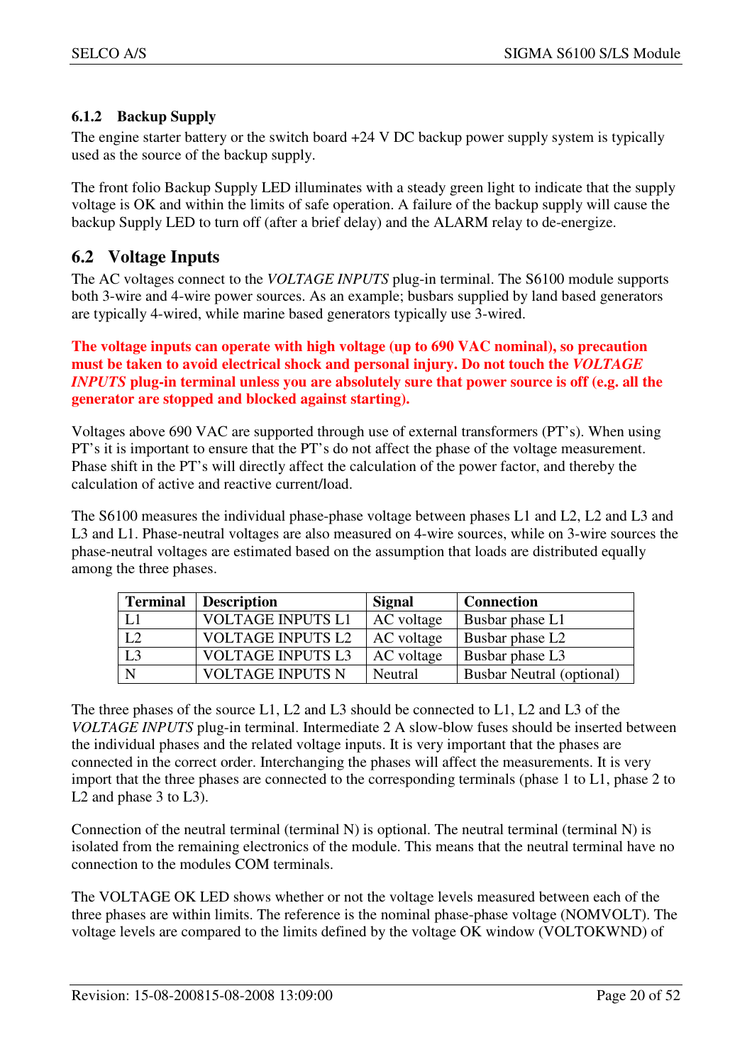### 6.1.2 Backup Supply

The engine starter battery or the switch board +24 V DC backup power supply system is typically used as the source of the backup supply.

The front folio Backup Supply LED illuminates with a steady green light to indicate that the supply voltage is OK and within the limits of safe operation. A failure of the backup supply will cause the backup Supply LED to turn off (after a brief delay) and the ALARM relay to de-energize.

## 6.2 Voltage Inputs

The AC voltages connect to the *VOLTAGE INPUTS* plug-in terminal. The S6100 module supports both 3-wire and 4-wire power sources. As an example; busbars supplied by land based generators are typically 4-wired, while marine based generators typically use 3-wired.

**The voltage inputs can operate with high voltage (up to 690 VAC nominal), so precaution must be taken to avoid electrical shock and personal injury. Do not touch the *VOLTAGE INPUTS* plug-in terminal unless you are absolutely sure that power source is off (e.g. all the generator are stopped and blocked against starting).**

Voltages above 690 VAC are supported through use of external transformers (PT's). When using PT's it is important to ensure that the PT's do not affect the phase of the voltage measurement. Phase shift in the PT's will directly affect the calculation of the power factor, and thereby the calculation of active and reactive current/load.

The S6100 measures the individual phase-phase voltage between phases L1 and L2, L2 and L3 and L3 and L1. Phase-neutral voltages are also measured on 4-wire sources, while on 3-wire sources the phase-neutral voltages are estimated based on the assumption that loads are distributed equally among the three phases.

| Terminal | Description | Signal | Connection |
|---|---|---|---|
| L1 | VOLTAGE INPUTS L1 | AC voltage | Busbar phase L1 |
| L2 | VOLTAGE INPUTS L2 | AC voltage | Busbar phase L2 |
| L3 | VOLTAGE INPUTS L3 | AC voltage | Busbar phase L3 |
| N | VOLTAGE INPUTS N | Neutral | Busbar Neutral (optional) |

The three phases of the source L1, L2 and L3 should be connected to L1, L2 and L3 of the *VOLTAGE INPUTS* plug-in terminal. Intermediate 2 A slow-blow fuses should be inserted between the individual phases and the related voltage inputs. It is very important that the phases are connected in the correct order. Interchanging the phases will affect the measurements. It is very import that the three phases are connected to the corresponding terminals (phase 1 to L1, phase 2 to L2 and phase 3 to L3).

Connection of the neutral terminal (terminal N) is optional. The neutral terminal (terminal N) is isolated from the remaining electronics of the module. This means that the neutral terminal have no connection to the modules COM terminals.

The VOLTAGE OK LED shows whether or not the voltage levels measured between each of the three phases are within limits. The reference is the nominal phase-phase voltage (NOMVOLT). The voltage levels are compared to the limits defined by the voltage OK window (VOLTOKWND) of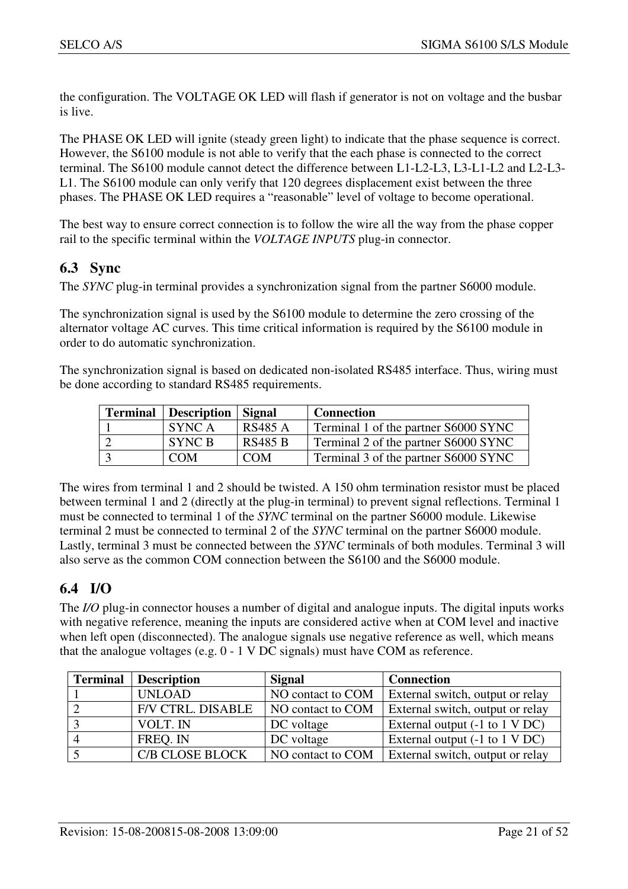the configuration. The VOLTAGE OK LED will flash if generator is not on voltage and the busbar is live.

The PHASE OK LED will ignite (steady green light) to indicate that the phase sequence is correct. However, the S6100 module is not able to verify that the each phase is connected to the correct terminal. The S6100 module cannot detect the difference between L1-L2-L3, L3-L1-L2 and L2-L3-L1. The S6100 module can only verify that 120 degrees displacement exist between the three phases. The PHASE OK LED requires a "reasonable" level of voltage to become operational.

The best way to ensure correct connection is to follow the wire all the way from the phase copper rail to the specific terminal within the *VOLTAGE INPUTS* plug-in connector.

## 6.3 Sync

The *SYNC* plug-in terminal provides a synchronization signal from the partner S6000 module.

The synchronization signal is used by the S6100 module to determine the zero crossing of the alternator voltage AC curves. This time critical information is required by the S6100 module in order to do automatic synchronization.

The synchronization signal is based on dedicated non-isolated RS485 interface. Thus, wiring must be done according to standard RS485 requirements.

| Terminal | Description | Signal | Connection |
|---|---|---|---|
| 1 | SYNC A | RS485 A | Terminal 1 of the partner S6000 SYNC |
| 2 | SYNC B | RS485 B | Terminal 2 of the partner S6000 SYNC |
| 3 | COM | COM | Terminal 3 of the partner S6000 SYNC |

The wires from terminal 1 and 2 should be twisted. A 150 ohm termination resistor must be placed between terminal 1 and 2 (directly at the plug-in terminal) to prevent signal reflections. Terminal 1 must be connected to terminal 1 of the *SYNC* terminal on the partner S6000 module. Likewise terminal 2 must be connected to terminal 2 of the *SYNC* terminal on the partner S6000 module. Lastly, terminal 3 must be connected between the *SYNC* terminals of both modules. Terminal 3 will also serve as the common COM connection between the S6100 and the S6000 module.

## 6.4 I/O

The *I/O* plug-in connector houses a number of digital and analogue inputs. The digital inputs works with negative reference, meaning the inputs are considered active when at COM level and inactive when left open (disconnected). The analogue signals use negative reference as well, which means that the analogue voltages (e.g. 0 - 1 V DC signals) must have COM as reference.

| Terminal | Description | Signal | Connection |
|---|---|---|---|
| 1 | UNLOAD | NO contact to COM | External switch, output or relay |
| 2 | F/V CTRL. DISABLE | NO contact to COM | External switch, output or relay |
| 3 | VOLT. IN | DC voltage | External output (-1 to 1 V DC) |
| 4 | FREQ. IN | DC voltage | External output (-1 to 1 V DC) |
| 5 | C/B CLOSE BLOCK | NO contact to COM | External switch, output or relay |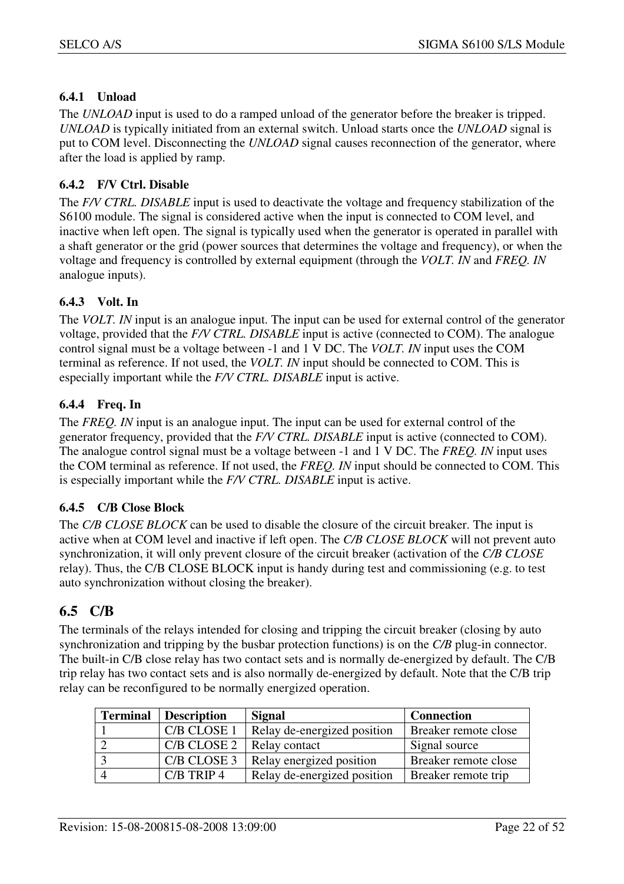#### 6.4.1 Unload

The *UNLOAD* input is used to do a ramped unload of the generator before the breaker is tripped. *UNLOAD* is typically initiated from an external switch. Unload starts once the *UNLOAD* signal is put to COM level. Disconnecting the *UNLOAD* signal causes reconnection of the generator, where after the load is applied by ramp.

#### 6.4.2 F/V Ctrl. Disable

The *F/V CTRL. DISABLE* input is used to deactivate the voltage and frequency stabilization of the S6100 module. The signal is considered active when the input is connected to COM level, and inactive when left open. The signal is typically used when the generator is operated in parallel with a shaft generator or the grid (power sources that determines the voltage and frequency), or when the voltage and frequency is controlled by external equipment (through the *VOLT. IN* and *FREQ. IN* analogue inputs).

#### 6.4.3 Volt. In

The *VOLT. IN* input is an analogue input. The input can be used for external control of the generator voltage, provided that the *F/V CTRL. DISABLE* input is active (connected to COM). The analogue control signal must be a voltage between -1 and 1 V DC. The *VOLT. IN* input uses the COM terminal as reference. If not used, the *VOLT. IN* input should be connected to COM. This is especially important while the *F/V CTRL. DISABLE* input is active.

#### 6.4.4 Freq. In

The *FREQ. IN* input is an analogue input. The input can be used for external control of the generator frequency, provided that the *F/V CTRL. DISABLE* input is active (connected to COM). The analogue control signal must be a voltage between -1 and 1 V DC. The *FREQ. IN* input uses the COM terminal as reference. If not used, the *FREQ. IN* input should be connected to COM. This is especially important while the *F/V CTRL. DISABLE* input is active.

#### 6.4.5 C/B Close Block

The *C/B CLOSE BLOCK* can be used to disable the closure of the circuit breaker. The input is active when at COM level and inactive if left open. The *C/B CLOSE BLOCK* will not prevent auto synchronization, it will only prevent closure of the circuit breaker (activation of the *C/B CLOSE* relay). Thus, the C/B CLOSE BLOCK input is handy during test and commissioning (e.g. to test auto synchronization without closing the breaker).

## 6.5 C/B

The terminals of the relays intended for closing and tripping the circuit breaker (closing by auto synchronization and tripping by the busbar protection functions) is on the *C/B* plug-in connector. The built-in C/B close relay has two contact sets and is normally de-energized by default. The C/B trip relay has two contact sets and is also normally de-energized by default. Note that the C/B trip relay can be reconfigured to be normally energized operation.

| Terminal | Description | Signal | Connection |
|---|---|---|---|
| 1 | C/B CLOSE 1 | Relay de-energized position | Breaker remote close |
| 2 | C/B CLOSE 2 | Relay contact | Signal source |
| 3 | C/B CLOSE 3 | Relay energized position | Breaker remote close |
| 4 | C/B TRIP 4 | Relay de-energized position | Breaker remote trip |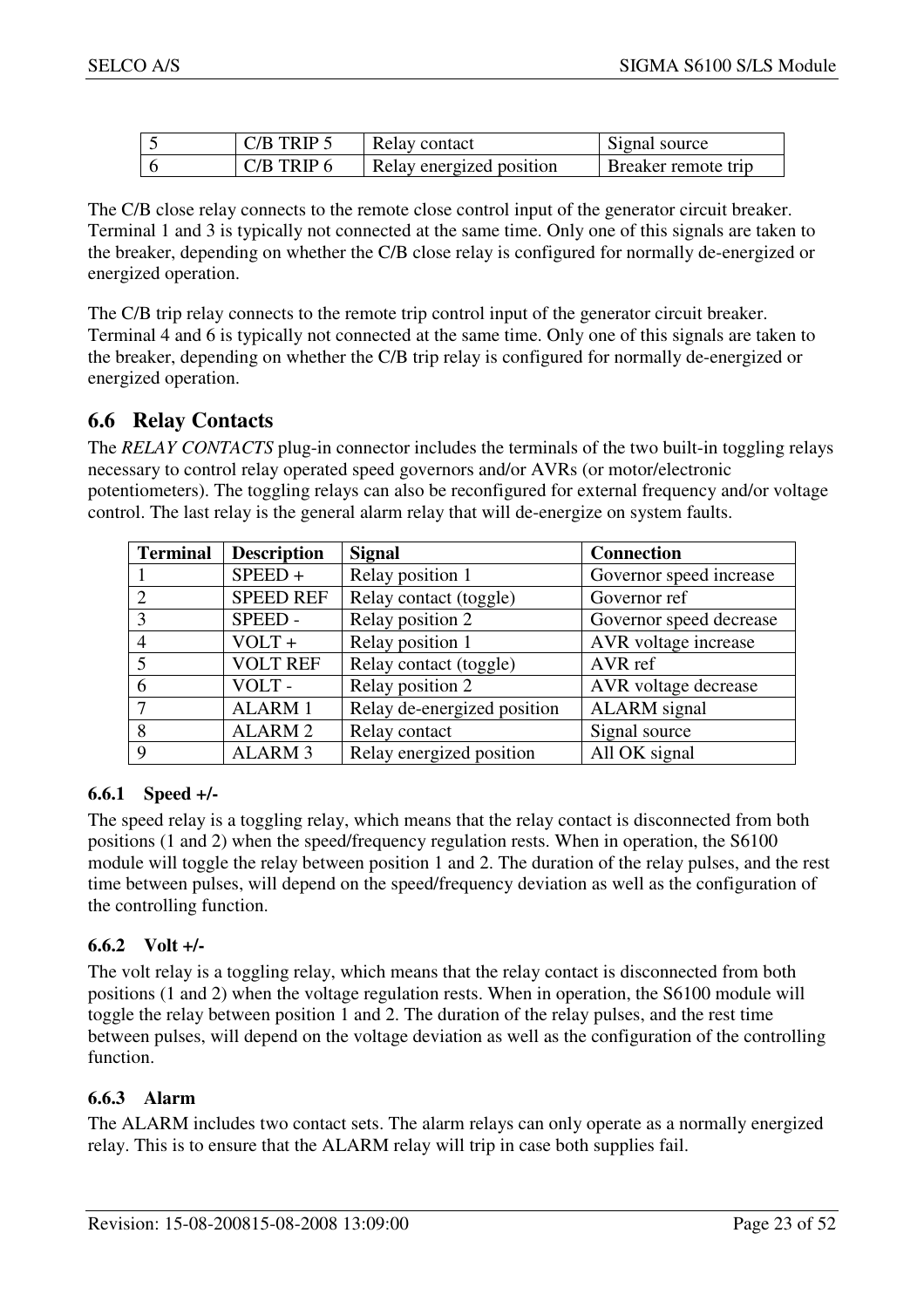| 5 | C/B TRIP 5 | Relay contact | Signal source |
|---|---|---|---|
| 6 | C/B TRIP 6 | Relay energized position | Breaker remote trip |

The C/B close relay connects to the remote close control input of the generator circuit breaker. Terminal 1 and 3 is typically not connected at the same time. Only one of this signals are taken to the breaker, depending on whether the C/B close relay is configured for normally de-energized or energized operation.

The C/B trip relay connects to the remote trip control input of the generator circuit breaker. Terminal 4 and 6 is typically not connected at the same time. Only one of this signals are taken to the breaker, depending on whether the C/B trip relay is configured for normally de-energized or energized operation.

## 6.6 Relay Contacts

The *RELAY CONTACTS* plug-in connector includes the terminals of the two built-in toggling relays necessary to control relay operated speed governors and/or AVRs (or motor/electronic potentiometers). The toggling relays can also be reconfigured for external frequency and/or voltage control. The last relay is the general alarm relay that will de-energize on system faults.

| Terminal | Description | Signal | Connection |
|---|---|---|---|
| 1 | SPEED + | Relay position 1 | Governor speed increase |
| 2 | SPEED REF | Relay contact (toggle) | Governor ref |
| 3 | SPEED - | Relay position 2 | Governor speed decrease |
| 4 | VOLT + | Relay position 1 | AVR voltage increase |
| 5 | VOLT REF | Relay contact (toggle) | AVR ref |
| 6 | VOLT - | Relay position 2 | AVR voltage decrease |
| 7 | ALARM 1 | Relay de-energized position | ALARM signal |
| 8 | ALARM 2 | Relay contact | Signal source |
| 9 | ALARM 3 | Relay energized position | All OK signal |

### 6.6.1 Speed +/-

The speed relay is a toggling relay, which means that the relay contact is disconnected from both positions (1 and 2) when the speed/frequency regulation rests. When in operation, the S6100 module will toggle the relay between position 1 and 2. The duration of the relay pulses, and the rest time between pulses, will depend on the speed/frequency deviation as well as the configuration of the controlling function.

### 6.6.2 Volt +/-

The volt relay is a toggling relay, which means that the relay contact is disconnected from both positions (1 and 2) when the voltage regulation rests. When in operation, the S6100 module will toggle the relay between position 1 and 2. The duration of the relay pulses, and the rest time between pulses, will depend on the voltage deviation as well as the configuration of the controlling function.

### 6.6.3 Alarm

The ALARM includes two contact sets. The alarm relays can only operate as a normally energized relay. This is to ensure that the ALARM relay will trip in case both supplies fail.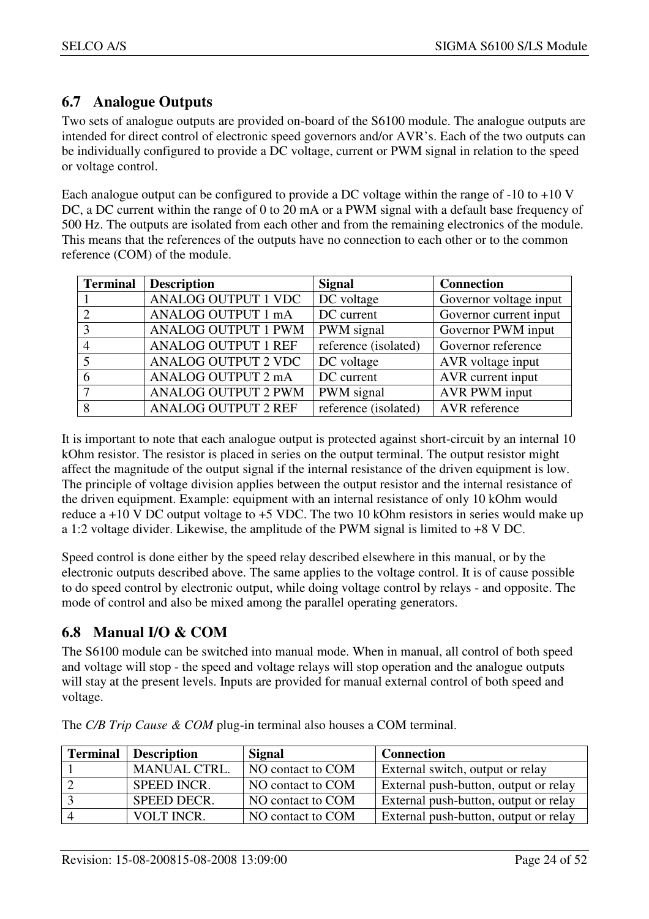## 6.7 Analogue Outputs

Two sets of analogue outputs are provided on-board of the S6100 module. The analogue outputs are intended for direct control of electronic speed governors and/or AVR's. Each of the two outputs can be individually configured to provide a DC voltage, current or PWM signal in relation to the speed or voltage control.

Each analogue output can be configured to provide a DC voltage within the range of -10 to +10 V DC, a DC current within the range of 0 to 20 mA or a PWM signal with a default base frequency of 500 Hz. The outputs are isolated from each other and from the remaining electronics of the module. This means that the references of the outputs have no connection to each other or to the common reference (COM) of the module.

| Terminal | Description | Signal | Connection |
|---|---|---|---|
| 1 | ANALOG OUTPUT 1 VDC | DC voltage | Governor voltage input |
| 2 | ANALOG OUTPUT 1 mA | DC current | Governor current input |
| 3 | ANALOG OUTPUT 1 PWM | PWM signal | Governor PWM input |
| 4 | ANALOG OUTPUT 1 REF | reference (isolated) | Governor reference |
| 5 | ANALOG OUTPUT 2 VDC | DC voltage | AVR voltage input |
| 6 | ANALOG OUTPUT 2 mA | DC current | AVR current input |
| 7 | ANALOG OUTPUT 2 PWM | PWM signal | AVR PWM input |
| 8 | ANALOG OUTPUT 2 REF | reference (isolated) | AVR reference |

It is important to note that each analogue output is protected against short-circuit by an internal 10 kOhm resistor. The resistor is placed in series on the output terminal. The output resistor might affect the magnitude of the output signal if the internal resistance of the driven equipment is low. The principle of voltage division applies between the output resistor and the internal resistance of the driven equipment. Example: equipment with an internal resistance of only 10 kOhm would reduce a +10 V DC output voltage to +5 VDC. The two 10 kOhm resistors in series would make up a 1:2 voltage divider. Likewise, the amplitude of the PWM signal is limited to +8 V DC.

Speed control is done either by the speed relay described elsewhere in this manual, or by the electronic outputs described above. The same applies to the voltage control. It is of cause possible to do speed control by electronic output, while doing voltage control by relays - and opposite. The mode of control and also be mixed among the parallel operating generators.

## 6.8 Manual I/O & COM

The S6100 module can be switched into manual mode. When in manual, all control of both speed and voltage will stop - the speed and voltage relays will stop operation and the analogue outputs will stay at the present levels. Inputs are provided for manual external control of both speed and voltage.

The *C/B Trip Cause & COM* plug-in terminal also houses a COM terminal.

| Terminal | Description | Signal | Connection |
|---|---|---|---|
| 1 | MANUAL CTRL. | NO contact to COM | External switch, output or relay |
| 2 | SPEED INCR. | NO contact to COM | External push-button, output or relay |
| 3 | SPEED DECR. | NO contact to COM | External push-button, output or relay |
| 4 | VOLT INCR. | NO contact to COM | External push-button, output or relay |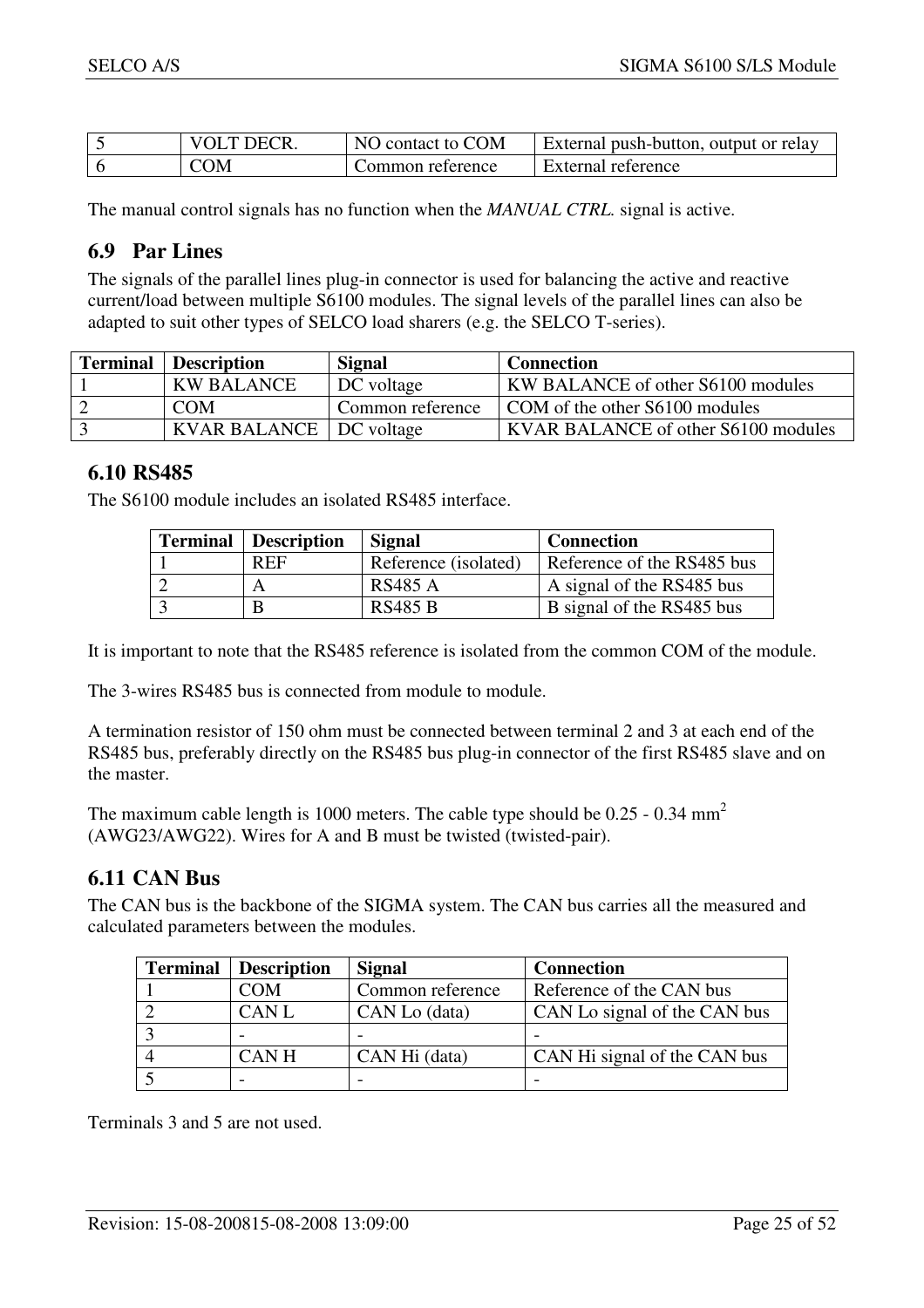| 5 | VOLT DECR. | NO contact to COM | External push-button, output or relay |
|---|---|---|---|
| 6 | COM | Common reference | External reference |

The manual control signals has no function when the *MANUAL CTRL.* signal is active.

## 6.9 Par Lines

The signals of the parallel lines plug-in connector is used for balancing the active and reactive current/load between multiple S6100 modules. The signal levels of the parallel lines can also be adapted to suit other types of SELCO load sharers (e.g. the SELCO T-series).

| Terminal | Description | Signal | Connection |
|---|---|---|---|
| 1 | KW BALANCE | DC voltage | KW BALANCE of other S6100 modules |
| 2 | COM | Common reference | COM of the other S6100 modules |
| 3 | KVAR BALANCE | DC voltage | KVAR BALANCE of other S6100 modules |

## 6.10 RS485

The S6100 module includes an isolated RS485 interface.

| Terminal | Description | Signal | Connection |
|---|---|---|---|
| 1 | REF | Reference (isolated) | Reference of the RS485 bus |
| 2 | A | RS485 A | A signal of the RS485 bus |
| 3 | B | RS485 B | B signal of the RS485 bus |

It is important to note that the RS485 reference is isolated from the common COM of the module.

The 3-wires RS485 bus is connected from module to module.

A termination resistor of 150 ohm must be connected between terminal 2 and 3 at each end of the RS485 bus, preferably directly on the RS485 bus plug-in connector of the first RS485 slave and on the master.

The maximum cable length is 1000 meters. The cable type should be 0.25 - 0.34 $mm^2$ (AWG23/AWG22). Wires for A and B must be twisted (twisted-pair).

## 6.11 CAN Bus

The CAN bus is the backbone of the SIGMA system. The CAN bus carries all the measured and calculated parameters between the modules.

| Terminal | Description | Signal | Connection |
|---|---|---|---|
| 1 | COM | Common reference | Reference of the CAN bus |
| 2 | CAN L | CAN Lo (data) | CAN Lo signal of the CAN bus |
| 3 | - | - | - |
| 4 | CAN H | CAN Hi (data) | CAN Hi signal of the CAN bus |
| 5 | - | - | - |

Terminals 3 and 5 are not used.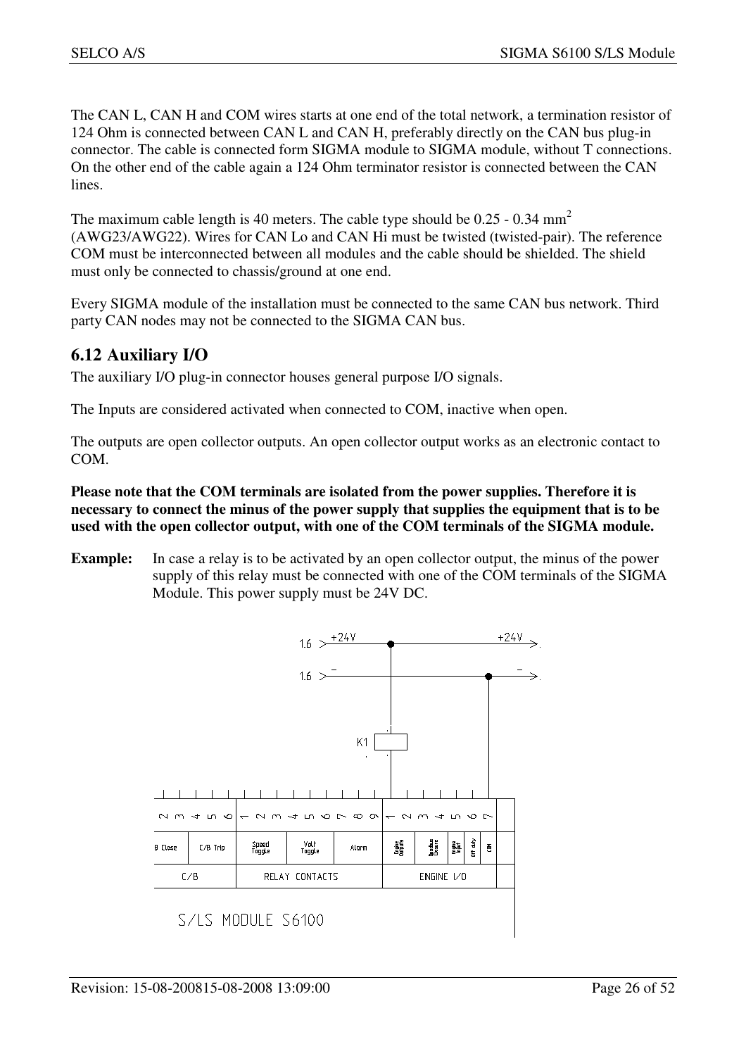The CAN L, CAN H and COM wires starts at one end of the total network, a termination resistor of 124 Ohm is connected between CAN L and CAN H, preferably directly on the CAN bus plug-in connector. The cable is connected form SIGMA module to SIGMA module, without T connections. On the other end of the cable again a 124 Ohm terminator resistor is connected between the CAN lines.

The maximum cable length is 40 meters. The cable type should be 0.25 - 0.34 $mm^2$ (AWG23/AWG22). Wires for CAN Lo and CAN Hi must be twisted (twisted-pair). The reference COM must be interconnected between all modules and the cable should be shielded. The shield must only be connected to chassis/ground at one end.

Every SIGMA module of the installation must be connected to the same CAN bus network. Third party CAN nodes may not be connected to the SIGMA CAN bus.

## 6.12 Auxiliary I/O

The auxiliary I/O plug-in connector houses general purpose I/O signals.

The Inputs are considered activated when connected to COM, inactive when open.

The outputs are open collector outputs. An open collector output works as an electronic contact to COM.

**Please note that the COM terminals are isolated from the power supplies. Therefore it is necessary to connect the minus of the power supply that supplies the equipment that is to be used with the open collector output, with one of the COM terminals of the SIGMA module.**

**Example:** In case a relay is to be activated by an open collector output, the minus of the power supply of this relay must be connected with one of the COM terminals of the SIGMA Module. This power supply must be 24V DC.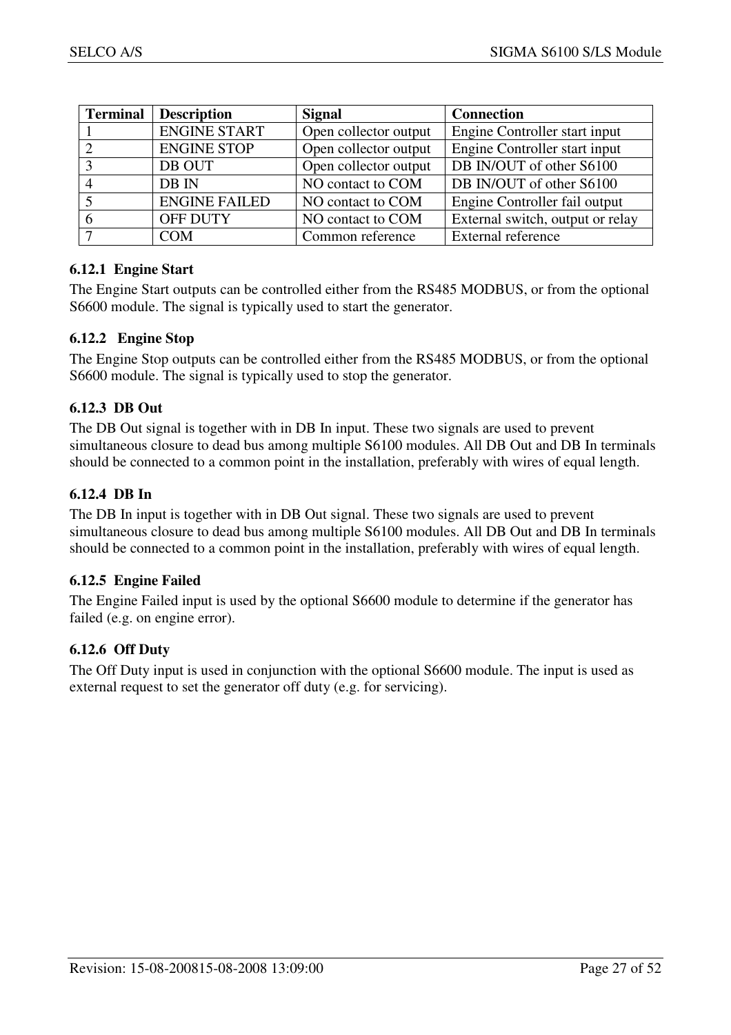| Terminal | Description | Signal | Connection |
| --- | --- | --- | --- |
| 1 | ENGINE START | Open collector output | Engine Controller start input |
| 2 | ENGINE STOP | Open collector output | Engine Controller start input |
| 3 | DB OUT | Open collector output | DB IN/OUT of other S6100 |
| 4 | DB IN | NO contact to COM | DB IN/OUT of other S6100 |
| 5 | ENGINE FAILED | NO contact to COM | Engine Controller fail output |
| 6 | OFF DUTY | NO contact to COM | External switch, output or relay |
| 7 | COM | Common reference | External reference |

### 6.12.1 Engine Start

The Engine Start outputs can be controlled either from the RS485 MODBUS, or from the optional S6600 module. The signal is typically used to start the generator.

### 6.12.2 Engine Stop

The Engine Stop outputs can be controlled either from the RS485 MODBUS, or from the optional S6600 module. The signal is typically used to stop the generator.

### 6.12.3 DB Out

The DB Out signal is together with in DB In input. These two signals are used to prevent simultaneous closure to dead bus among multiple S6100 modules. All DB Out and DB In terminals should be connected to a common point in the installation, preferably with wires of equal length.

### 6.12.4 DB In

The DB In input is together with in DB Out signal. These two signals are used to prevent simultaneous closure to dead bus among multiple S6100 modules. All DB Out and DB In terminals should be connected to a common point in the installation, preferably with wires of equal length.

### 6.12.5 Engine Failed

The Engine Failed input is used by the optional S6600 module to determine if the generator has failed (e.g. on engine error).

### 6.12.6 Off Duty

The Off Duty input is used in conjunction with the optional S6600 module. The input is used as external request to set the generator off duty (e.g. for servicing).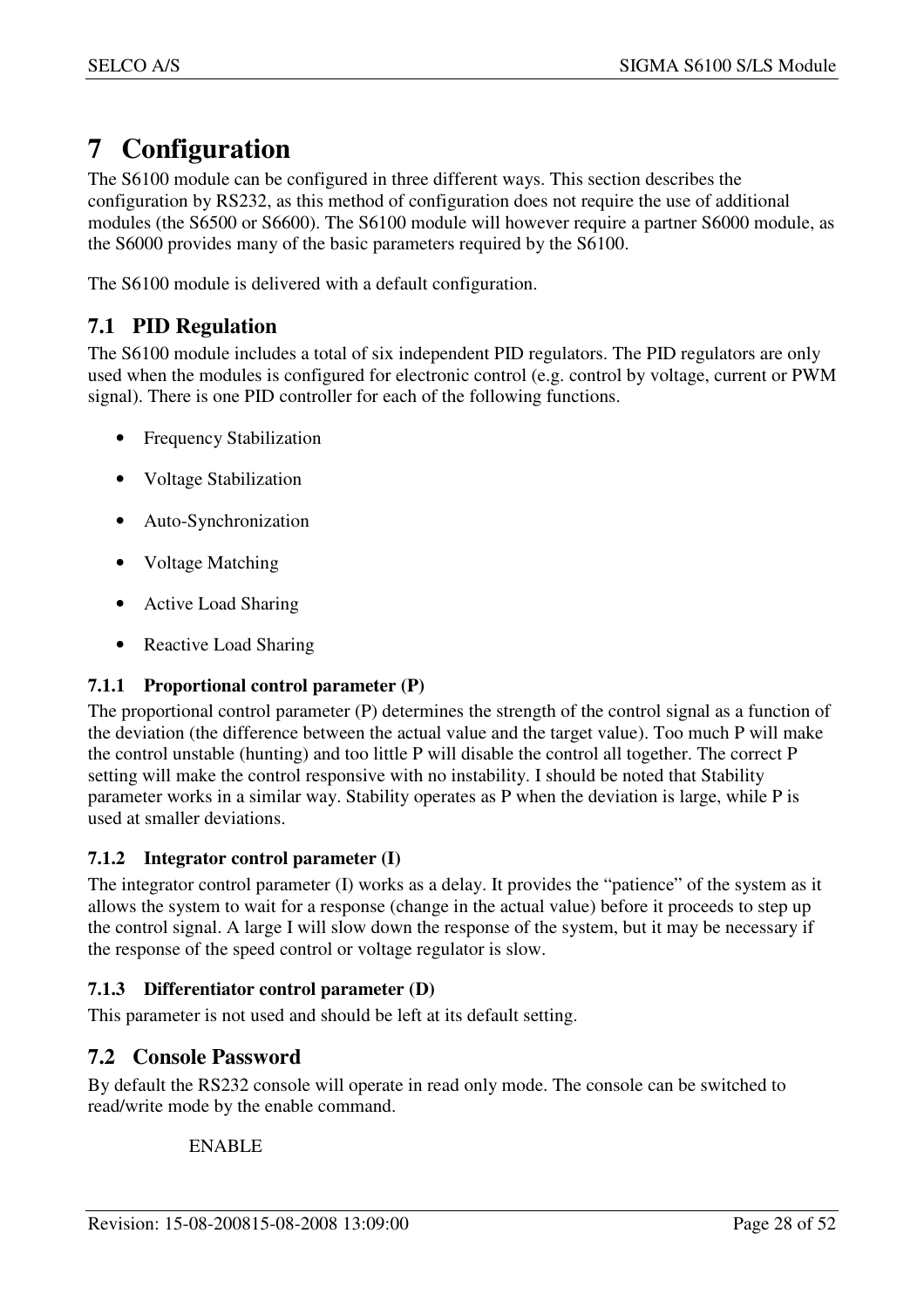# 7 Configuration

The S6100 module can be configured in three different ways. This section describes the configuration by RS232, as this method of configuration does not require the use of additional modules (the S6500 or S6600). The S6100 module will however require a partner S6000 module, as the S6000 provides many of the basic parameters required by the S6100.

The S6100 module is delivered with a default configuration.

## 7.1 PID Regulation

The S6100 module includes a total of six independent PID regulators. The PID regulators are only used when the modules is configured for electronic control (e.g. control by voltage, current or PWM signal). There is one PID controller for each of the following functions.

- Frequency Stabilization
- Voltage Stabilization
- Auto-Synchronization
- Voltage Matching
- Active Load Sharing
- Reactive Load Sharing

### 7.1.1 Proportional control parameter (P)

The proportional control parameter (P) determines the strength of the control signal as a function of the deviation (the difference between the actual value and the target value). Too much P will make the control unstable (hunting) and too little P will disable the control all together. The correct P setting will make the control responsive with no instability. I should be noted that Stability parameter works in a similar way. Stability operates as P when the deviation is large, while P is used at smaller deviations.

### 7.1.2 Integrator control parameter (I)

The integrator control parameter (I) works as a delay. It provides the "patience" of the system as it allows the system to wait for a response (change in the actual value) before it proceeds to step up the control signal. A large I will slow down the response of the system, but it may be necessary if the response of the speed control or voltage regulator is slow.

### 7.1.3 Differentiator control parameter (D)

This parameter is not used and should be left at its default setting.

## 7.2 Console Password

By default the RS232 console will operate in read only mode. The console can be switched to read/write mode by the enable command.

```
ENABLE
```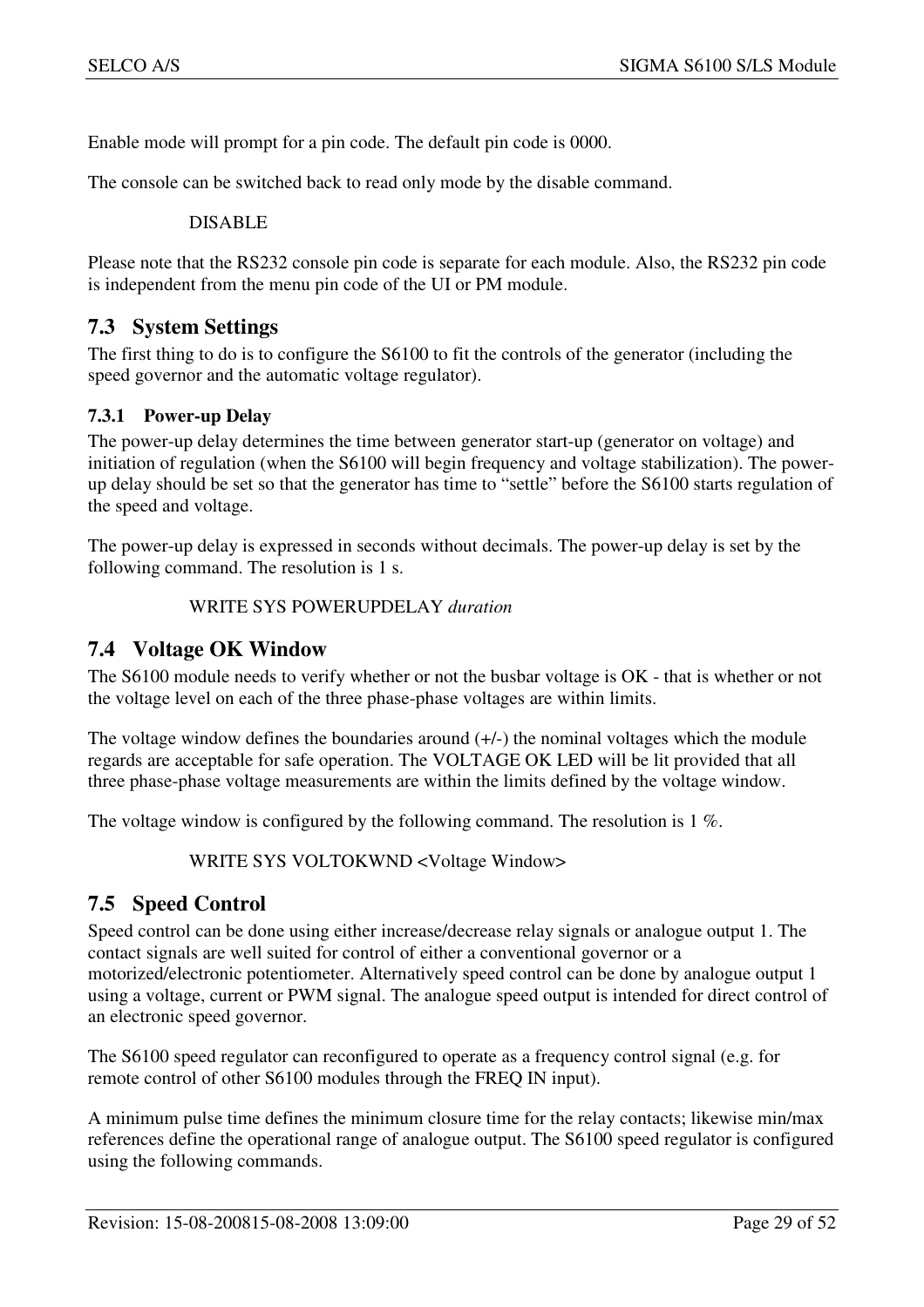Enable mode will prompt for a pin code. The default pin code is 0000.

The console can be switched back to read only mode by the disable command.

    DISABLE

Please note that the RS232 console pin code is separate for each module. Also, the RS232 pin code is independent from the menu pin code of the UI or PM module.

## 7.3 System Settings

The first thing to do is to configure the S6100 to fit the controls of the generator (including the speed governor and the automatic voltage regulator).

### 7.3.1 Power-up Delay

The power-up delay determines the time between generator start-up (generator on voltage) and initiation of regulation (when the S6100 will begin frequency and voltage stabilization). The power-up delay should be set so that the generator has time to "settle" before the S6100 starts regulation of the speed and voltage.

The power-up delay is expressed in seconds without decimals. The power-up delay is set by the following command. The resolution is 1 s.

    WRITE SYS POWERUPDELAY *duration*

## 7.4 Voltage OK Window

The S6100 module needs to verify whether or not the busbar voltage is OK - that is whether or not the voltage level on each of the three phase-phase voltages are within limits.

The voltage window defines the boundaries around (+/-) the nominal voltages which the module regards are acceptable for safe operation. The VOLTAGE OK LED will be lit provided that all three phase-phase voltage measurements are within the limits defined by the voltage window.

The voltage window is configured by the following command. The resolution is 1 %.

    WRITE SYS VOLTOKWND <Voltage Window>

## 7.5 Speed Control

Speed control can be done using either increase/decrease relay signals or analogue output 1. The contact signals are well suited for control of either a conventional governor or a motorized/electronic potentiometer. Alternatively speed control can be done by analogue output 1 using a voltage, current or PWM signal. The analogue speed output is intended for direct control of an electronic speed governor.

The S6100 speed regulator can reconfigured to operate as a frequency control signal (e.g. for remote control of other S6100 modules through the FREQ IN input).

A minimum pulse time defines the minimum closure time for the relay contacts; likewise min/max references define the operational range of analogue output. The S6100 speed regulator is configured using the following commands.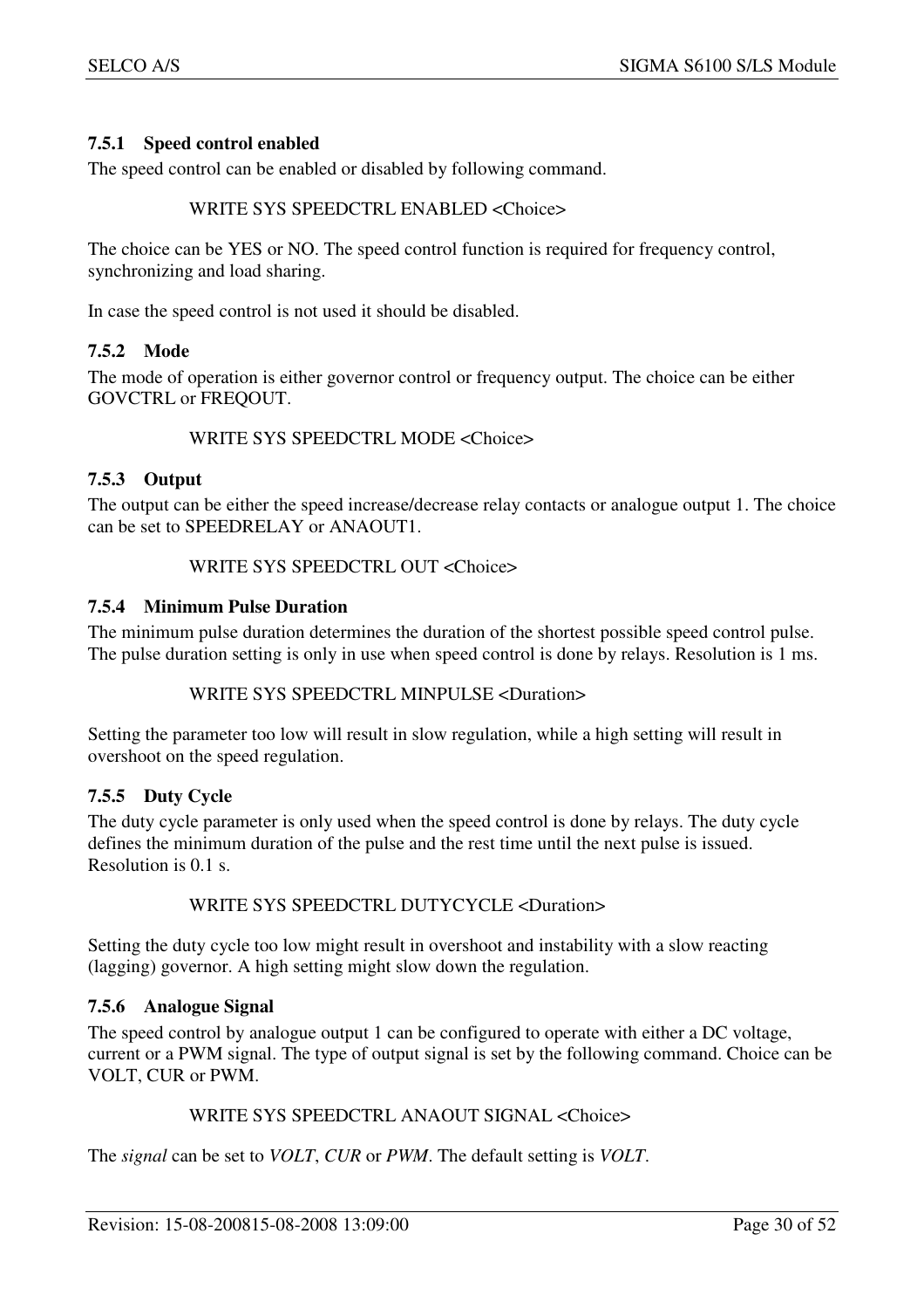### 7.5.1 Speed control enabled

The speed control can be enabled or disabled by following command.

```
WRITE SYS SPEEDCTRL ENABLED <Choice>
```

The choice can be YES or NO. The speed control function is required for frequency control, synchronizing and load sharing.

In case the speed control is not used it should be disabled.

### 7.5.2 Mode

The mode of operation is either governor control or frequency output. The choice can be either GOVCTRL or FREQOUT.

```
WRITE SYS SPEEDCTRL MODE <Choice>
```

### 7.5.3 Output

The output can be either the speed increase/decrease relay contacts or analogue output 1. The choice can be set to SPEEDRELAY or ANAOUT1.

```
WRITE SYS SPEEDCTRL OUT <Choice>
```

### 7.5.4 Minimum Pulse Duration

The minimum pulse duration determines the duration of the shortest possible speed control pulse. The pulse duration setting is only in use when speed control is done by relays. Resolution is 1 ms.

```
WRITE SYS SPEEDCTRL MINPULSE <Duration>
```

Setting the parameter too low will result in slow regulation, while a high setting will result in overshoot on the speed regulation.

### 7.5.5 Duty Cycle

The duty cycle parameter is only used when the speed control is done by relays. The duty cycle defines the minimum duration of the pulse and the rest time until the next pulse is issued. Resolution is 0.1 s.

```
WRITE SYS SPEEDCTRL DUTYCYCLE <Duration>
```

Setting the duty cycle too low might result in overshoot and instability with a slow reacting (lagging) governor. A high setting might slow down the regulation.

### 7.5.6 Analogue Signal

The speed control by analogue output 1 can be configured to operate with either a DC voltage, current or a PWM signal. The type of output signal is set by the following command. Choice can be VOLT, CUR or PWM.

```
WRITE SYS SPEEDCTRL ANAOUT SIGNAL <Choice>
```

The *signal* can be set to *VOLT*, *CUR* or *PWM*. The default setting is *VOLT*.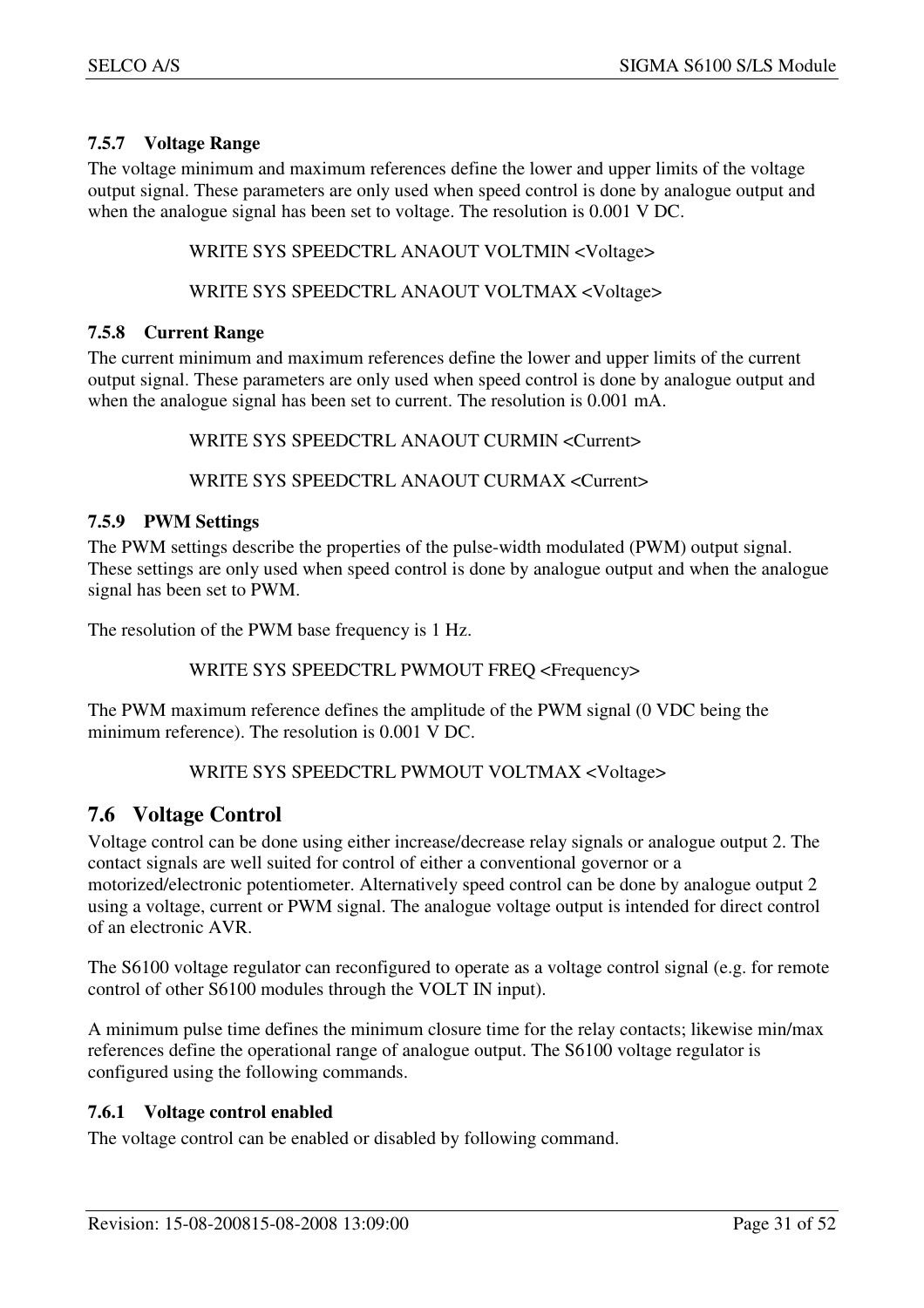### 7.5.7 Voltage Range

The voltage minimum and maximum references define the lower and upper limits of the voltage output signal. These parameters are only used when speed control is done by analogue output and when the analogue signal has been set to voltage. The resolution is 0.001 V DC.

WRITE SYS SPEEDCTRL ANAOUT VOLTMIN <Voltage>

WRITE SYS SPEEDCTRL ANAOUT VOLTMAX <Voltage>

### 7.5.8 Current Range

The current minimum and maximum references define the lower and upper limits of the current output signal. These parameters are only used when speed control is done by analogue output and when the analogue signal has been set to current. The resolution is 0.001 mA.

WRITE SYS SPEEDCTRL ANAOUT CURMIN <Current>

WRITE SYS SPEEDCTRL ANAOUT CURMAX <Current>

### 7.5.9 PWM Settings

The PWM settings describe the properties of the pulse-width modulated (PWM) output signal. These settings are only used when speed control is done by analogue output and when the analogue signal has been set to PWM.

The resolution of the PWM base frequency is 1 Hz.

WRITE SYS SPEEDCTRL PWMOUT FREQ <Frequency>

The PWM maximum reference defines the amplitude of the PWM signal (0 VDC being the minimum reference). The resolution is 0.001 V DC.

WRITE SYS SPEEDCTRL PWMOUT VOLTMAX <Voltage>

## 7.6 Voltage Control

Voltage control can be done using either increase/decrease relay signals or analogue output 2. The contact signals are well suited for control of either a conventional governor or a motorized/electronic potentiometer. Alternatively speed control can be done by analogue output 2 using a voltage, current or PWM signal. The analogue voltage output is intended for direct control of an electronic AVR.

The S6100 voltage regulator can reconfigured to operate as a voltage control signal (e.g. for remote control of other S6100 modules through the VOLT IN input).

A minimum pulse time defines the minimum closure time for the relay contacts; likewise min/max references define the operational range of analogue output. The S6100 voltage regulator is configured using the following commands.

### 7.6.1 Voltage control enabled

The voltage control can be enabled or disabled by following command.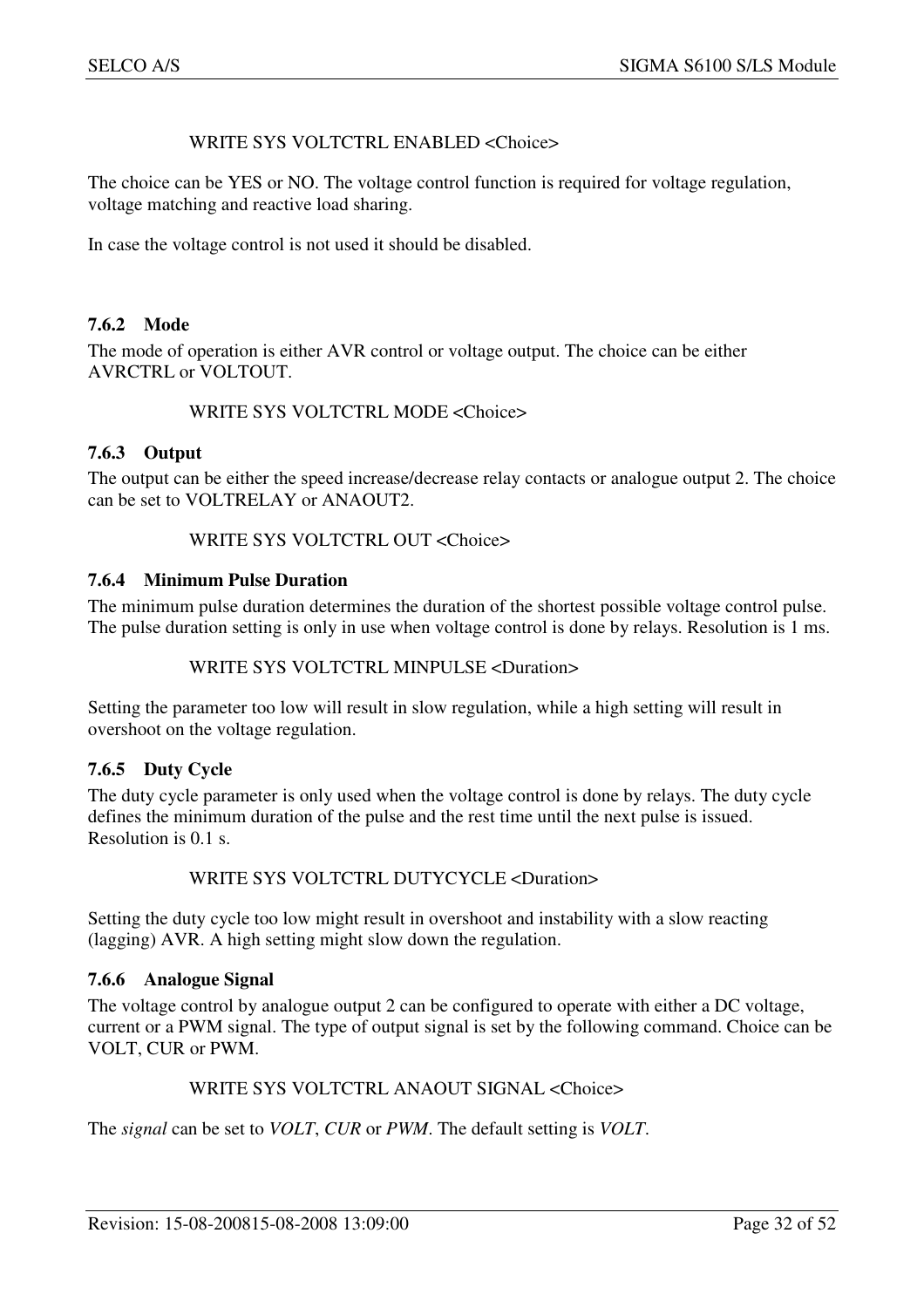WRITE SYS VOLTCTRL ENABLED <Choice>

The choice can be YES or NO. The voltage control function is required for voltage regulation, voltage matching and reactive load sharing.

In case the voltage control is not used it should be disabled.

### 7.6.2 Mode

The mode of operation is either AVR control or voltage output. The choice can be either AVRCTRL or VOLTOUT.

WRITE SYS VOLTCTRL MODE <Choice>

### 7.6.3 Output

The output can be either the speed increase/decrease relay contacts or analogue output 2. The choice can be set to VOLTRELAY or ANAOUT2.

WRITE SYS VOLTCTRL OUT <Choice>

### 7.6.4 Minimum Pulse Duration

The minimum pulse duration determines the duration of the shortest possible voltage control pulse. The pulse duration setting is only in use when voltage control is done by relays. Resolution is 1 ms.

WRITE SYS VOLTCTRL MINPULSE <Duration>

Setting the parameter too low will result in slow regulation, while a high setting will result in overshoot on the voltage regulation.

### 7.6.5 Duty Cycle

The duty cycle parameter is only used when the voltage control is done by relays. The duty cycle defines the minimum duration of the pulse and the rest time until the next pulse is issued. Resolution is 0.1 s.

WRITE SYS VOLTCTRL DUTYCYCLE <Duration>

Setting the duty cycle too low might result in overshoot and instability with a slow reacting (lagging) AVR. A high setting might slow down the regulation.

### 7.6.6 Analogue Signal

The voltage control by analogue output 2 can be configured to operate with either a DC voltage, current or a PWM signal. The type of output signal is set by the following command. Choice can be VOLT, CUR or PWM.

WRITE SYS VOLTCTRL ANAOUT SIGNAL <Choice>

The *signal* can be set to *VOLT*, *CUR* or *PWM*. The default setting is *VOLT*.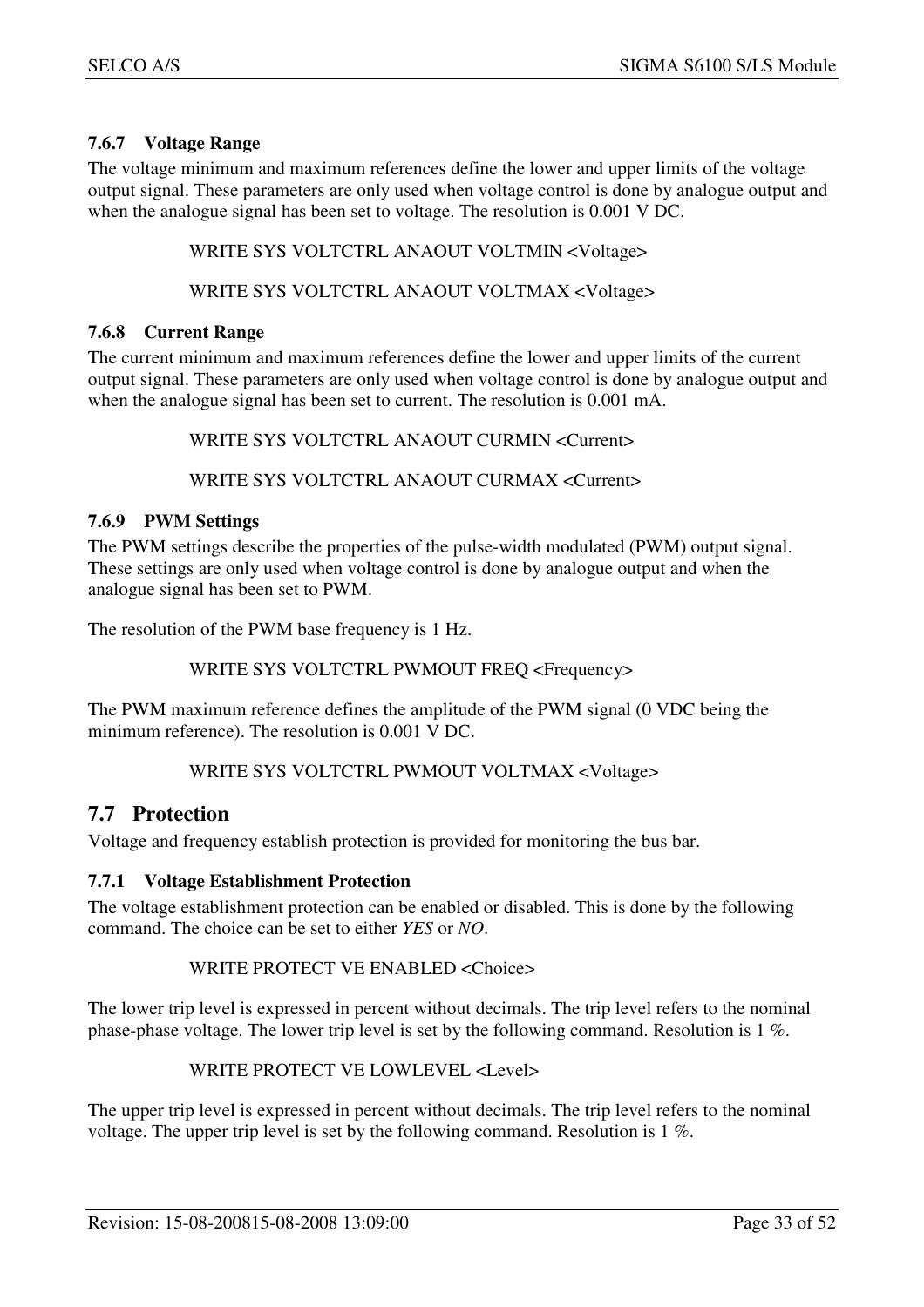#### 7.6.7 Voltage Range

The voltage minimum and maximum references define the lower and upper limits of the voltage output signal. These parameters are only used when voltage control is done by analogue output and when the analogue signal has been set to voltage. The resolution is 0.001 V DC.

```
WRITE SYS VOLTCTRL ANAOUT VOLTMIN <Voltage>
```

```
WRITE SYS VOLTCTRL ANAOUT VOLTMAX <Voltage>
```

#### 7.6.8 Current Range

The current minimum and maximum references define the lower and upper limits of the current output signal. These parameters are only used when voltage control is done by analogue output and when the analogue signal has been set to current. The resolution is 0.001 mA.

```
WRITE SYS VOLTCTRL ANAOUT CURMIN <Current>
```

```
WRITE SYS VOLTCTRL ANAOUT CURMAX <Current>
```

#### 7.6.9 PWM Settings

The PWM settings describe the properties of the pulse-width modulated (PWM) output signal. These settings are only used when voltage control is done by analogue output and when the analogue signal has been set to PWM.

The resolution of the PWM base frequency is 1 Hz.

```
WRITE SYS VOLTCTRL PWMOUT FREQ <Frequency>
```

The PWM maximum reference defines the amplitude of the PWM signal (0 VDC being the minimum reference). The resolution is 0.001 V DC.

```
WRITE SYS VOLTCTRL PWMOUT VOLTMAX <Voltage>
```

### 7.7 Protection

Voltage and frequency establish protection is provided for monitoring the bus bar.

#### 7.7.1 Voltage Establishment Protection

The voltage establishment protection can be enabled or disabled. This is done by the following command. The choice can be set to either *YES* or *NO*.

```
WRITE PROTECT VE ENABLED <Choice>
```

The lower trip level is expressed in percent without decimals. The trip level refers to the nominal phase-phase voltage. The lower trip level is set by the following command. Resolution is 1 %.

```
WRITE PROTECT VE LOWLEVEL <Level>
```

The upper trip level is expressed in percent without decimals. The trip level refers to the nominal voltage. The upper trip level is set by the following command. Resolution is 1 %.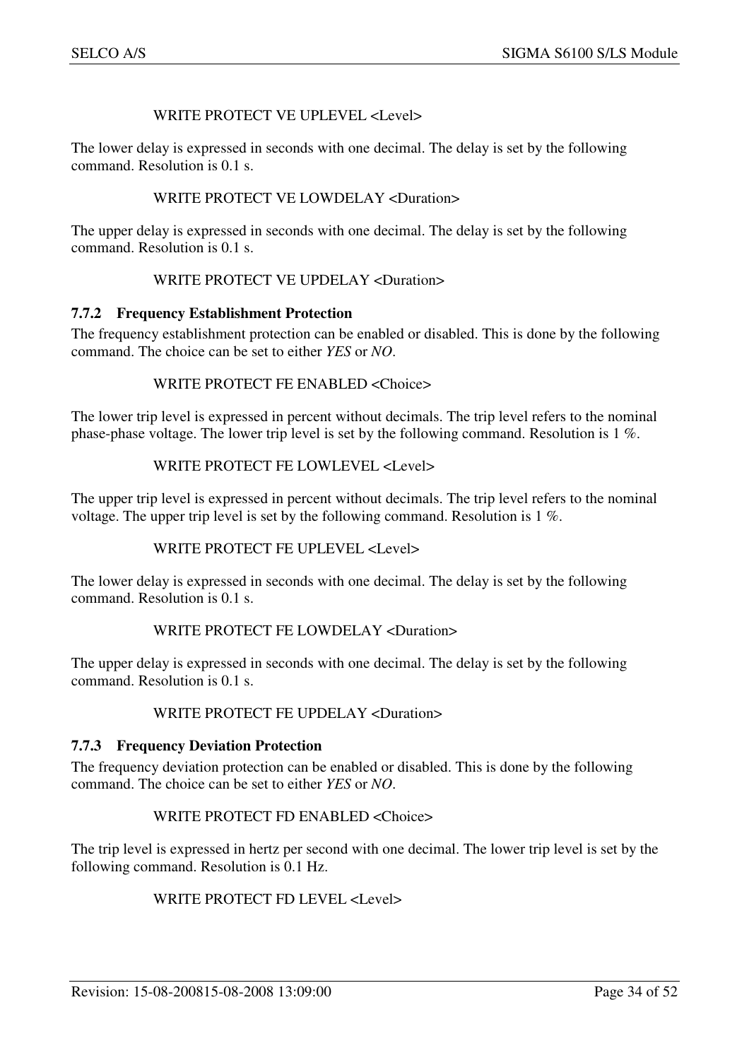WRITE PROTECT VE UPLEVEL <Level>

The lower delay is expressed in seconds with one decimal. The delay is set by the following command. Resolution is 0.1 s.

WRITE PROTECT VE LOWDELAY <Duration>

The upper delay is expressed in seconds with one decimal. The delay is set by the following command. Resolution is 0.1 s.

WRITE PROTECT VE UPDELAY <Duration>

### 7.7.2 Frequency Establishment Protection

The frequency establishment protection can be enabled or disabled. This is done by the following command. The choice can be set to either *YES* or *NO*.

WRITE PROTECT FE ENABLED <Choice>

The lower trip level is expressed in percent without decimals. The trip level refers to the nominal phase-phase voltage. The lower trip level is set by the following command. Resolution is 1 %.

WRITE PROTECT FE LOWLEVEL <Level>

The upper trip level is expressed in percent without decimals. The trip level refers to the nominal voltage. The upper trip level is set by the following command. Resolution is 1 %.

WRITE PROTECT FE UPLEVEL <Level>

The lower delay is expressed in seconds with one decimal. The delay is set by the following command. Resolution is 0.1 s.

WRITE PROTECT FE LOWDELAY <Duration>

The upper delay is expressed in seconds with one decimal. The delay is set by the following command. Resolution is 0.1 s.

WRITE PROTECT FE UPDELAY <Duration>

### 7.7.3 Frequency Deviation Protection

The frequency deviation protection can be enabled or disabled. This is done by the following command. The choice can be set to either *YES* or *NO*.

WRITE PROTECT FD ENABLED <Choice>

The trip level is expressed in hertz per second with one decimal. The lower trip level is set by the following command. Resolution is 0.1 Hz.

WRITE PROTECT FD LEVEL <Level>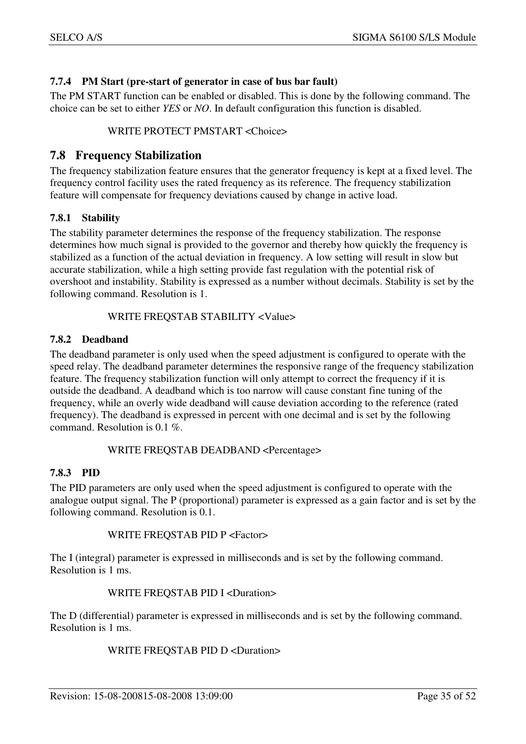#### 7.7.4 PM Start (pre-start of generator in case of bus bar fault)

The PM START function can be enabled or disabled. This is done by the following command. The choice can be set to either *YES* or *NO*. In default configuration this function is disabled.

WRITE PROTECT PMSTART <Choice>

## 7.8 Frequency Stabilization

The frequency stabilization feature ensures that the generator frequency is kept at a fixed level. The frequency control facility uses the rated frequency as its reference. The frequency stabilization feature will compensate for frequency deviations caused by change in active load.

#### 7.8.1 Stability

The stability parameter determines the response of the frequency stabilization. The response determines how much signal is provided to the governor and thereby how quickly the frequency is stabilized as a function of the actual deviation in frequency. A low setting will result in slow but accurate stabilization, while a high setting provide fast regulation with the potential risk of overshoot and instability. Stability is expressed as a number without decimals. Stability is set by the following command. Resolution is 1.

WRITE FREQSTAB STABILITY <Value>

#### 7.8.2 Deadband

The deadband parameter is only used when the speed adjustment is configured to operate with the speed relay. The deadband parameter determines the responsive range of the frequency stabilization feature. The frequency stabilization function will only attempt to correct the frequency if it is outside the deadband. A deadband which is too narrow will cause constant fine tuning of the frequency, while an overly wide deadband will cause deviation according to the reference (rated frequency). The deadband is expressed in percent with one decimal and is set by the following command. Resolution is 0.1 %.

WRITE FREQSTAB DEADBAND <Percentage>

#### 7.8.3 PID

The PID parameters are only used when the speed adjustment is configured to operate with the analogue output signal. The P (proportional) parameter is expressed as a gain factor and is set by the following command. Resolution is 0.1.

WRITE FREQSTAB PID P <Factor>

The I (integral) parameter is expressed in milliseconds and is set by the following command. Resolution is 1 ms.

WRITE FREQSTAB PID I <Duration>

The D (differential) parameter is expressed in milliseconds and is set by the following command. Resolution is 1 ms.

WRITE FREQSTAB PID D <Duration>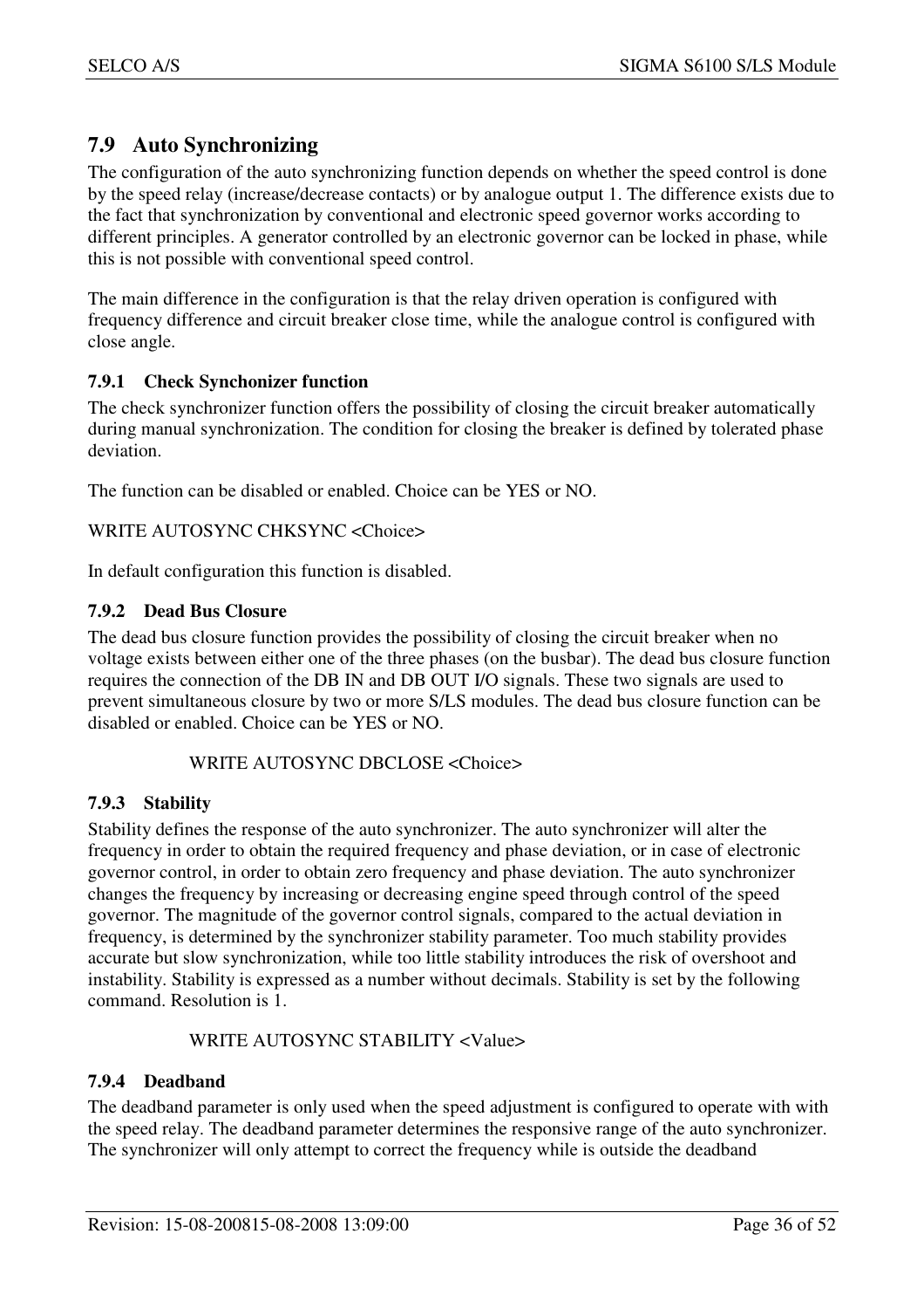## 7.9 Auto Synchronizing

The configuration of the auto synchronizing function depends on whether the speed control is done by the speed relay (increase/decrease contacts) or by analogue output 1. The difference exists due to the fact that synchronization by conventional and electronic speed governor works according to different principles. A generator controlled by an electronic governor can be locked in phase, while this is not possible with conventional speed control.

The main difference in the configuration is that the relay driven operation is configured with frequency difference and circuit breaker close time, while the analogue control is configured with close angle.

### 7.9.1 Check Synchonizer function

The check synchronizer function offers the possibility of closing the circuit breaker automatically during manual synchronization. The condition for closing the breaker is defined by tolerated phase deviation.

The function can be disabled or enabled. Choice can be YES or NO.

WRITE AUTOSYNC CHKSYNC <Choice>

In default configuration this function is disabled.

### 7.9.2 Dead Bus Closure

The dead bus closure function provides the possibility of closing the circuit breaker when no voltage exists between either one of the three phases (on the busbar). The dead bus closure function requires the connection of the DB IN and DB OUT I/O signals. These two signals are used to prevent simultaneous closure by two or more S/LS modules. The dead bus closure function can be disabled or enabled. Choice can be YES or NO.

WRITE AUTOSYNC DBCLOSE <Choice>

### 7.9.3 Stability

Stability defines the response of the auto synchronizer. The auto synchronizer will alter the frequency in order to obtain the required frequency and phase deviation, or in case of electronic governor control, in order to obtain zero frequency and phase deviation. The auto synchronizer changes the frequency by increasing or decreasing engine speed through control of the speed governor. The magnitude of the governor control signals, compared to the actual deviation in frequency, is determined by the synchronizer stability parameter. Too much stability provides accurate but slow synchronization, while too little stability introduces the risk of overshoot and instability. Stability is expressed as a number without decimals. Stability is set by the following command. Resolution is 1.

WRITE AUTOSYNC STABILITY <Value>

### 7.9.4 Deadband

The deadband parameter is only used when the speed adjustment is configured to operate with with the speed relay. The deadband parameter determines the responsive range of the auto synchronizer. The synchronizer will only attempt to correct the frequency while is outside the deadband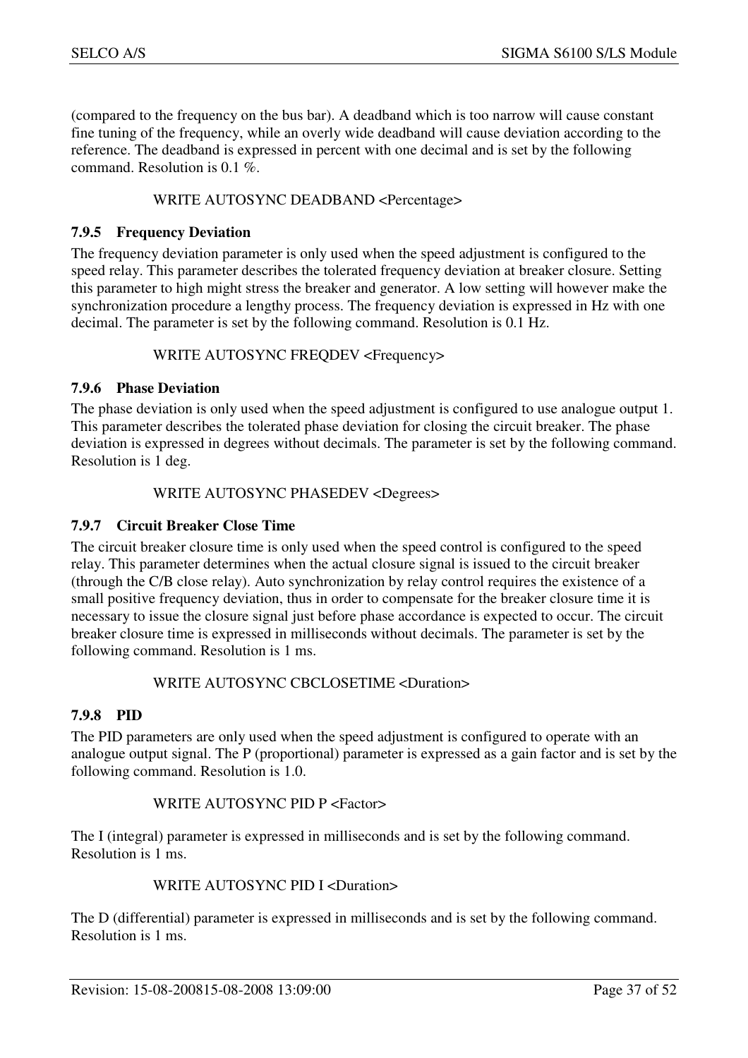(compared to the frequency on the bus bar). A deadband which is too narrow will cause constant fine tuning of the frequency, while an overly wide deadband will cause deviation according to the reference. The deadband is expressed in percent with one decimal and is set by the following command. Resolution is 0.1 %.

```
WRITE AUTOSYNC DEADBAND <Percentage>
```

### 7.9.5 Frequency Deviation

The frequency deviation parameter is only used when the speed adjustment is configured to the speed relay. This parameter describes the tolerated frequency deviation at breaker closure. Setting this parameter to high might stress the breaker and generator. A low setting will however make the synchronization procedure a lengthy process. The frequency deviation is expressed in Hz with one decimal. The parameter is set by the following command. Resolution is 0.1 Hz.

```
WRITE AUTOSYNC FREQDEV <Frequency>
```

### 7.9.6 Phase Deviation

The phase deviation is only used when the speed adjustment is configured to use analogue output 1. This parameter describes the tolerated phase deviation for closing the circuit breaker. The phase deviation is expressed in degrees without decimals. The parameter is set by the following command. Resolution is 1 deg.

```
WRITE AUTOSYNC PHASEDEV <Degrees>
```

### 7.9.7 Circuit Breaker Close Time

The circuit breaker closure time is only used when the speed control is configured to the speed relay. This parameter determines when the actual closure signal is issued to the circuit breaker (through the C/B close relay). Auto synchronization by relay control requires the existence of a small positive frequency deviation, thus in order to compensate for the breaker closure time it is necessary to issue the closure signal just before phase accordance is expected to occur. The circuit breaker closure time is expressed in milliseconds without decimals. The parameter is set by the following command. Resolution is 1 ms.

```
WRITE AUTOSYNC CBCLOSETIME <Duration>
```

### 7.9.8 PID

The PID parameters are only used when the speed adjustment is configured to operate with an analogue output signal. The P (proportional) parameter is expressed as a gain factor and is set by the following command. Resolution is 1.0.

```
WRITE AUTOSYNC PID P <Factor>
```

The I (integral) parameter is expressed in milliseconds and is set by the following command. Resolution is 1 ms.

```
WRITE AUTOSYNC PID I <Duration>
```

The D (differential) parameter is expressed in milliseconds and is set by the following command. Resolution is 1 ms.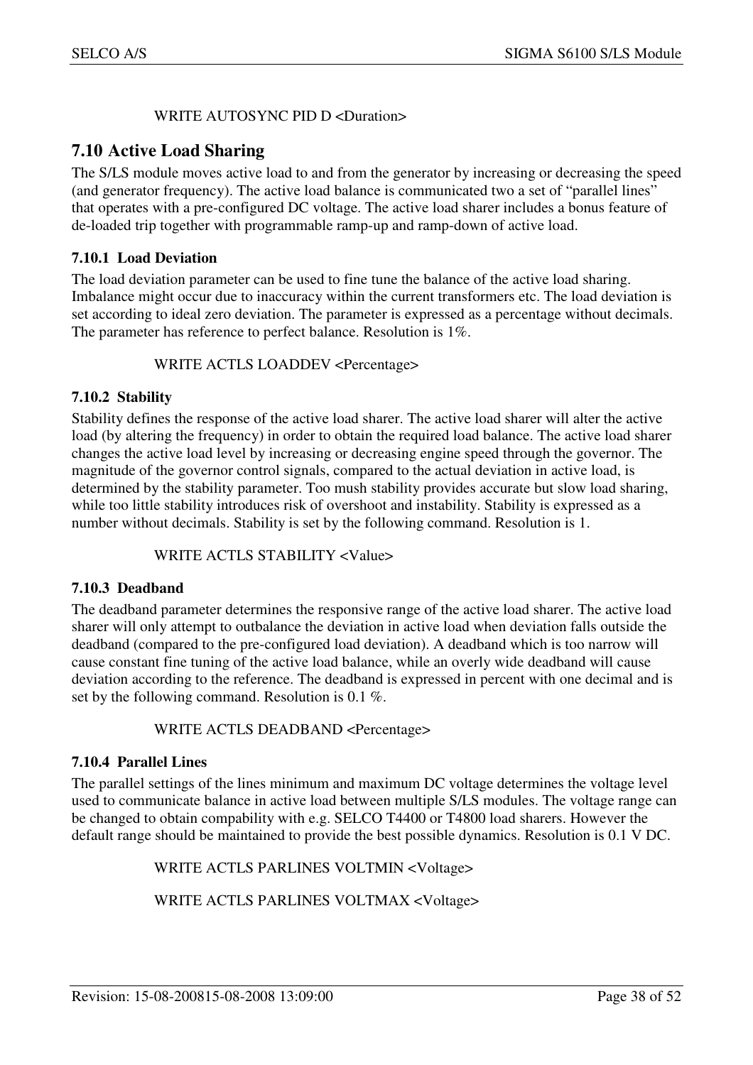WRITE AUTOSYNC PID D <Duration>

## 7.10 Active Load Sharing

The S/LS module moves active load to and from the generator by increasing or decreasing the speed (and generator frequency). The active load balance is communicated two a set of "parallel lines" that operates with a pre-configured DC voltage. The active load sharer includes a bonus feature of de-loaded trip together with programmable ramp-up and ramp-down of active load.

### 7.10.1 Load Deviation

The load deviation parameter can be used to fine tune the balance of the active load sharing. Imbalance might occur due to inaccuracy within the current transformers etc. The load deviation is set according to ideal zero deviation. The parameter is expressed as a percentage without decimals. The parameter has reference to perfect balance. Resolution is 1%.

WRITE ACTLS LOADDEV <Percentage>

### 7.10.2 Stability

Stability defines the response of the active load sharer. The active load sharer will alter the active load (by altering the frequency) in order to obtain the required load balance. The active load sharer changes the active load level by increasing or decreasing engine speed through the governor. The magnitude of the governor control signals, compared to the actual deviation in active load, is determined by the stability parameter. Too mush stability provides accurate but slow load sharing, while too little stability introduces risk of overshoot and instability. Stability is expressed as a number without decimals. Stability is set by the following command. Resolution is 1.

WRITE ACTLS STABILITY <Value>

### 7.10.3 Deadband

The deadband parameter determines the responsive range of the active load sharer. The active load sharer will only attempt to outbalance the deviation in active load when deviation falls outside the deadband (compared to the pre-configured load deviation). A deadband which is too narrow will cause constant fine tuning of the active load balance, while an overly wide deadband will cause deviation according to the reference. The deadband is expressed in percent with one decimal and is set by the following command. Resolution is 0.1 %.

WRITE ACTLS DEADBAND <Percentage>

### 7.10.4 Parallel Lines

The parallel settings of the lines minimum and maximum DC voltage determines the voltage level used to communicate balance in active load between multiple S/LS modules. The voltage range can be changed to obtain compability with e.g. SELCO T4400 or T4800 load sharers. However the default range should be maintained to provide the best possible dynamics. Resolution is 0.1 V DC.

WRITE ACTLS PARLINES VOLTMIN <Voltage>

WRITE ACTLS PARLINES VOLTMAX <Voltage>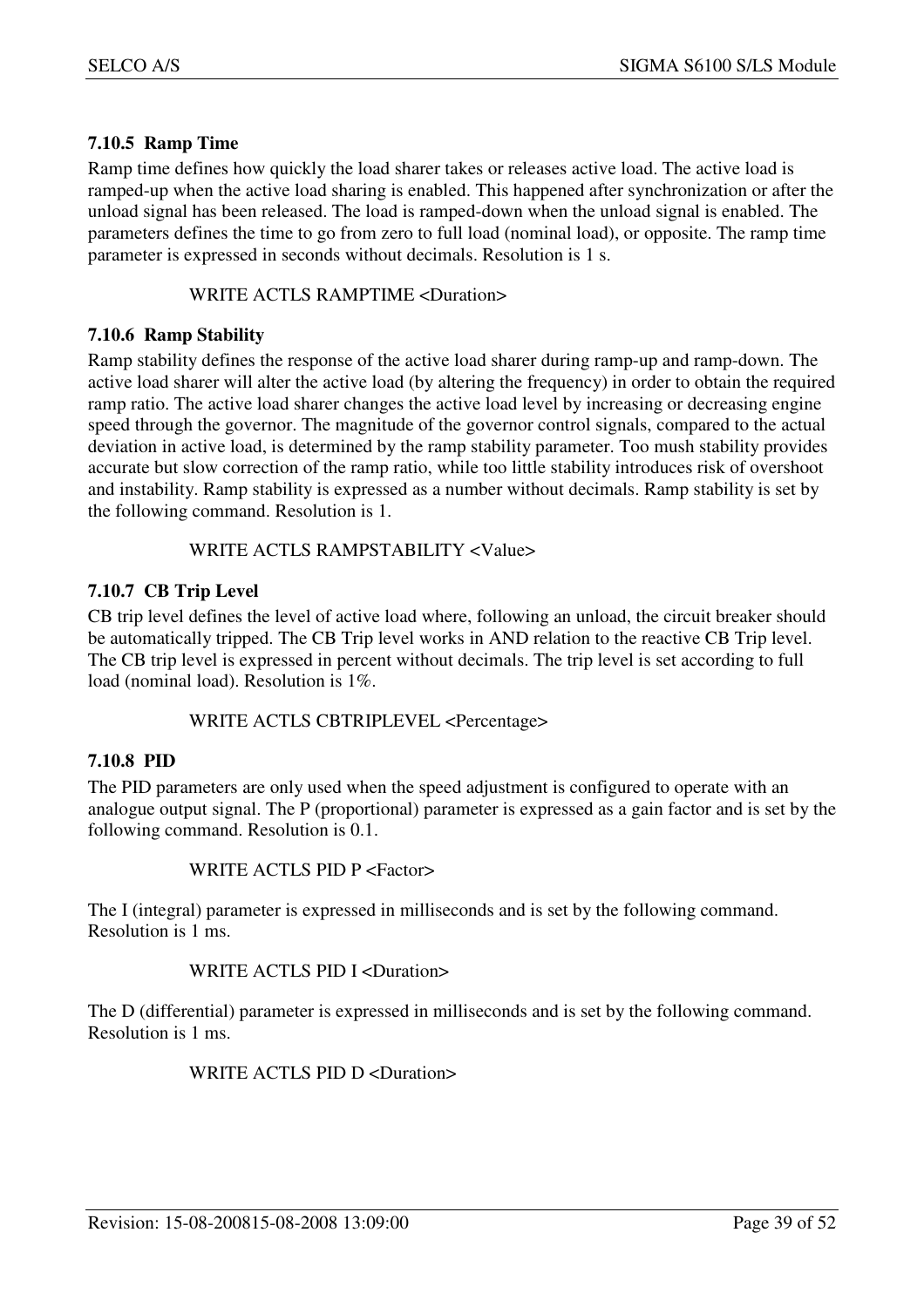### 7.10.5 Ramp Time

Ramp time defines how quickly the load sharer takes or releases active load. The active load is ramped-up when the active load sharing is enabled. This happened after synchronization or after the unload signal has been released. The load is ramped-down when the unload signal is enabled. The parameters defines the time to go from zero to full load (nominal load), or opposite. The ramp time parameter is expressed in seconds without decimals. Resolution is 1 s.

```
WRITE ACTLS RAMPTIME <Duration>
```

### 7.10.6 Ramp Stability

Ramp stability defines the response of the active load sharer during ramp-up and ramp-down. The active load sharer will alter the active load (by altering the frequency) in order to obtain the required ramp ratio. The active load sharer changes the active load level by increasing or decreasing engine speed through the governor. The magnitude of the governor control signals, compared to the actual deviation in active load, is determined by the ramp stability parameter. Too mush stability provides accurate but slow correction of the ramp ratio, while too little stability introduces risk of overshoot and instability. Ramp stability is expressed as a number without decimals. Ramp stability is set by the following command. Resolution is 1.

```
WRITE ACTLS RAMPSTABILITY <Value>
```

### 7.10.7 CB Trip Level

CB trip level defines the level of active load where, following an unload, the circuit breaker should be automatically tripped. The CB Trip works in AND relation to the reactive CB Trip level. The CB trip level is expressed in percent without decimals. The trip level is set according to full load (nominal load). Resolution is 1%.

```
WRITE ACTLS CBTRIPLEVEL <Percentage>
```

### 7.10.8 PID

The PID parameters are only used when the speed adjustment is configured to operate with an analogue output signal. The P (proportional) parameter is expressed as a gain factor and is set by the following command. Resolution is 0.1.

```
WRITE ACTLS PID P <Factor>
```

The I (integral) parameter is expressed in milliseconds and is set by the following command. Resolution is 1 ms.

```
WRITE ACTLS PID I <Duration>
```

The D (differential) parameter is expressed in milliseconds and is set by the following command. Resolution is 1 ms.

```
WRITE ACTLS PID D <Duration>
```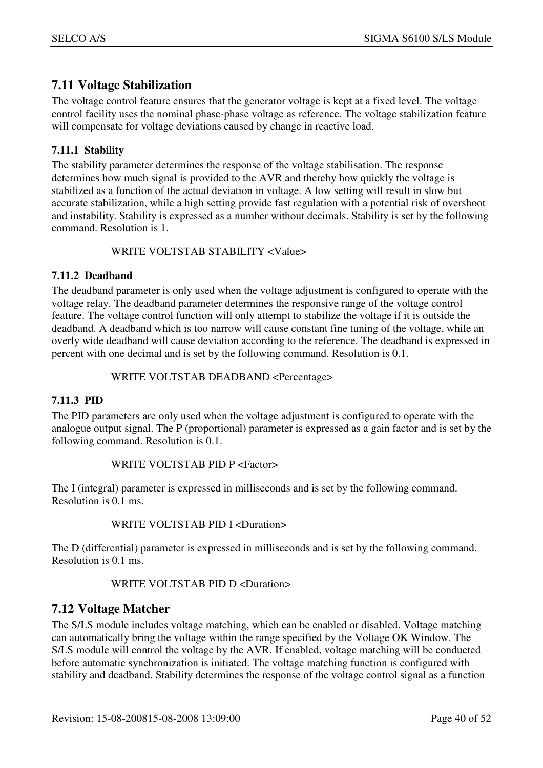## 7.11 Voltage Stabilization

The voltage control feature ensures that the generator voltage is kept at a fixed level. The voltage control facility uses the nominal phase-phase voltage as reference. The voltage stabilization feature will compensate for voltage deviations caused by change in reactive load.

### 7.11.1 Stability

The stability parameter determines the response of the voltage stabilisation. The response determines how much signal is provided to the AVR and thereby how quickly the voltage is stabilized as a function of the actual deviation in voltage. A low setting will result in slow but accurate stabilization, while a high setting provide fast regulation with a potential risk of overshoot and instability. Stability is expressed as a number without decimals. Stability is set by the following command. Resolution is 1.

```
WRITE VOLTSTAB STABILITY <Value>
```

### 7.11.2 Deadband

The deadband parameter is only used when the voltage adjustment is configured to operate with the voltage relay. The deadband parameter determines the responsive range of the voltage control feature. The voltage control function will only attempt to stabilize the voltage if it is outside the deadband. A deadband which is too narrow will cause constant fine tuning of the voltage, while an overly wide deadband will cause deviation according to the reference. The deadband is expressed in percent with one decimal and is set by the following command. Resolution is 0.1.

```
WRITE VOLTSTAB DEADBAND <Percentage>
```

### 7.11.3 PID

The PID parameters are only used when the voltage adjustment is configured to operate with the analogue output signal. The P (proportional) parameter is expressed as a gain factor and is set by the following command. Resolution is 0.1.

```
WRITE VOLTSTAB PID P <Factor>
```

The I (integral) parameter is expressed in milliseconds and is set by the following command. Resolution is 0.1 ms.

```
WRITE VOLTSTAB PID I <Duration>
```

The D (differential) parameter is expressed in milliseconds and is set by the following command. Resolution is 0.1 ms.

```
WRITE VOLTSTAB PID D <Duration>
```

## 7.12 Voltage Matcher

The S/LS module includes voltage matching, which can be enabled or disabled. Voltage matching can automatically bring the voltage within the range specified by the Voltage OK Window. The S/LS module will control the voltage by the AVR. If enabled, voltage matching will be conducted before automatic synchronization is initiated. The voltage matching function is configured with stability and deadband. Stability determines the response of the voltage control signal as a function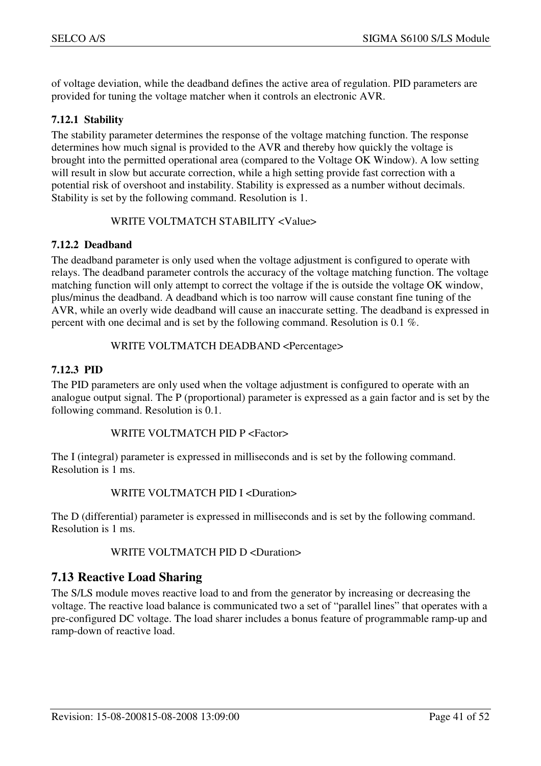of voltage deviation, while the deadband defines the active area of regulation. PID parameters are provided for tuning the voltage matcher when it controls an electronic AVR.

### 7.12.1 Stability

The stability parameter determines the response of the voltage matching function. The response determines how much signal is provided to the AVR and thereby how quickly the voltage is brought into the permitted operational area (compared to the Voltage OK Window). A low setting will result in slow but accurate correction, while a high setting provide fast correction with a potential risk of overshoot and instability. Stability is expressed as a number without decimals. Stability is set by the following command. Resolution is 1.

```
WRITE VOLTMATCH STABILITY <Value>
```

### 7.12.2 Deadband

The deadband parameter is only used when the voltage adjustment is configured to operate with relays. The deadband parameter controls the accuracy of the voltage matching function. The voltage matching function will only attempt to correct the voltage if the is outside the voltage OK window, plus/minus the deadband. A deadband which is too narrow will cause constant fine tuning of the AVR, while an overly wide deadband will cause an inaccurate setting. The deadband is expressed in percent with one decimal and is set by the following command. Resolution is 0.1 %.

```
WRITE VOLTMATCH DEADBAND <Percentage>
```

### 7.12.3 PID

The PID parameters are only used when the voltage adjustment is configured to operate with an analogue output signal. The P (proportional) parameter is expressed as a gain factor and is set by the following command. Resolution is 0.1.

```
WRITE VOLTMATCH PID P <Factor>
```

The I (integral) parameter is expressed in milliseconds and is set by the following command. Resolution is 1 ms.

```
WRITE VOLTMATCH PID I <Duration>
```

The D (differential) parameter is expressed in milliseconds and is set by the following command. Resolution is 1 ms.

```
WRITE VOLTMATCH PID D <Duration>
```

## 7.13 Reactive Load Sharing

The S/LS module moves reactive load to and from the generator by increasing or decreasing the voltage. The reactive load balance is communicated two a set of "parallel lines" that operates with a pre-configured DC voltage. The load sharer includes a bonus feature of programmable ramp-up and ramp-down of reactive load.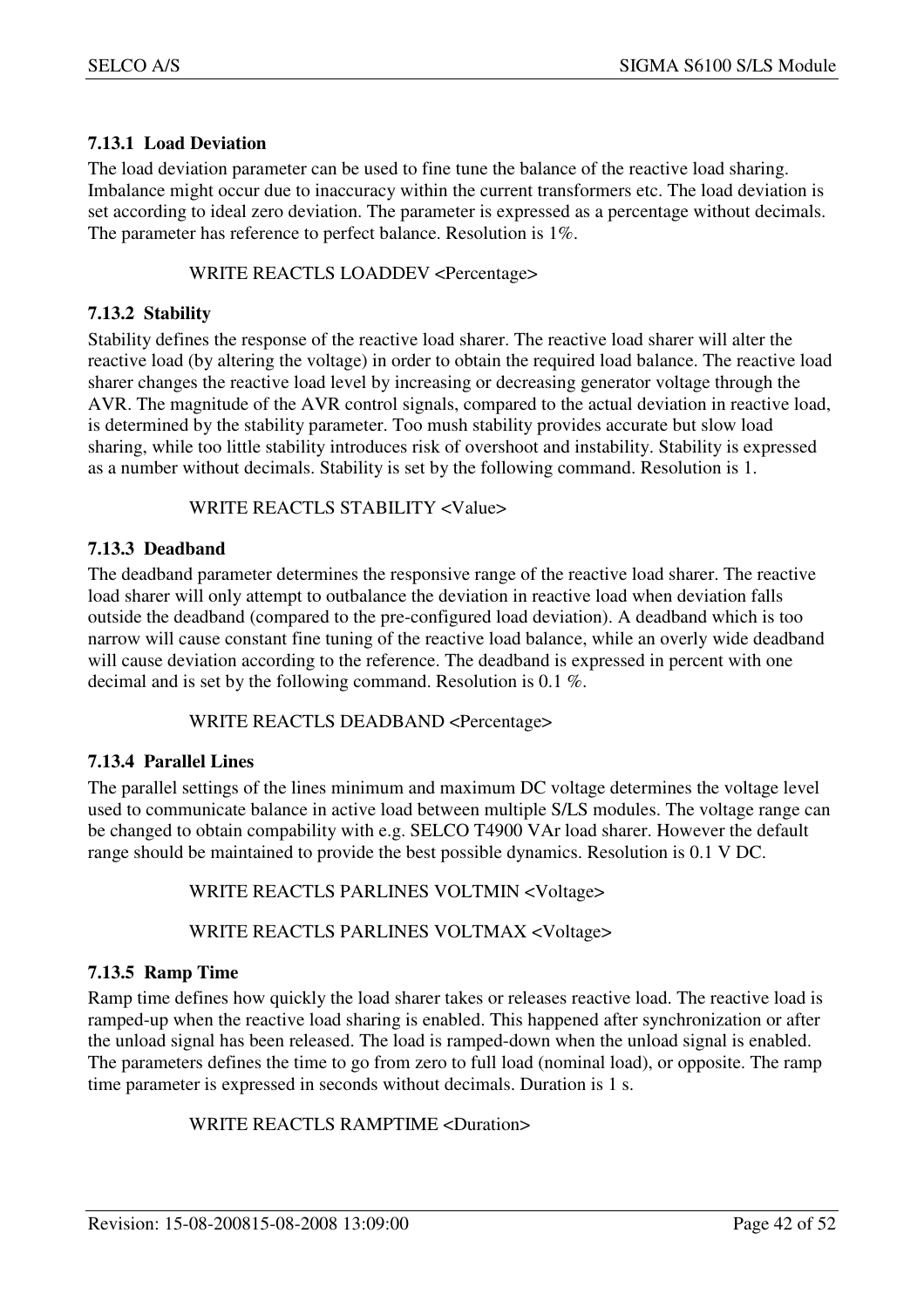### 7.13.1 Load Deviation

The load deviation parameter can be used to fine tune the balance of the reactive load sharing. Imbalance might occur due to inaccuracy within the current transformers etc. The load deviation is set according to ideal zero deviation. The parameter is expressed as a percentage without decimals. The parameter has reference to perfect balance. Resolution is 1%.

```
WRITE REACTLS LOADDEV <Percentage>
```

### 7.13.2 Stability

Stability defines the response of the reactive load sharer. The reactive load sharer will alter the reactive load (by altering the voltage) in order to obtain the required load balance. The reactive load sharer changes the reactive load level by increasing or decreasing generator voltage through the AVR. The magnitude of the AVR control signals, compared to the actual deviation in reactive load, is determined by the stability parameter. Too mush stability provides accurate but slow load sharing, while too little stability introduces risk of overshoot and instability. Stability is expressed as a number without decimals. Stability is set by the following command. Resolution is 1.

```
WRITE REACTLS STABILITY <Value>
```

### 7.13.3 Deadband

The deadband parameter determines the responsive range of the reactive load sharer. The reactive load sharer will only attempt to outbalance the deviation in reactive load when deviation falls outside the deadband (compared to the pre-configured load deviation). A deadband which is too narrow will cause constant fine tuning of the reactive load balance, while an overly wide deadband will cause deviation according to the reference. The deadband is expressed in percent with one decimal and is set by the following command. Resolution is 0.1 %.

```
WRITE REACTLS DEADBAND <Percentage>
```

### 7.13.4 Parallel Lines

The parallel settings of the lines minimum and maximum DC voltage determines the voltage level used to communicate balance in active load between multiple S/LS modules. The voltage range can be changed to obtain compability with e.g. SELCO T4900 VAr load sharer. However the default range should be maintained to provide the best possible dynamics. Resolution is 0.1 V DC.

```
WRITE REACTLS PARLINES VOLTMIN <Voltage>

WRITE REACTLS PARLINES VOLTMAX <Voltage>
```

### 7.13.5 Ramp Time

Ramp time defines how quickly the load sharer takes or releases reactive load. The reactive load is ramped-up when the reactive load sharing is enabled. This happened after synchronization or after the unload signal has been released. The load is ramped-down when the unload signal is enabled. The parameters defines the time to go from zero to full load (nominal load), or opposite. The ramp time parameter is expressed in seconds without decimals. Duration is 1 s.

```
WRITE REACTLS RAMPTIME <Duration>
```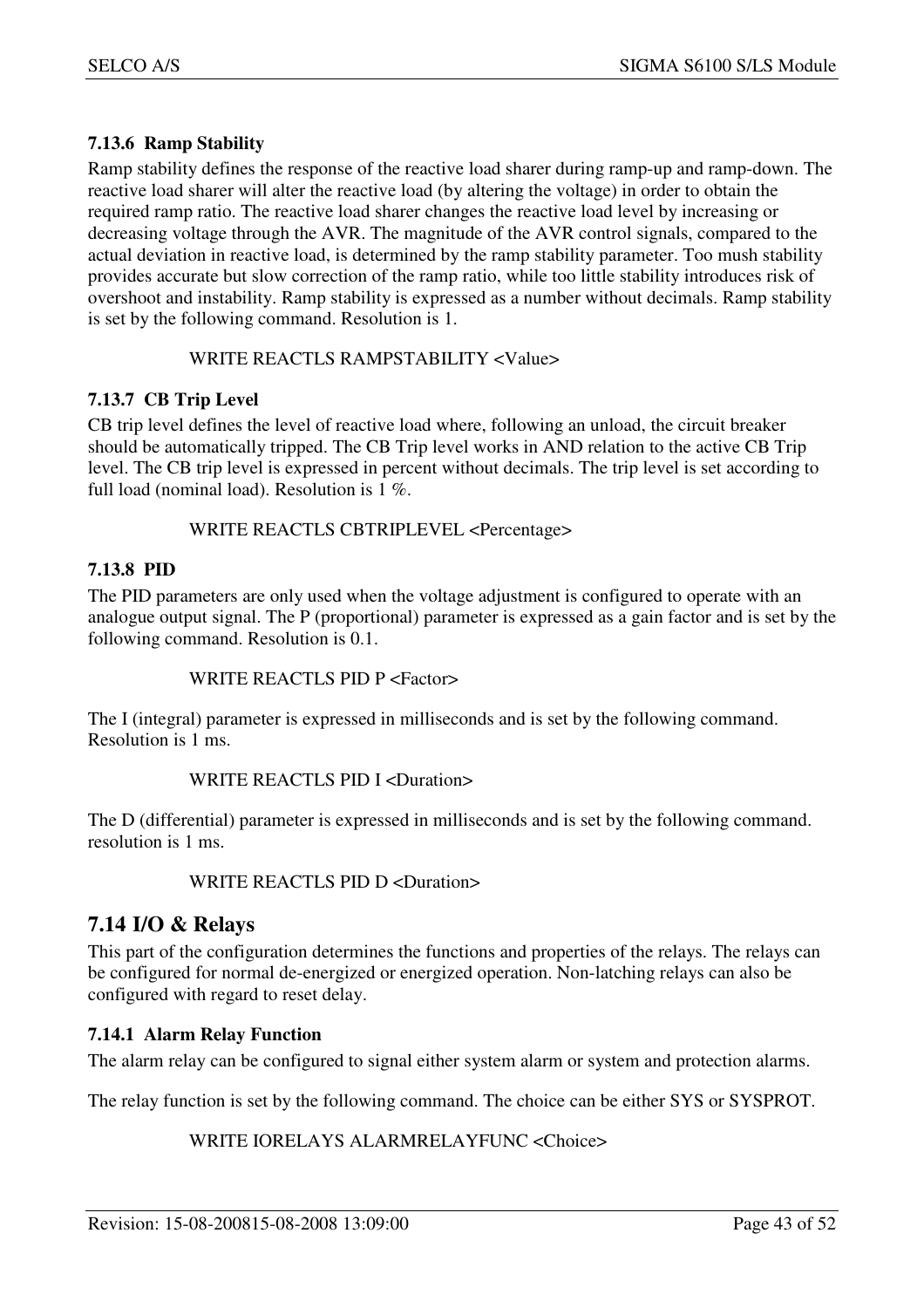### 7.13.6 Ramp Stability

Ramp stability defines the response of the reactive load sharer during ramp-up and ramp-down. The reactive load sharer will alter the reactive load (by altering the voltage) in order to obtain the required ramp ratio. The reactive load sharer changes the reactive load level by increasing or decreasing voltage through the AVR. The magnitude of the AVR control signals, compared to the actual deviation in reactive load, is determined by the ramp stability parameter. Too mush stability provides accurate but slow correction of the ramp ratio, while too little stability introduces risk of overshoot and instability. Ramp stability is expressed as a number without decimals. Ramp stability is set by the following command. Resolution is 1.

```
WRITE REACTLS RAMPSTABILITY <Value>
```

### 7.13.7 CB Trip Level

CB trip level defines the level of reactive load where, following an unload, the circuit breaker should be automatically tripped. The CB Trip level works in AND relation to the active CB Trip level. The CB trip level is expressed in percent without decimals. The trip level is set according to full load (nominal load). Resolution is 1 %.

```
WRITE REACTLS CBTRIPLEVEL <Percentage>
```

### 7.13.8 PID

The PID parameters are only used when the voltage adjustment is configured to operate with an analogue output signal. The P (proportional) parameter is expressed as a gain factor and is set by the following command. Resolution is 0.1.

```
WRITE REACTLS PID P <Factor>
```

The I (integral) parameter is expressed in milliseconds and is set by the following command. Resolution is 1 ms.

```
WRITE REACTLS PID I <Duration>
```

The D (differential) parameter is expressed in milliseconds and is set by the following command. resolution is 1 ms.

```
WRITE REACTLS PID D <Duration>
```

## 7.14 I/O & Relays

This part of the configuration determines the functions and properties of the relays. The relays can be configured for normal de-energized or energized operation. Non-latching relays can also be configured with regard to reset delay.

### 7.14.1 Alarm Relay Function

The alarm relay can be configured to signal either system alarm or system and protection alarms.

The relay function is set by the following command. The choice can be either SYS or SYSPROT.

```
WRITE IORELAYS ALARMRELAYFUNC <Choice>
```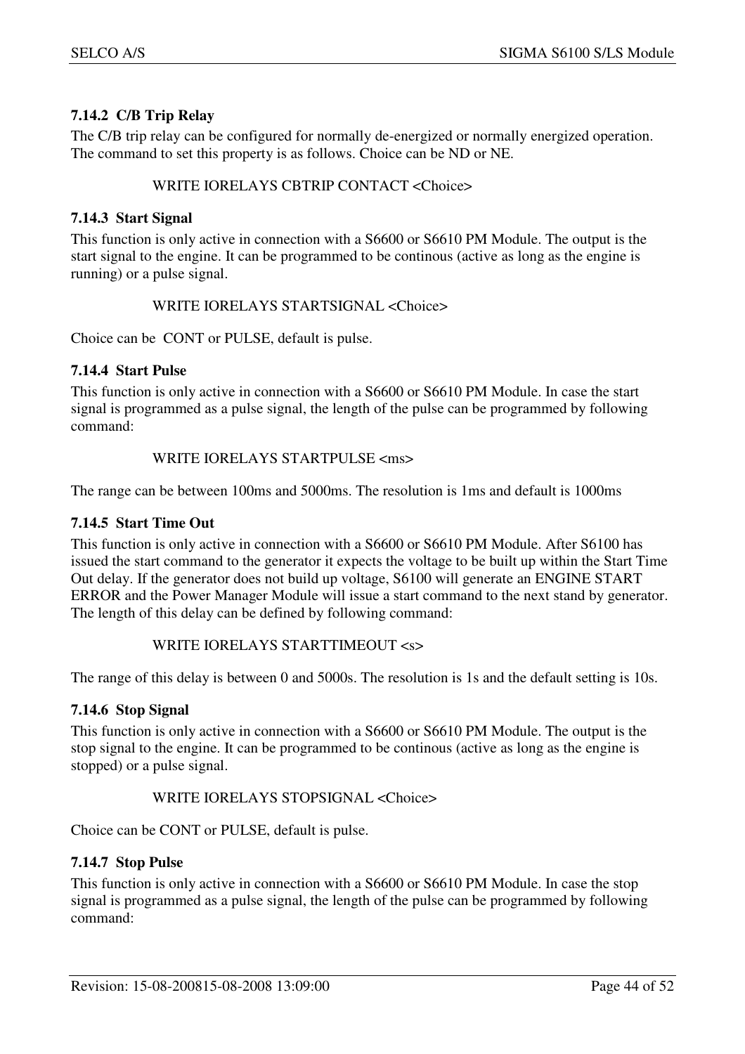### 7.14.2 C/B Trip Relay

The C/B trip relay can be configured for normally de-energized or normally energized operation. The command to set this property is as follows. Choice can be ND or NE.

```
WRITE IORELAYS CBTRIP CONTACT <Choice>
```

### 7.14.3 Start Signal

This function is only active in connection with a S6600 or S6610 PM Module. The output is the start signal to the engine. It can be programmed to be continous (active as long as the engine is running) or a pulse signal.

```
WRITE IORELAYS STARTSIGNAL <Choice>
```

Choice can be CONT or PULSE, default is pulse.

### 7.14.4 Start Pulse

This function is only active in connection with a S6600 or S6610 PM Module. In case the start signal is programmed as a pulse signal, the length of the pulse can be programmed by following command:

```
WRITE IORELAYS STARTPULSE <ms>
```

The range can be between 100ms and 5000ms. The resolution is 1ms and default is 1000ms

### 7.14.5 Start Time Out

This function is only active in connection with a S6600 or S6610 PM Module. After S6100 has issued the start command to the generator it expects the voltage to be built up within the Start Time Out delay. If the generator does not build up voltage, S6100 will generate an ENGINE START ERROR and the Power Manager Module will issue a start command to the next stand by generator. The length of this delay can be defined by following command:

```
WRITE IORELAYS STARTTIMEOUT <s>
```

The range of this delay is between 0 and 5000s. The resolution is 1s and the default setting is 10s.

### 7.14.6 Stop Signal

This function is only active in connection with a S6600 or S6610 PM Module. The output is the stop signal to the engine. It can be programmed to be continous (active as long as the engine is stopped) or a pulse signal.

```
WRITE IORELAYS STOPSIGNAL <Choice>
```

Choice can be CONT or PULSE, default is pulse.

### 7.14.7 Stop Pulse

This function is only active in connection with a S6600 or S6610 PM Module. In case the stop signal is programmed as a pulse signal, the length of the pulse can be programmed by following command: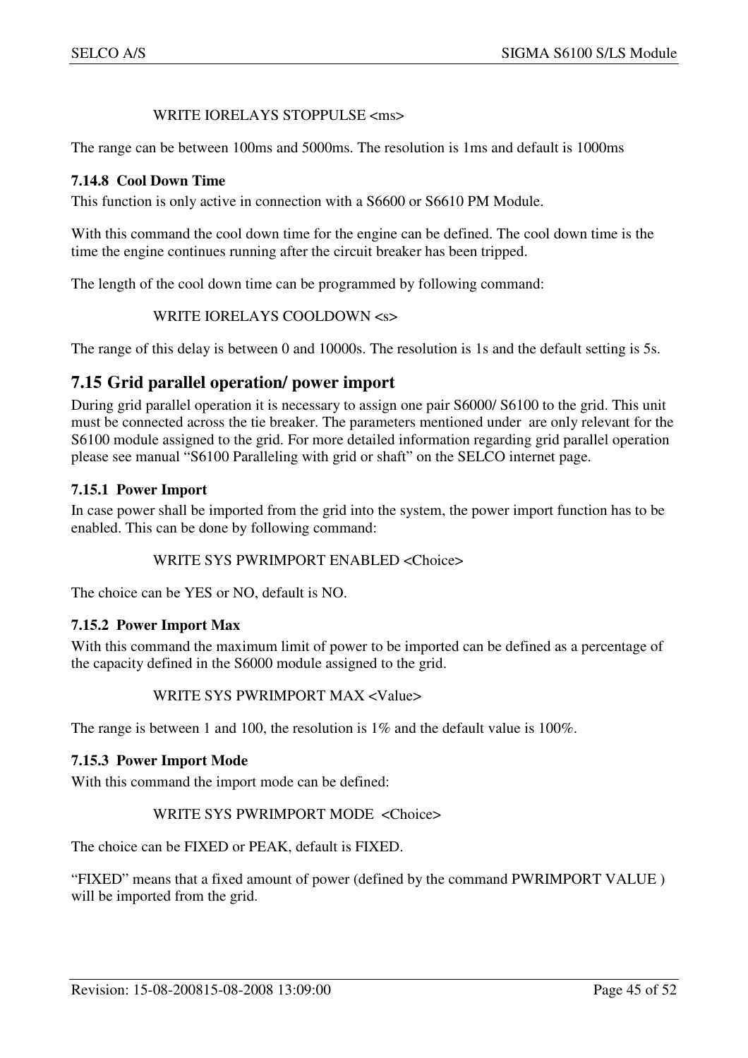WRITE IORELAYS STOPPULSE <ms>

The range can be between 100ms and 5000ms. The resolution is 1ms and default is 1000ms

### 7.14.8 Cool Down Time

This function is only active in connection with a S6600 or S6610 PM Module.

With this command the cool down time for the engine can be defined. The cool down time is the time the engine continues running after the circuit breaker has been tripped.

The length of the cool down time can be programmed by following command:

WRITE IORELAYS COOLDOWN <s>

The range of this delay is between 0 and 10000s. The resolution is 1s and the default setting is 5s.

## 7.15 Grid parallel operation/ power import

During grid parallel operation it is necessary to assign one pair S6000/ S6100 to the grid. This unit must be connected across the tie breaker. The parameters mentioned under are only relevant for the S6100 module assigned to the grid. For more detailed information regarding grid parallel operation please see manual "S6100 Paralleling with grid or shaft" on the SELCO internet page.

### 7.15.1 Power Import

In case power shall be imported from the grid into the system, the power import function has to be enabled. This can be done by following command:

WRITE SYS PWRIMPORT ENABLED <Choice>

The choice can be YES or NO, default is NO.

### 7.15.2 Power Import Max

With this command the maximum limit of power to be imported can be defined as a percentage of the capacity defined in the S6000 module assigned to the grid.

WRITE SYS PWRIMPORT MAX <Value>

The range is between 1 and 100, the resolution is 1% and the default value is 100%.

### 7.15.3 Power Import Mode

With this command the import mode can be defined:

WRITE SYS PWRIMPORT MODE <Choice>

The choice can be FIXED or PEAK, default is FIXED.

"FIXED" means that a fixed amount of power (defined by the command PWRIMPORT VALUE ) will be imported from the grid.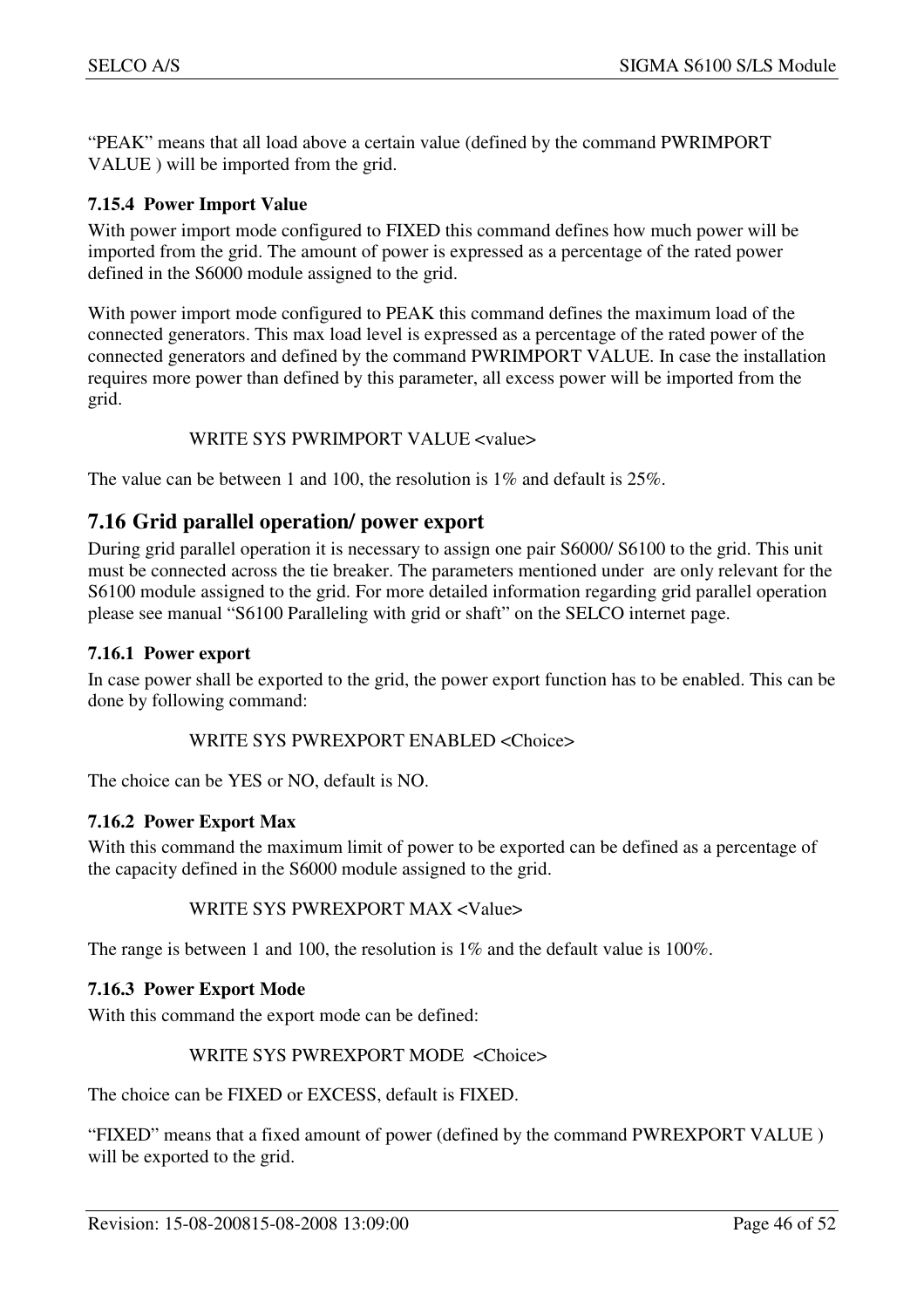"PEAK" means that all load above a certain value (defined by the command PWRIMPORT VALUE ) will be imported from the grid.

### 7.15.4 Power Import Value

With power import mode configured to FIXED this command defines how much power will be imported from the grid. The amount of power is expressed as a percentage of the rated power defined in the S6000 module assigned to the grid.

With power import mode configured to PEAK this command defines the maximum load of the connected generators. This max load level is expressed as a percentage of the rated power of the connected generators and defined by the command PWRIMPORT VALUE. In case the installation requires more power than defined by this parameter, all excess power will be imported from the grid.

```
WRITE SYS PWRIMPORT VALUE <value>
```

The value can be between 1 and 100, the resolution is 1% and default is 25%.

## 7.16 Grid parallel operation/ power export

During grid parallel operation it is necessary to assign one pair S6000/ S6100 to the grid. This unit must be connected across the tie breaker. The parameters mentioned under are only relevant for the S6100 module assigned to the grid. For more detailed information regarding grid parallel operation please see manual "S6100 Paralleling with grid or shaft" on the SELCO internet page.

### 7.16.1 Power export

In case power shall be exported to the grid, the power export function has to be enabled. This can be done by following command:

```
WRITE SYS PWREXPORT ENABLED <Choice>
```

The choice can be YES or NO, default is NO.

### 7.16.2 Power Export Max

With this command the maximum limit of power to be exported can be defined as a percentage of the capacity defined in the S6000 module assigned to the grid.

```
WRITE SYS PWREXPORT MAX <Value>
```

The range is between 1 and 100, the resolution is 1% and the default value is 100%.

### 7.16.3 Power Export Mode

With this command the export mode can be defined:

```
WRITE SYS PWREXPORT MODE  <Choice>
```

The choice can be FIXED or EXCESS, default is FIXED.

"FIXED" means that a fixed amount of power (defined by the command PWREXPORT VALUE ) will be exported to the grid.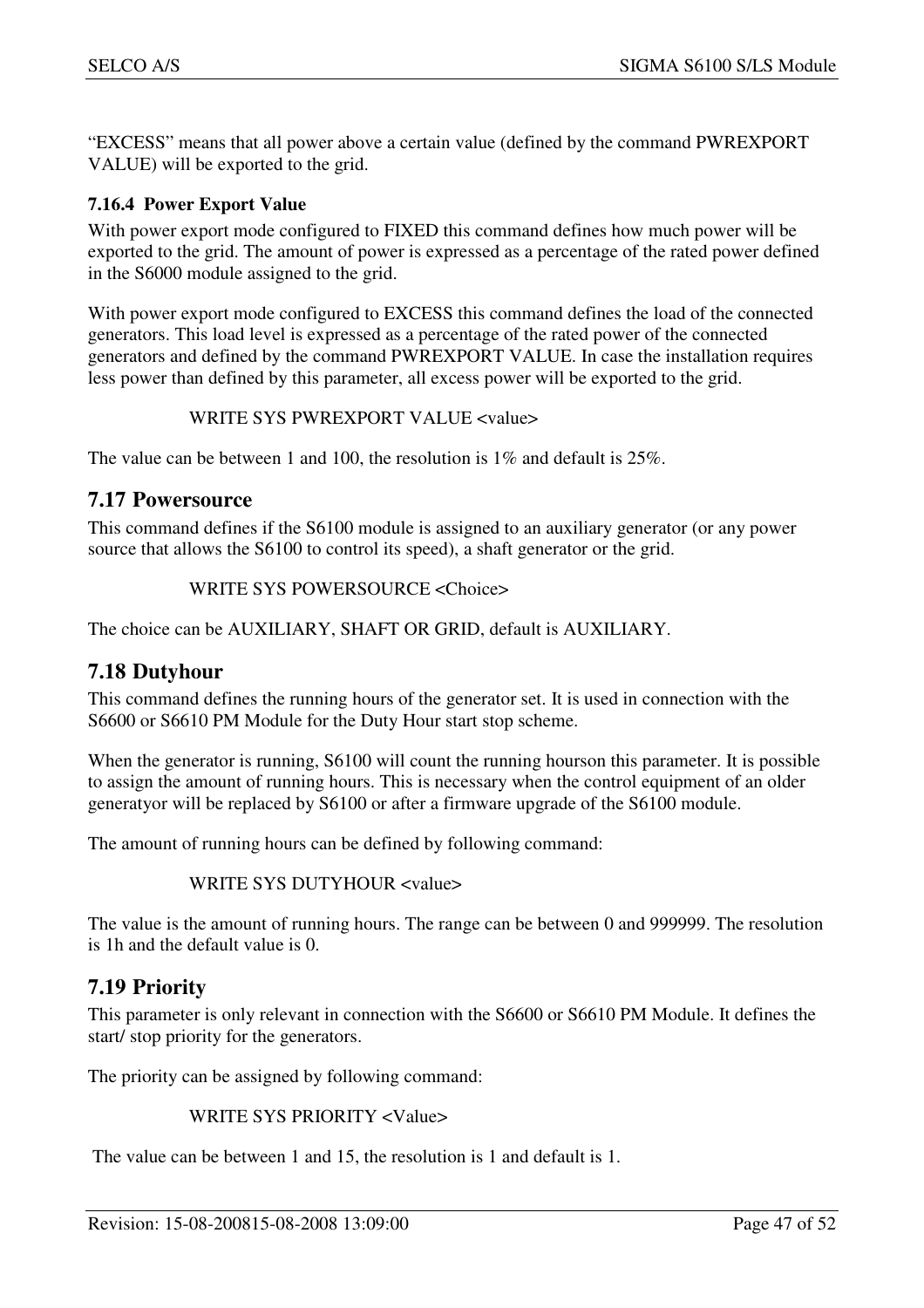"EXCESS" means that all power above a certain value (defined by the command PWREXPORT VALUE) will be exported to the grid.

#### 7.16.4 Power Export Value

With power export mode configured to FIXED this command defines how much power will be exported to the grid. The amount of power is expressed as a percentage of the rated power defined in the S6000 module assigned to the grid.

With power export mode configured to EXCESS this command defines the load of the connected generators. This load level is expressed as a percentage of the rated power of the connected generators and defined by the command PWREXPORT VALUE. In case the installation requires less power than defined by this parameter, all excess power will be exported to the grid.

```
WRITE SYS PWREXPORT VALUE <value>
```

The value can be between 1 and 100, the resolution is 1% and default is 25%.

## 7.17 Powersource

This command defines if the S6100 module is assigned to an auxiliary generator (or any power source that allows the S6100 to control its speed), a shaft generator or the grid.

```
WRITE SYS POWERSOURCE <Choice>
```

The choice can be AUXILIARY, SHAFT OR GRID, default is AUXILIARY.

## 7.18 Dutyhour

This command defines the running hours of the generator set. It is used in connection with the S6600 or S6610 PM Module for the Duty Hour start stop scheme.

When the generator is running, S6100 will count the running hourson this parameter. It is possible to assign the amount of running hours. This is necessary when the control equipment of an older generatyor will be replaced by S6100 or after a firmware upgrade of the S6100 module.

The amount of running hours can be defined by following command:

```
WRITE SYS DUTYHOUR <value>
```

The value is the amount of running hours. The range can be between 0 and 999999. The resolution is 1h and the default value is 0.

## 7.19 Priority

This parameter is only relevant in connection with the S6600 or S6610 PM Module. It defines the start/ stop priority for the generators.

The priority can be assigned by following command:

```
WRITE SYS PRIORITY <Value>
```

The value can be between 1 and 15, the resolution is 1 and default is 1.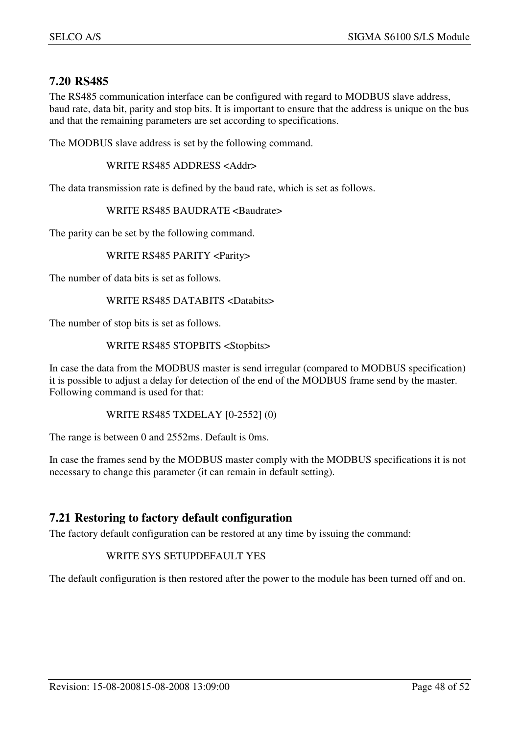## 7.20 RS485

The RS485 communication interface can be configured with regard to MODBUS slave address, baud rate, data bit, parity and stop bits. It is important to ensure that the address is unique on the bus and that the remaining parameters are set according to specifications.

The MODBUS slave address is set by the following command.

    WRITE RS485 ADDRESS <Addr>

The data transmission rate is defined by the baud rate, which is set as follows.

    WRITE RS485 BAUDRATE <Baudrate>

The parity can be set by the following command.

    WRITE RS485 PARITY <Parity>

The number of data bits is set as follows.

    WRITE RS485 DATABITS <Databits>

The number of stop bits is set as follows.

    WRITE RS485 STOPBITS <Stopbits>

In case the data from the MODBUS master is send irregular (compared to MODBUS specification) it is possible to adjust a delay for detection of the end of the MODBUS frame send by the master. Following command is used for that:

    WRITE RS485 TXDELAY [0-2552] (0)

The range is between 0 and 2552ms. Default is 0ms.

In case the frames send by the MODBUS master comply with the MODBUS specifications it is not necessary to change this parameter (it can remain in default setting).

## 7.21 Restoring to factory default configuration

The factory default configuration can be restored at any time by issuing the command:

    WRITE SYS SETUPDEFAULT YES

The default configuration is then restored after the power to the module has been turned off and on.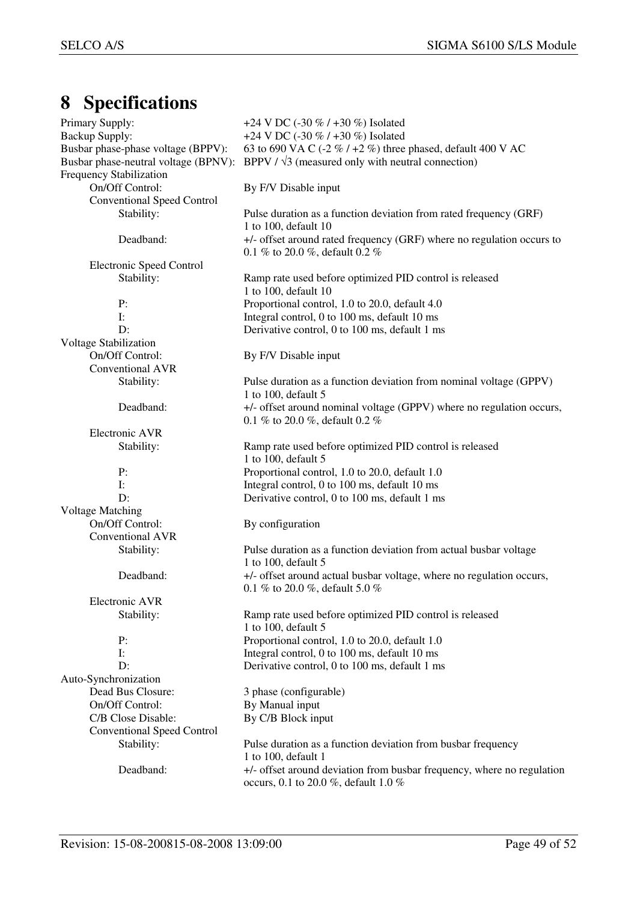# 8 Specifications

| | |
|---|---|
| Primary Supply: | +24 V DC (-30 % / +30 %) Isolated |
| Backup Supply: | +24 V DC (-30 % / +30 %) Isolated |
| Busbar phase-phase voltage (BPPV): | 63 to 690 VA C (-2 % / +2 %) three phased, default 400 V AC |
| Busbar phase-neutral voltage (BPNV): | BPPV / √3 (measured only with neutral connection) |
| **Frequency Stabilization** | |
| On/Off Control: | By F/V Disable input |
| *Conventional Speed Control* | |
| Stability: | Pulse duration as a function deviation from rated frequency (GRF) 1 to 100, default 10 |
| Deadband: | +/- offset around rated frequency (GRF) where no regulation occurs to 0.1 % to 20.0 %, default 0.2 % |
| *Electronic Speed Control* | |
| Stability: | Ramp rate used before optimized PID control is released 1 to 100, default 10 |
| P: | Proportional control, 1.0 to 20.0, default 4.0 |
| I: | Integral control, 0 to 100 ms, default 10 ms |
| D: | Derivative control, 0 to 100 ms, default 1 ms |
| **Voltage Stabilization** | |
| On/Off Control: | By F/V Disable input |
| *Conventional AVR* | |
| Stability: | Pulse duration as a function deviation from nominal voltage (GPPV) 1 to 100, default 5 |
| Deadband: | +/- offset around nominal voltage (GPPV) where no regulation occurs, 0.1 % to 20.0 %, default 0.2 % |
| *Electronic AVR* | |
| Stability: | Ramp rate used before optimized PID control is released 1 to 100, default 5 |
| P: | Proportional control, 1.0 to 20.0, default 1.0 |
| I: | Integral control, 0 to 100 ms, default 10 ms |
| D: | Derivative control, 0 to 100 ms, default 1 ms |
| **Voltage Matching** | |
| On/Off Control: | By configuration |
| *Conventional AVR* | |
| Stability: | Pulse duration as a function deviation from actual busbar voltage 1 to 100, default 5 |
| Deadband: | +/- offset around actual busbar voltage, where no regulation occurs, 0.1 % to 20.0 %, default 5.0 % |
| *Electronic AVR* | |
| Stability: | Ramp rate used before optimized PID control is released 1 to 100, default 5 |
| P: | Proportional control, 1.0 to 20.0, default 1.0 |
| I: | Integral control, 0 to 100 ms, default 10 ms |
| D: | Derivative control, 0 to 100 ms, default 1 ms |
| **Auto-Synchronization** | |
| Dead Bus Closure: | 3 phase (configurable) |
| On/Off Control: | By Manual input |
| C/B Close Disable: | By C/B Block input |
| *Conventional Speed Control* | |
| Stability: | Pulse duration as a function deviation from busbar frequency 1 to 100, default 1 |
| Deadband: | +/- offset around deviation from busbar frequency, where no regulation occurs, 0.1 to 20.0 %, default 1.0 % |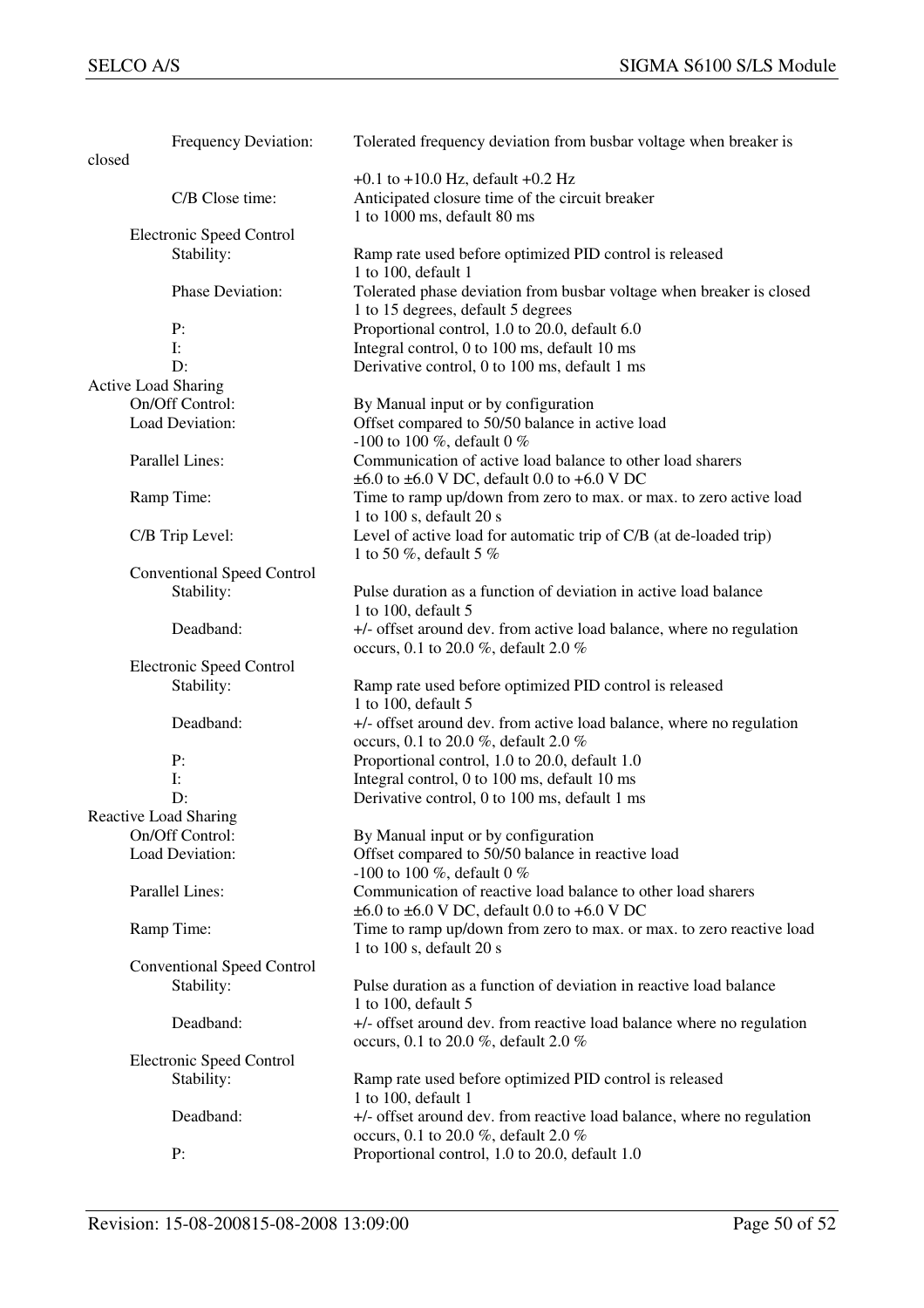| | |
|---|---|
| Frequency Deviation: | Tolerated frequency deviation from busbar voltage when breaker is closed |
| | +0.1 to +10.0 Hz, default +0.2 Hz |
| C/B Close time: | Anticipated closure time of the circuit breaker<br>1 to 1000 ms, default 80 ms |
| **Electronic Speed Control** | |
| Stability: | Ramp rate used before optimized PID control is released<br>1 to 100, default 1 |
| Phase Deviation: | Tolerated phase deviation from busbar voltage when breaker is closed<br>1 to 15 degrees, default 5 degrees |
| P: | Proportional control, 1.0 to 20.0, default 6.0 |
| I: | Integral control, 0 to 100 ms, default 10 ms |
| D: | Derivative control, 0 to 100 ms, default 1 ms |
| **Active Load Sharing** | |
| On/Off Control: | By Manual input or by configuration |
| Load Deviation: | Offset compared to 50/50 balance in active load<br>-100 to 100 %, default 0 % |
| Parallel Lines: | Communication of active load balance to other load sharers<br>±6.0 to ±6.0 V DC, default 0.0 to +6.0 V DC |
| Ramp Time: | Time to ramp up/down from zero to max. or max. to zero active load<br>1 to 100 s, default 20 s |
| C/B Trip Level: | Level of active load for automatic trip of C/B (at de-loaded trip)<br>1 to 50 %, default 5 % |
| **Conventional Speed Control** | |
| Stability: | Pulse duration as a function of deviation in active load balance<br>1 to 100, default 5 |
| Deadband: | +/- offset around dev. from active load balance, where no regulation occurs, 0.1 to 20.0 %, default 2.0 % |
| **Electronic Speed Control** | |
| Stability: | Ramp rate used before optimized PID control is released<br>1 to 100, default 5 |
| Deadband: | +/- offset around dev. from active load balance, where no regulation occurs, 0.1 to 20.0 %, default 2.0 % |
| P: | Proportional control, 1.0 to 20.0, default 1.0 |
| I: | Integral control, 0 to 100 ms, default 10 ms |
| D: | Derivative control, 0 to 100 ms, default 1 ms |
| **Reactive Load Sharing** | |
| On/Off Control: | By Manual input or by configuration |
| Load Deviation: | Offset compared to 50/50 balance in reactive load<br>-100 to 100 %, default 0 % |
| Parallel Lines: | Communication of reactive load balance to other load sharers<br>±6.0 to ±6.0 V DC, default 0.0 to +6.0 V DC |
| Ramp Time: | Time to ramp up/down from zero to max. or max. to zero reactive load<br>1 to 100 s, default 20 s |
| **Conventional Speed Control** | |
| Stability: | Pulse duration as a function of deviation in reactive load balance<br>1 to 100, default 5 |
| Deadband: | +/- offset around dev. from reactive load balance where no regulation occurs, 0.1 to 20.0 %, default 2.0 % |
| **Electronic Speed Control** | |
| Stability: | Ramp rate used before optimized PID control is released<br>1 to 100, default 1 |
| Deadband: | +/- offset around dev. from reactive load balance, where no regulation occurs, 0.1 to 20.0 %, default 2.0 % |
| P: | Proportional control, 1.0 to 20.0, default 1.0 |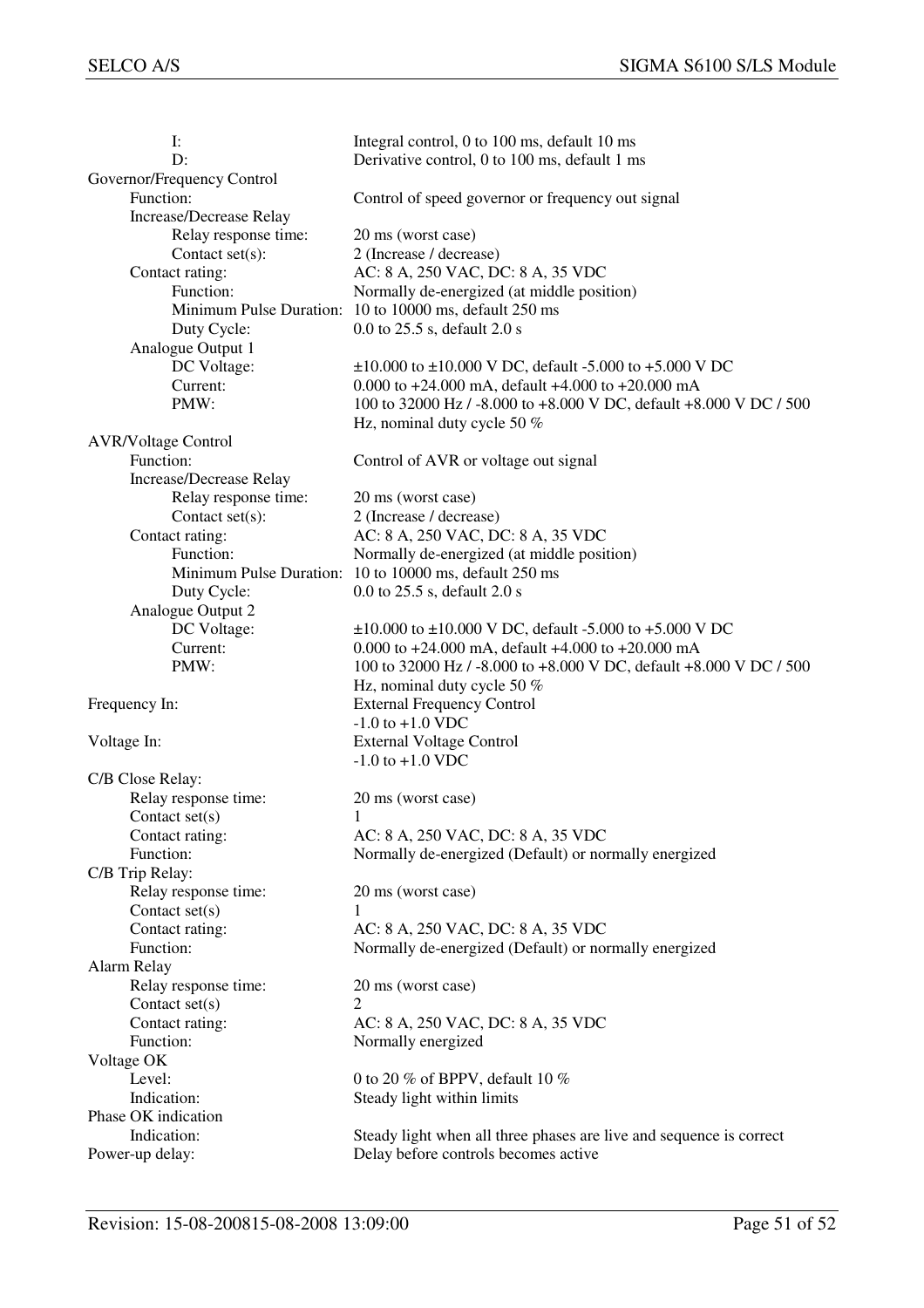| | |
|---|---|
| I: | Integral control, 0 to 100 ms, default 10 ms |
| D: | Derivative control, 0 to 100 ms, default 1 ms |
| Governor/Frequency Control | |
| Function: | Control of speed governor or frequency out signal |
| Increase/Decrease Relay | |
| Relay response time: | 20 ms (worst case) |
| Contact set(s): | 2 (Increase / decrease) |
| Contact rating: | AC: 8 A, 250 VAC, DC: 8 A, 35 VDC |
| Function: | Normally de-energized (at middle position) |
| Minimum Pulse Duration: | 10 to 10000 ms, default 250 ms |
| Duty Cycle: | 0.0 to 25.5 s, default 2.0 s |
| Analogue Output 1 | |
| DC Voltage: | ±10.000 to ±10.000 V DC, default -5.000 to +5.000 V DC |
| Current: | 0.000 to +24.000 mA, default +4.000 to +20.000 mA |
| PMW: | 100 to 32000 Hz / -8.000 to +8.000 V DC, default +8.000 V DC / 500 Hz, nominal duty cycle 50 % |
| AVR/Voltage Control | |
| Function: | Control of AVR or voltage out signal |
| Increase/Decrease Relay | |
| Relay response time: | 20 ms (worst case) |
| Contact set(s): | 2 (Increase / decrease) |
| Contact rating: | AC: 8 A, 250 VAC, DC: 8 A, 35 VDC |
| Function: | Normally de-energized (at middle position) |
| Minimum Pulse Duration: | 10 to 10000 ms, default 250 ms |
| Duty Cycle: | 0.0 to 25.5 s, default 2.0 s |
| Analogue Output 2 | |
| DC Voltage: | ±10.000 to ±10.000 V DC, default -5.000 to +5.000 V DC |
| Current: | 0.000 to +24.000 mA, default +4.000 to +20.000 mA |
| PMW: | 100 to 32000 Hz / -8.000 to +8.000 V DC, default +8.000 V DC / 500 Hz, nominal duty cycle 50 % |
| Frequency In: | External Frequency Control<br>-1.0 to +1.0 VDC |
| Voltage In: | External Voltage Control<br>-1.0 to +1.0 VDC |
| C/B Close Relay: | |
| Relay response time: | 20 ms (worst case) |
| Contact set(s) | 1 |
| Contact rating: | AC: 8 A, 250 VAC, DC: 8 A, 35 VDC |
| Function: | Normally de-energized (Default) or normally energized |
| C/B Trip Relay: | |
| Relay response time: | 20 ms (worst case) |
| Contact set(s) | 1 |
| Contact rating: | AC: 8 A, 250 VAC, DC: 8 A, 35 VDC |
| Function: | Normally de-energized (Default) or normally energized |
| Alarm Relay | |
| Relay response time: | 20 ms (worst case) |
| Contact set(s) | 2 |
| Contact rating: | AC: 8 A, 250 VAC, DC: 8 A, 35 VDC |
| Function: | Normally energized |
| Voltage OK | |
| Level: | 0 to 20 % of BPPV, default 10 % |
| Indication: | Steady light within limits |
| Phase OK indication | |
| Indication: | Steady light when all three phases are live and sequence is correct |
| Power-up delay: | Delay before controls becomes active |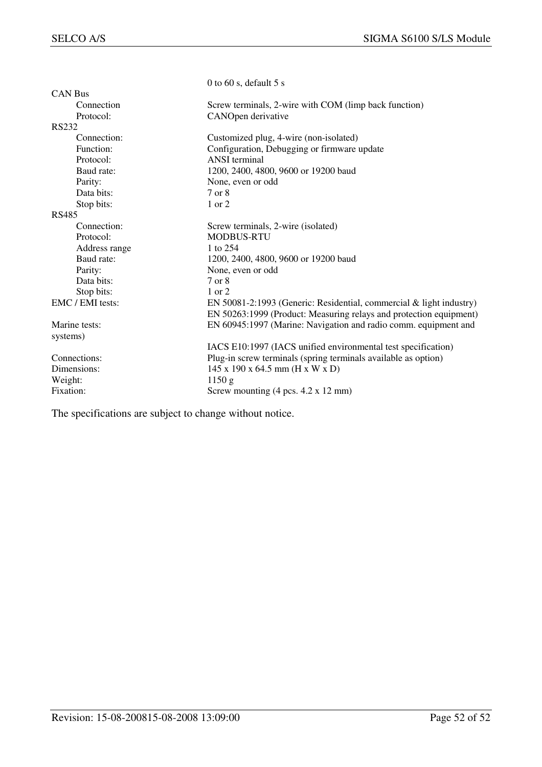| | |
|---|---|
| | 0 to 60 s, default 5 s |
| CAN Bus | |
| Connection | Screw terminals, 2-wire with COM (limp back function) |
| Protocol: | CANOpen derivative |
| RS232 | |
| Connection: | Customized plug, 4-wire (non-isolated) |
| Function: | Configuration, Debugging or firmware update |
| Protocol: | ANSI terminal |
| Baud rate: | 1200, 2400, 4800, 9600 or 19200 baud |
| Parity: | None, even or odd |
| Data bits: | 7 or 8 |
| Stop bits: | 1 or 2 |
| RS485 | |
| Connection: | Screw terminals, 2-wire (isolated) |
| Protocol: | MODBUS-RTU |
| Address range | 1 to 254 |
| Baud rate: | 1200, 2400, 4800, 9600 or 19200 baud |
| Parity: | None, even or odd |
| Data bits: | 7 or 8 |
| Stop bits: | 1 or 2 |
| EMC / EMI tests: | EN 50081-2:1993 (Generic: Residential, commercial & light industry) |
| | EN 50263:1999 (Product: Measuring relays and protection equipment) |
| Marine tests: | EN 60945:1997 (Marine: Navigation and radio comm. equipment and systems) |
| | IACS E10:1997 (IACS unified environmental test specification) |
| Connections: | Plug-in screw terminals (spring terminals available as option) |
| Dimensions: | 145 x 190 x 64.5 mm (H x W x D) |
| Weight: | 1150 g |
| Fixation: | Screw mounting (4 pcs. 4.2 x 12 mm) |

The specifications are subject to change without notice.